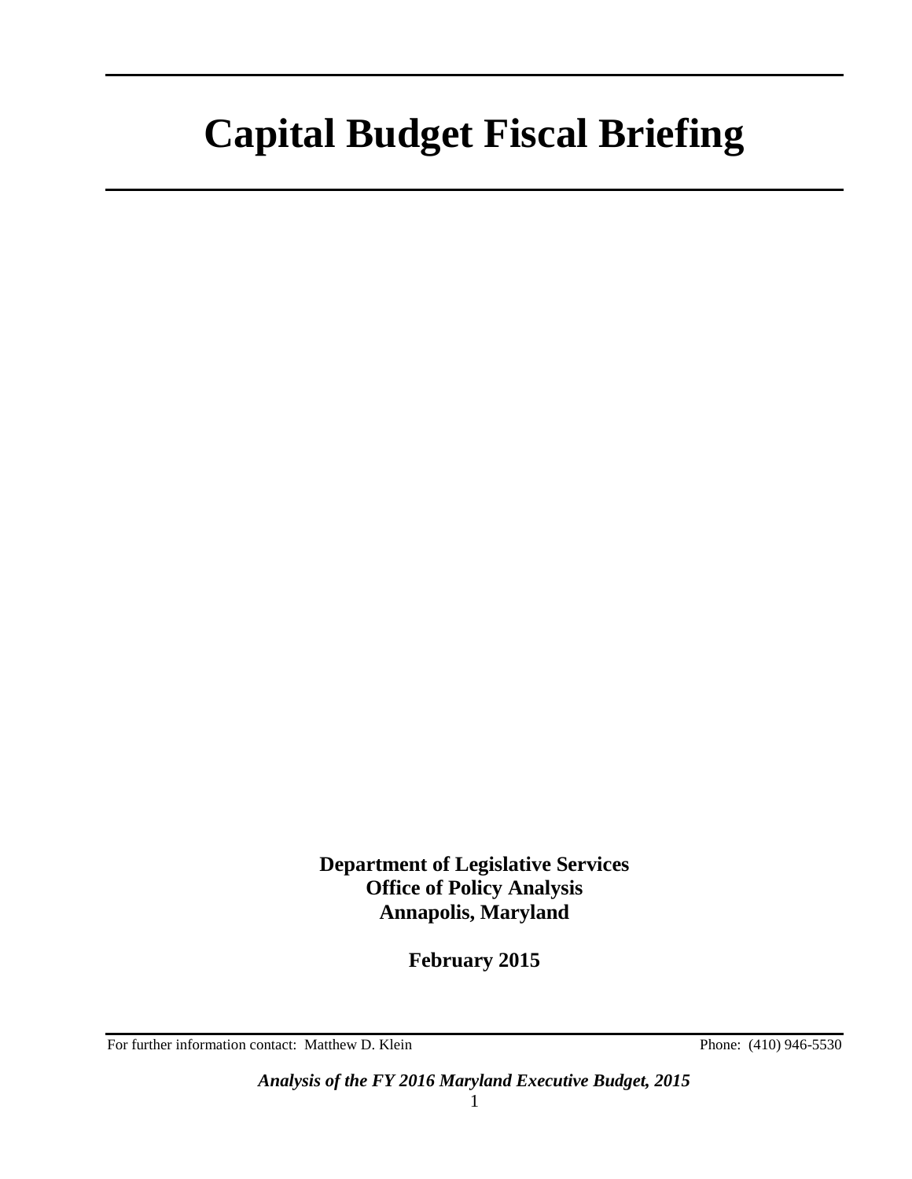# Capital Budget Fiscal Briefing

**Department of Legislative Services**
**Office of Policy Analysis**
**Annapolis, Maryland**

**February 2015**

For further information contact: Matthew D. Klein Phone: (410) 946-5530

***Analysis of the FY 2016 Maryland Executive Budget, 2015***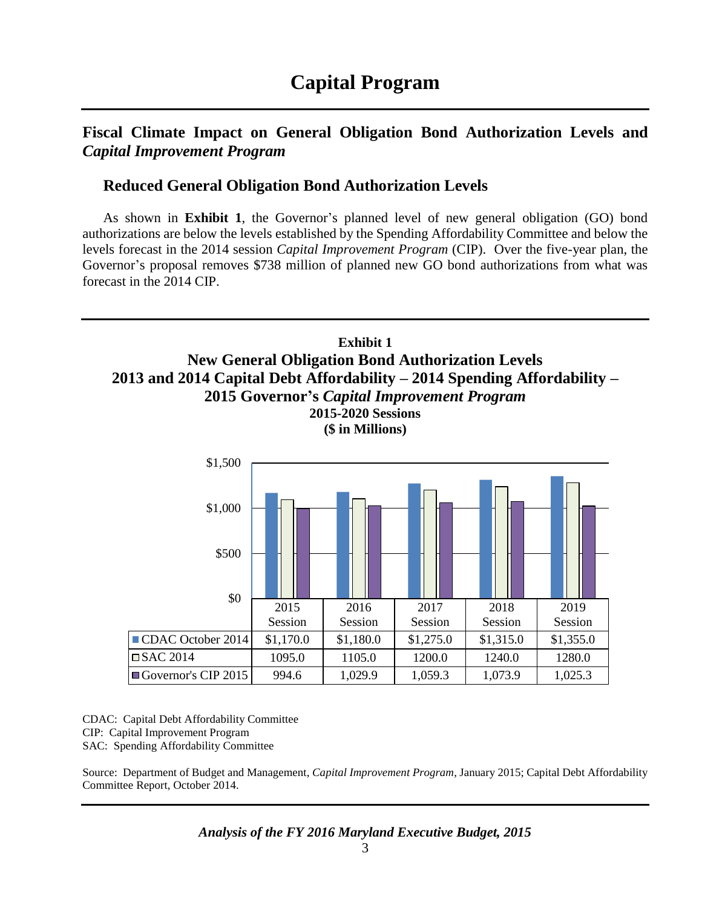# Capital Program

## Fiscal Climate Impact on General Obligation Bond Authorization Levels and *Capital Improvement Program*

### Reduced General Obligation Bond Authorization Levels

As shown in **Exhibit 1**, the Governor's planned level of new general obligation (GO) bond authorizations are below the levels established by the Spending Affordability Committee and below the levels forecast in the 2014 session *Capital Improvement Program* (CIP). Over the five-year plan, the Governor's proposal removes $738 million of planned new GO bond authorizations from what was forecast in the 2014 CIP.

**Exhibit 1**
**New General Obligation Bond Authorization Levels**
**2013 and 2014 Capital Debt Affordability – 2014 Spending Affordability – 2015 Governor's *Capital Improvement Program***
**2015-2020 Sessions**
**($ in Millions)**

| | 2015 Session | 2016 Session | 2017 Session | 2018 Session | 2019 Session |
|---|---|---|---|---|---|
| CDAC October 2014 | $1,170.0 | $1,180.0 | $1,275.0 | $1,315.0 | $1,355.0 |
| SAC 2014 | 1095.0 | 1105.0 | 1200.0 | 1240.0 | 1280.0 |
| Governor's CIP 2015 | 994.6 | 1,029.9 | 1,059.3 | 1,073.9 | 1,025.3 |

CDAC: Capital Debt Affordability Committee
CIP: Capital Improvement Program
SAC: Spending Affordability Committee

Source: Department of Budget and Management, *Capital Improvement Program*, January 2015; Capital Debt Affordability Committee Report, October 2014.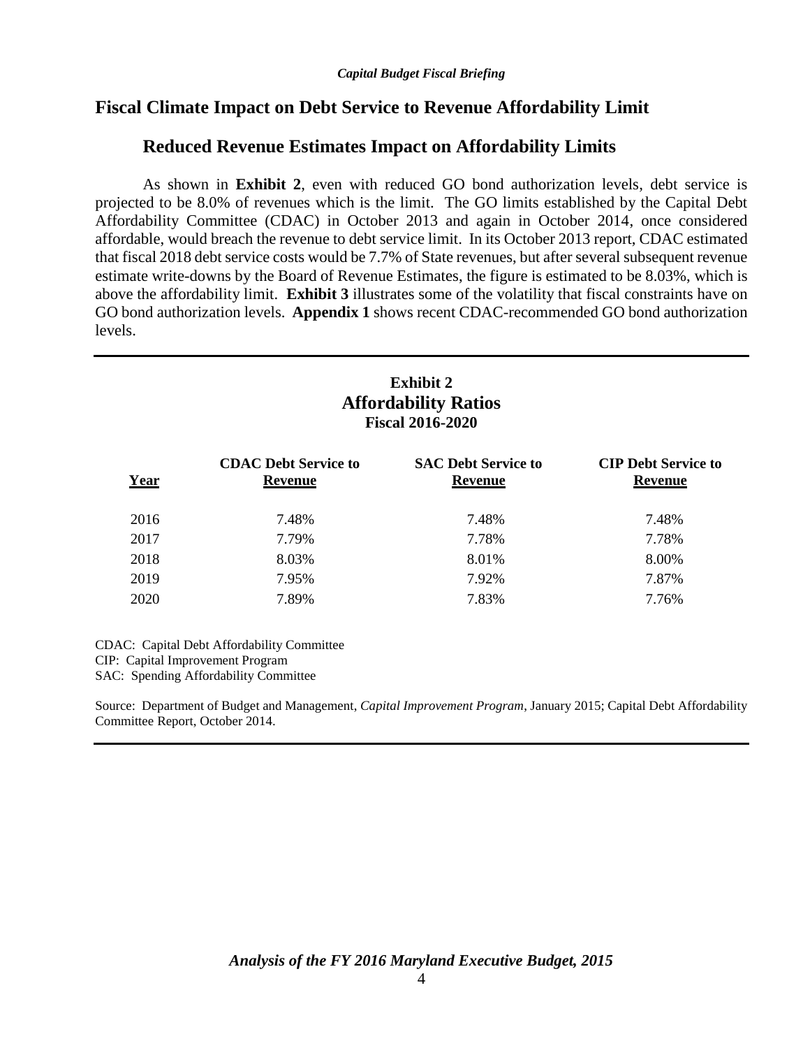## Fiscal Climate Impact on Debt Service to Revenue Affordability Limit

### Reduced Revenue Estimates Impact on Affordability Limits

As shown in **Exhibit 2**, even with reduced GO bond authorization levels, debt service is projected to be 8.0% of revenues which is the limit. The GO limits established by the Capital Debt Affordability Committee (CDAC) in October 2013 and again in October 2014, once considered affordable, would breach the revenue to debt service limit. In its October 2013 report, CDAC estimated that fiscal 2018 debt service costs would be 7.7% of State revenues, but after several subsequent revenue estimate write-downs by the Board of Revenue Estimates, the figure is estimated to be 8.03%, which is above the affordability limit. **Exhibit 3** illustrates some of the volatility that fiscal constraints have on GO bond authorization levels. **Appendix 1** shows recent CDAC-recommended GO bond authorization levels.

**Exhibit 2**
**Affordability Ratios**
**Fiscal 2016-2020**

| Year | CDAC Debt Service to Revenue | SAC Debt Service to Revenue | CIP Debt Service to Revenue |
|---|---|---|---|
| 2016 | 7.48% | 7.48% | 7.48% |
| 2017 | 7.79% | 7.78% | 7.78% |
| 2018 | 8.03% | 8.01% | 8.00% |
| 2019 | 7.95% | 7.92% | 7.87% |
| 2020 | 7.89% | 7.83% | 7.76% |

CDAC: Capital Debt Affordability Committee
CIP: Capital Improvement Program
SAC: Spending Affordability Committee

Source: Department of Budget and Management, *Capital Improvement Program*, January 2015; Capital Debt Affordability Committee Report, October 2014.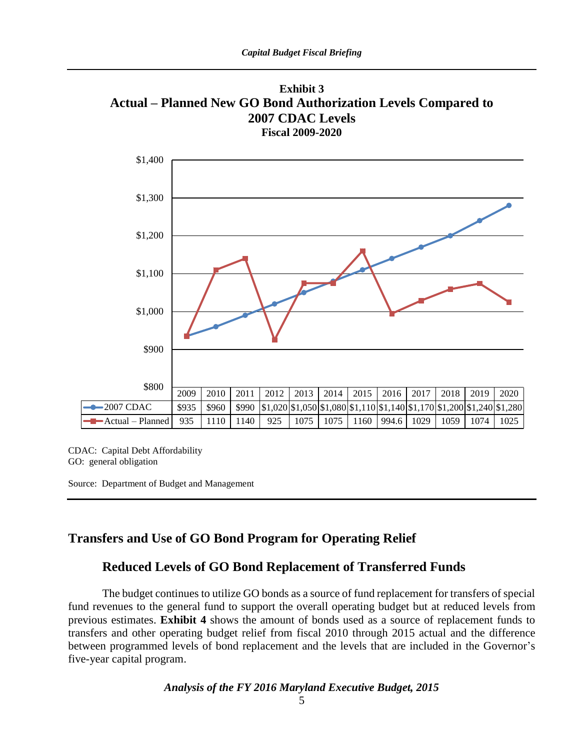**Exhibit 3**
**Actual – Planned New GO Bond Authorization Levels Compared to 2007 CDAC Levels**
**Fiscal 2009-2020**

| | 2009 | 2010 | 2011 | 2012 | 2013 | 2014 | 2015 | 2016 | 2017 | 2018 | 2019 | 2020 |
|---|---|---|---|---|---|---|---|---|---|---|---|---|
| 2007 CDAC | $935 | $960 | $990 | $1,020 | $1,050 | $1,080 | $1,110 | $1,140 | $1,170 | $1,200 | $1,240 | $1,280 |
| Actual – Planned | 935 | 1110 | 1140 | 925 | 1075 | 1075 | 1160 | 994.6 | 1029 | 1059 | 1074 | 1025 |

CDAC: Capital Debt Affordability
GO: general obligation

Source: Department of Budget and Management

## Transfers and Use of GO Bond Program for Operating Relief

### Reduced Levels of GO Bond Replacement of Transferred Funds

The budget continues to utilize GO bonds as a source of fund replacement for transfers of special fund revenues to the general fund to support the overall operating budget but at reduced levels from previous estimates. **Exhibit 4** shows the amount of bonds used as a source of replacement funds to transfers and other operating budget relief from fiscal 2010 through 2015 actual and the difference between programmed levels of bond replacement and the levels that are included in the Governor's five-year capital program.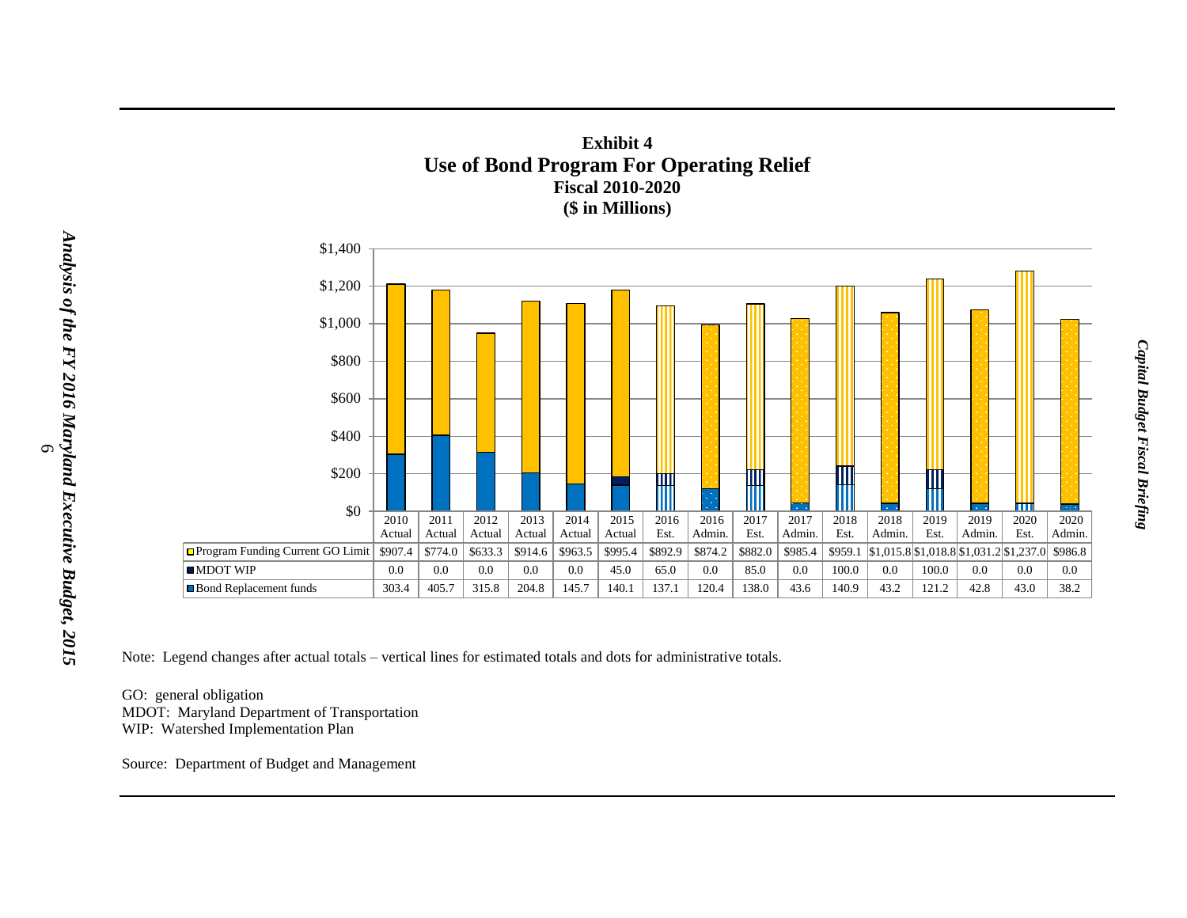**Exhibit 4**
**Use of Bond Program For Operating Relief**
**Fiscal 2010-2020**
**($ in Millions)**

| | 2010 Actual | 2011 Actual | 2012 Actual | 2013 Actual | 2014 Actual | 2015 Actual | 2016 Est. | 2016 Admin. | 2017 Est. | 2017 Admin. | 2018 Est. | 2018 Admin. | 2019 Est. | 2019 Admin. | 2020 Est. | 2020 Admin. |
|---|---|---|---|---|---|---|---|---|---|---|---|---|---|---|---|---|
| Program Funding Current GO Limit | $907.4 | $774.0 | $633.3 | $914.6 | $963.5 | $995.4 | $892.9 | $874.2 | $882.0 | $985.4 | $959.1 | $1,015.8 | $1,018.8 | $1,031.2 | $1,237.0 | $986.8 |
| MDOT WIP | 0.0 | 0.0 | 0.0 | 0.0 | 0.0 | 45.0 | 65.0 | 0.0 | 85.0 | 0.0 | 100.0 | 0.0 | 100.0 | 0.0 | 0.0 | 0.0 |
| Bond Replacement funds | 303.4 | 405.7 | 315.8 | 204.8 | 145.7 | 140.1 | 137.1 | 120.4 | 138.0 | 43.6 | 140.9 | 43.2 | 121.2 | 42.8 | 43.0 | 38.2 |

Note: Legend changes after actual totals – vertical lines for estimated totals and dots for administrative totals.

GO: general obligation
MDOT: Maryland Department of Transportation
WIP: Watershed Implementation Plan

Source: Department of Budget and Management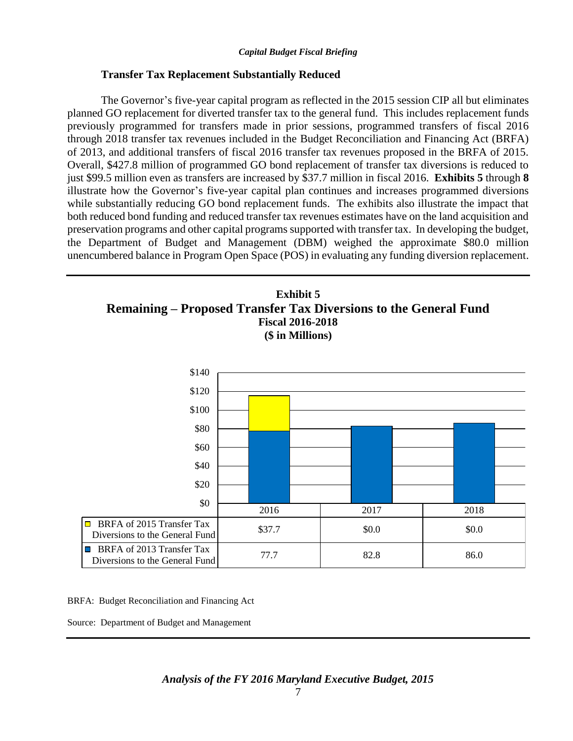### Transfer Tax Replacement Substantially Reduced

The Governor's five-year capital program as reflected in the 2015 session CIP all but eliminates planned GO replacement for diverted transfer tax to the general fund. This includes replacement funds previously programmed for transfers made in prior sessions, programmed transfers of fiscal 2016 through 2018 transfer tax revenues included in the Budget Reconciliation and Financing Act (BRFA) of 2013, and additional transfers of fiscal 2016 transfer tax revenues proposed in the BRFA of 2015. Overall, $427.8 million of programmed GO bond replacement of transfer tax diversions is reduced to just $99.5 million even as transfers are increased by $37.7 million in fiscal 2016. **Exhibits 5** through **8** illustrate how the Governor's five-year capital plan continues and increases programmed diversions while substantially reducing GO bond replacement funds. The exhibits also illustrate the impact that both reduced bond funding and reduced transfer tax revenues estimates have on the land acquisition and preservation programs and other capital programs supported with transfer tax. In developing the budget, the Department of Budget and Management (DBM) weighed the approximate $80.0 million unencumbered balance in Program Open Space (POS) in evaluating any funding diversion replacement.

**Exhibit 5**
**Remaining – Proposed Transfer Tax Diversions to the General Fund**
**Fiscal 2016-2018**
**($ in Millions)**

| | 2016 | 2017 | 2018 |
|---|---|---|---|
| BRFA of 2015 Transfer Tax Diversions to the General Fund | $37.7 | $0.0 | $0.0 |
| BRFA of 2013 Transfer Tax Diversions to the General Fund | 77.7 | 82.8 | 86.0 |

BRFA: Budget Reconciliation and Financing Act

Source: Department of Budget and Management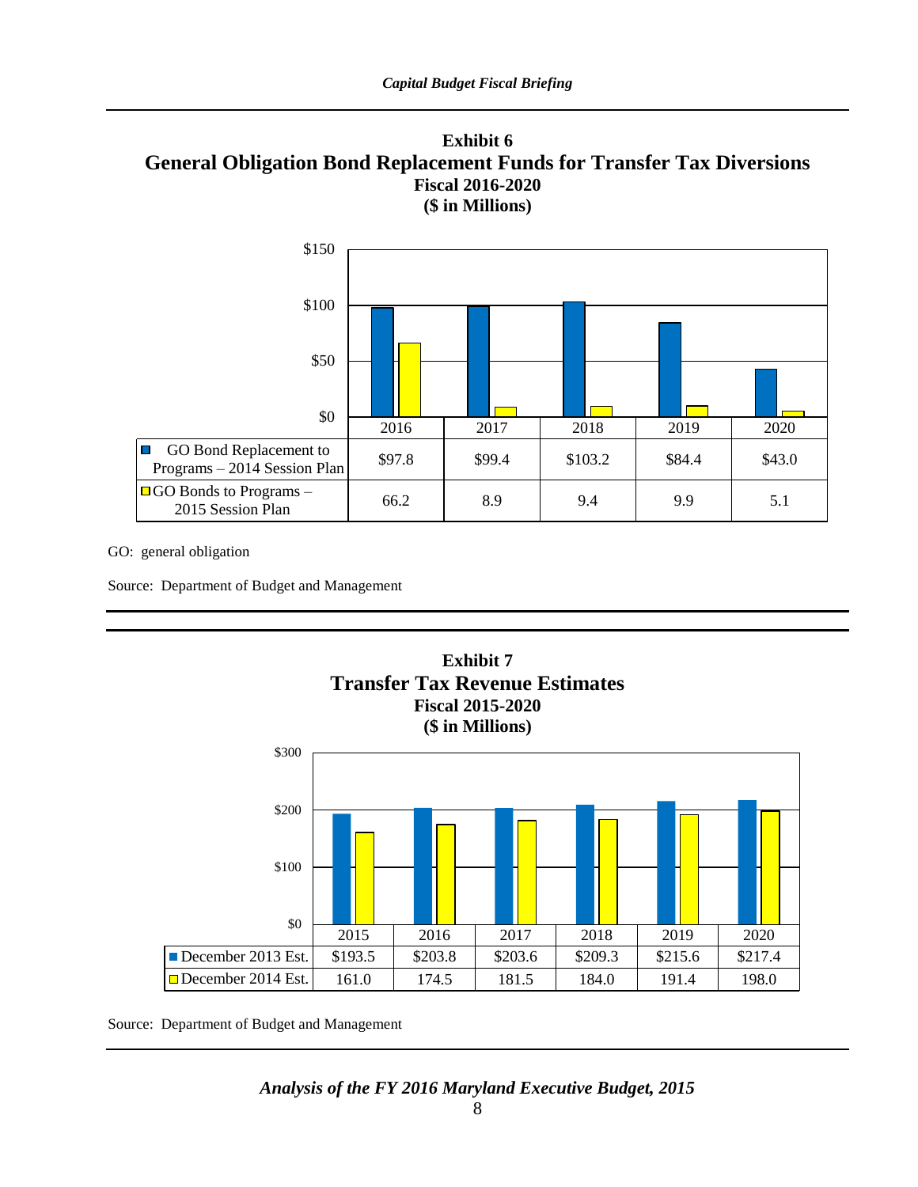### Exhibit 6
## General Obligation Bond Replacement Funds for Transfer Tax Diversions
### Fiscal 2016-2020
### ($ in Millions)

| | 2016 | 2017 | 2018 | 2019 | 2020 |
|---|---|---|---|---|---|
| GO Bond Replacement to Programs – 2014 Session Plan | $97.8 | $99.4 | $103.2 | $84.4 | $43.0 |
| GO Bonds to Programs – 2015 Session Plan | 66.2 | 8.9 | 9.4 | 9.9 | 5.1 |

GO: general obligation

Source: Department of Budget and Management

### Exhibit 7
## Transfer Tax Revenue Estimates
### Fiscal 2015-2020
### ($ in Millions)

| | 2015 | 2016 | 2017 | 2018 | 2019 | 2020 |
|---|---|---|---|---|---|---|
| December 2013 Est. | $193.5 | $203.8 | $203.6 | $209.3 | $215.6 | $217.4 |
| December 2014 Est. | 161.0 | 174.5 | 181.5 | 184.0 | 191.4 | 198.0 |

Source: Department of Budget and Management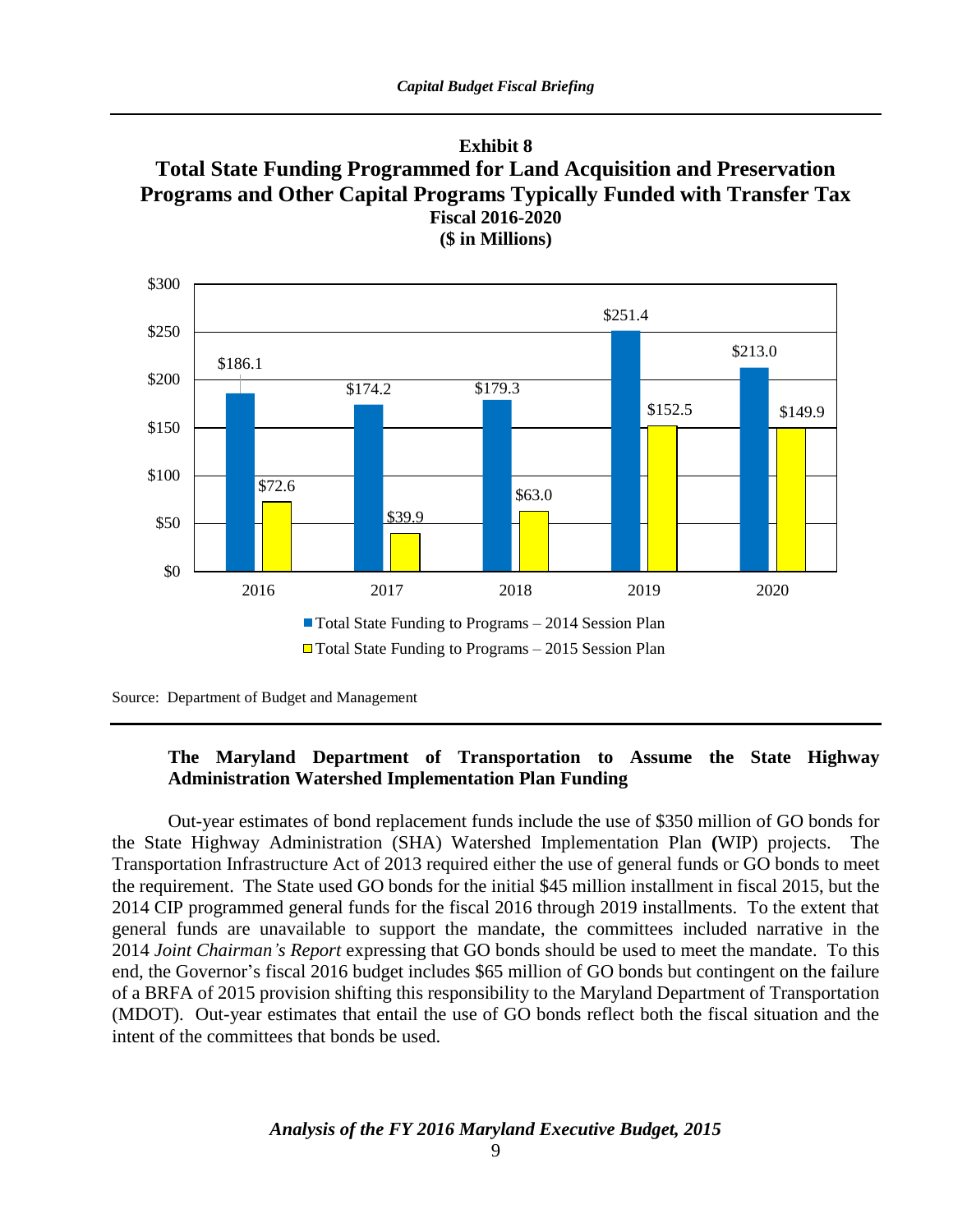**Exhibit 8**

**Total State Funding Programmed for Land Acquisition and Preservation Programs and Other Capital Programs Typically Funded with Transfer Tax**

**Fiscal 2016-2020**

**($ in Millions)**

| | 2016 | 2017 | 2018 | 2019 | 2020 |
|---|---|---|---|---|---|
| Total State Funding to Programs – 2014 Session Plan | $186.1 | $174.2 | $179.3 | $251.4 | $213.0 |
| Total State Funding to Programs – 2015 Session Plan | $72.6 | $39.9 | $63.0 | $152.5 | $149.9 |

Source: Department of Budget and Management

### The Maryland Department of Transportation to Assume the State Highway Administration Watershed Implementation Plan Funding

Out-year estimates of bond replacement funds include the use of $350 million of GO bonds for the State Highway Administration (SHA) Watershed Implementation Plan **(**WIP) projects. The Transportation Infrastructure Act of 2013 required either the use of general funds or GO bonds to meet the requirement. The State used GO bonds for the initial $45 million installment in fiscal 2015, but the 2014 CIP programmed general funds for the fiscal 2016 through 2019 installments. To the extent that general funds are unavailable to support the mandate, the committees included narrative in the 2014 *Joint Chairman's Report* expressing that GO bonds should be used to meet the mandate. To this end, the Governor's fiscal 2016 budget includes $65 million of GO bonds but contingent on the failure of a BRFA of 2015 provision shifting this responsibility to the Maryland Department of Transportation (MDOT). Out-year estimates that entail the use of GO bonds reflect both the fiscal situation and the intent of the committees that bonds be used.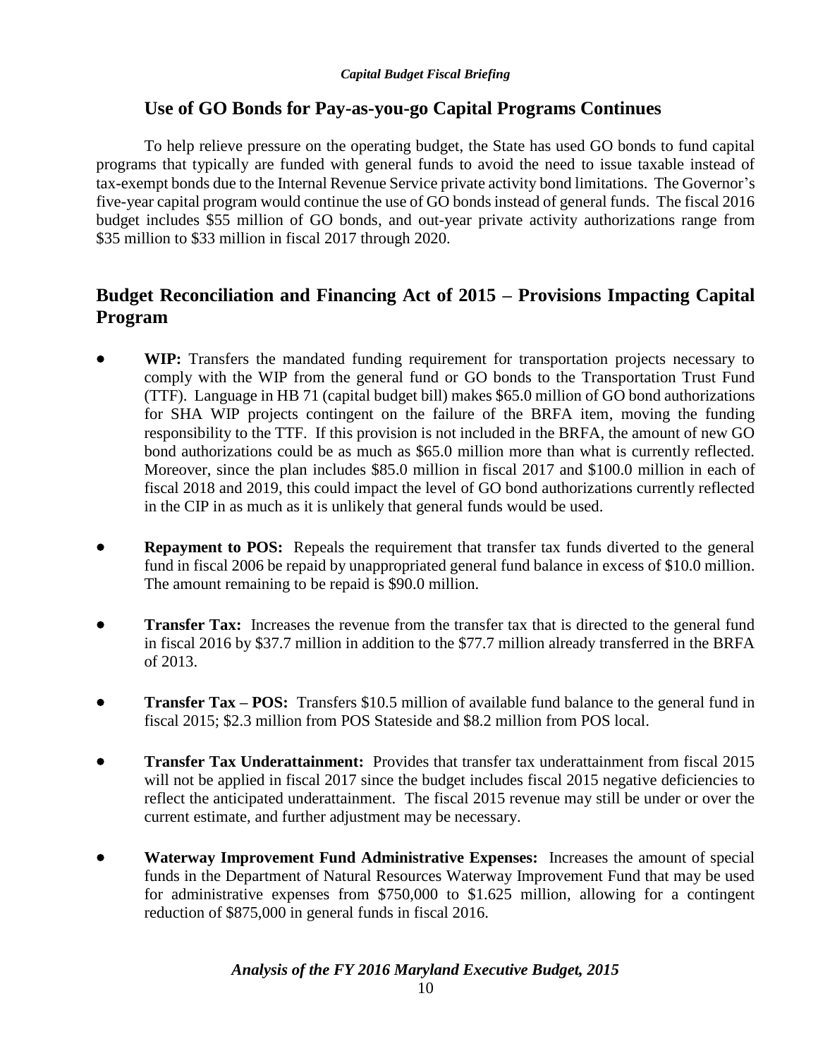## Use of GO Bonds for Pay-as-you-go Capital Programs Continues

To help relieve pressure on the operating budget, the State has used GO bonds to fund capital programs that typically are funded with general funds to avoid the need to issue taxable instead of tax-exempt bonds due to the Internal Revenue Service private activity bond limitations. The Governor's five-year capital program would continue the use of GO bonds instead of general funds. The fiscal 2016 budget includes $55 million of GO bonds, and out-year private activity authorizations range from $35 million to $33 million in fiscal 2017 through 2020.

## Budget Reconciliation and Financing Act of 2015 – Provisions Impacting Capital Program

- **WIP:** Transfers the mandated funding requirement for transportation projects necessary to comply with the WIP from the general fund or GO bonds to the Transportation Trust Fund (TTF). Language in HB 71 (capital budget bill) makes $65.0 million of GO bond authorizations for SHA WIP projects contingent on the failure of the BRFA item, moving the funding responsibility to the TTF. If this provision is not included in the BRFA, the amount of new GO bond authorizations could be as much as $65.0 million more than what is currently reflected. Moreover, since the plan includes $85.0 million in fiscal 2017 and $100.0 million in each of fiscal 2018 and 2019, this could impact the level of GO bond authorizations currently reflected in the CIP in as much as it is unlikely that general funds would be used.

- **Repayment to POS:** Repeals the requirement that transfer tax funds diverted to the general fund in fiscal 2006 be repaid by unappropriated general fund balance in excess of $10.0 million. The amount remaining to be repaid is $90.0 million.

- **Transfer Tax:** Increases the revenue from the transfer tax that is directed to the general fund in fiscal 2016 by $37.7 million in addition to the $77.7 million already transferred in the BRFA of 2013.

- **Transfer Tax – POS:** Transfers $10.5 million of available fund balance to the general fund in fiscal 2015; $2.3 million from POS Stateside and $8.2 million from POS local.

- **Transfer Tax Underattainment:** Provides that transfer tax underattainment from fiscal 2015 will not be applied in fiscal 2017 since the budget includes fiscal 2015 negative deficiencies to reflect the anticipated underattainment. The fiscal 2015 revenue may still be under or over the current estimate, and further adjustment may be necessary.

- **Waterway Improvement Fund Administrative Expenses:** Increases the amount of special funds in the Department of Natural Resources Waterway Improvement Fund that may be used for administrative expenses from $750,000 to $1.625 million, allowing for a contingent reduction of $875,000 in general funds in fiscal 2016.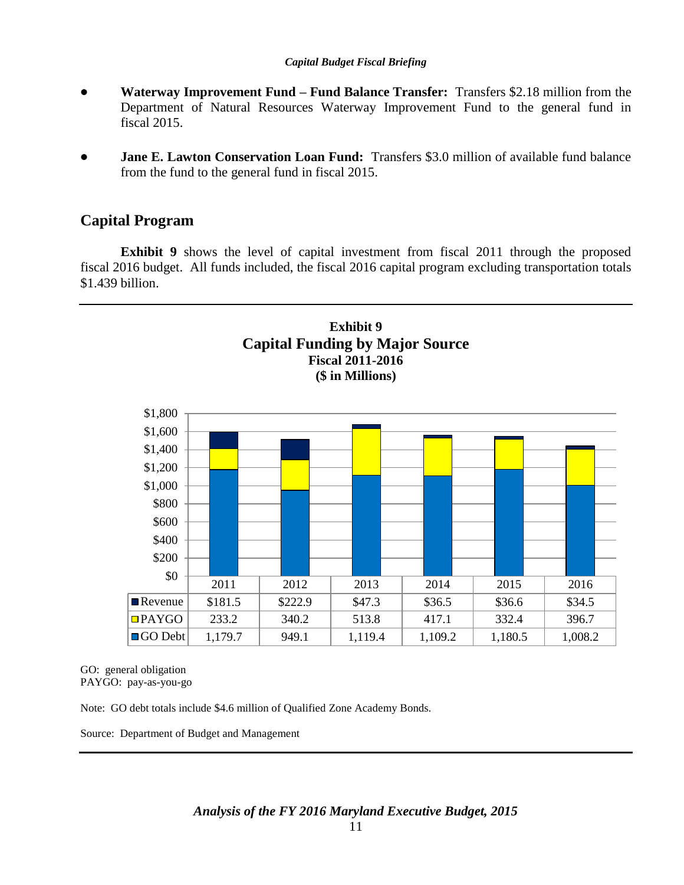- **Waterway Improvement Fund – Fund Balance Transfer:** Transfers $2.18 million from the Department of Natural Resources Waterway Improvement Fund to the general fund in fiscal 2015.

- **Jane E. Lawton Conservation Loan Fund:** Transfers $3.0 million of available fund balance from the fund to the general fund in fiscal 2015.

## Capital Program

**Exhibit 9** shows the level of capital investment from fiscal 2011 through the proposed fiscal 2016 budget. All funds included, the fiscal 2016 capital program excluding transportation totals $1.439 billion.

**Exhibit 9**
**Capital Funding by Major Source**
**Fiscal 2011-2016**
**($ in Millions)**

| | 2011 | 2012 | 2013 | 2014 | 2015 | 2016 |
|---|---|---|---|---|---|---|
| Revenue | $181.5 | $222.9 | $47.3 | $36.5 | $36.6 | $34.5 |
| PAYGO | 233.2 | 340.2 | 513.8 | 417.1 | 332.4 | 396.7 |
| GO Debt | 1,179.7 | 949.1 | 1,119.4 | 1,109.2 | 1,180.5 | 1,008.2 |

GO: general obligation
PAYGO: pay-as-you-go

Note: GO debt totals include $4.6 million of Qualified Zone Academy Bonds.

Source: Department of Budget and Management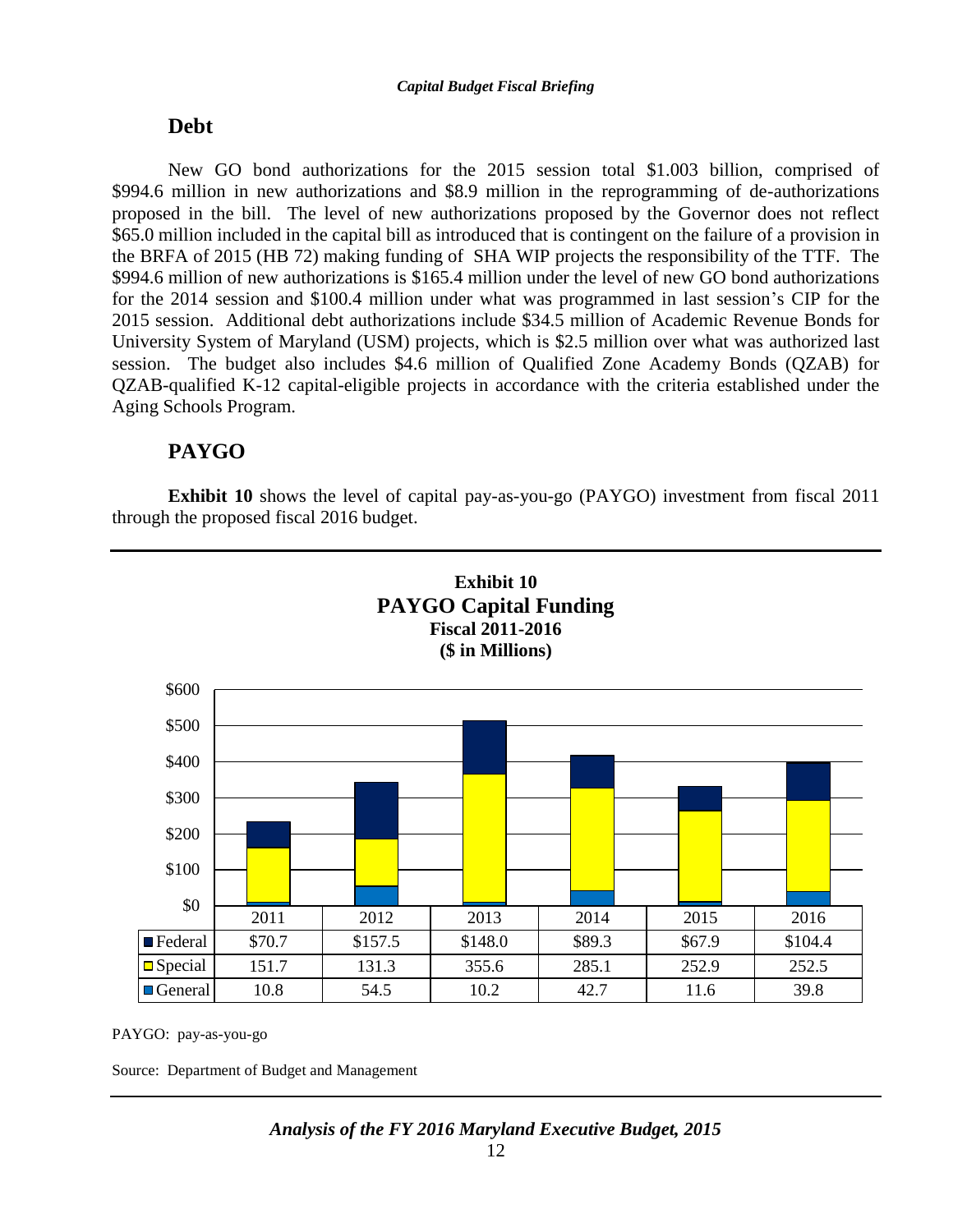## Debt

New GO bond authorizations for the 2015 session total $1.003 billion, comprised of $994.6 million in new authorizations and $8.9 million in the reprogramming of de-authorizations proposed in the bill. The level of new authorizations proposed by the Governor does not reflect $65.0 million included in the capital bill as introduced that is contingent on the failure of a provision in the BRFA of 2015 (HB 72) making funding of SHA WIP projects the responsibility of the TTF. The $994.6 million of new authorizations is $165.4 million under the level of new GO bond authorizations for the 2014 session and $100.4 million under what was programmed in last session's CIP for the 2015 session. Additional debt authorizations include $34.5 million of Academic Revenue Bonds for University System of Maryland (USM) projects, which is $2.5 million over what was authorized last session. The budget also includes $4.6 million of Qualified Zone Academy Bonds (QZAB) for QZAB-qualified K-12 capital-eligible projects in accordance with the criteria established under the Aging Schools Program.

## PAYGO

**Exhibit 10** shows the level of capital pay-as-you-go (PAYGO) investment from fiscal 2011 through the proposed fiscal 2016 budget.

**Exhibit 10**
**PAYGO Capital Funding**
**Fiscal 2011-2016**
**($ in Millions)**

| | 2011 | 2012 | 2013 | 2014 | 2015 | 2016 |
|---|---|---|---|---|---|---|
| Federal | $70.7 | $157.5 | $148.0 | $89.3 | $67.9 | $104.4 |
| Special | 151.7 | 131.3 | 355.6 | 285.1 | 252.9 | 252.5 |
| General | 10.8 | 54.5 | 10.2 | 42.7 | 11.6 | 39.8 |

PAYGO: pay-as-you-go

Source: Department of Budget and Management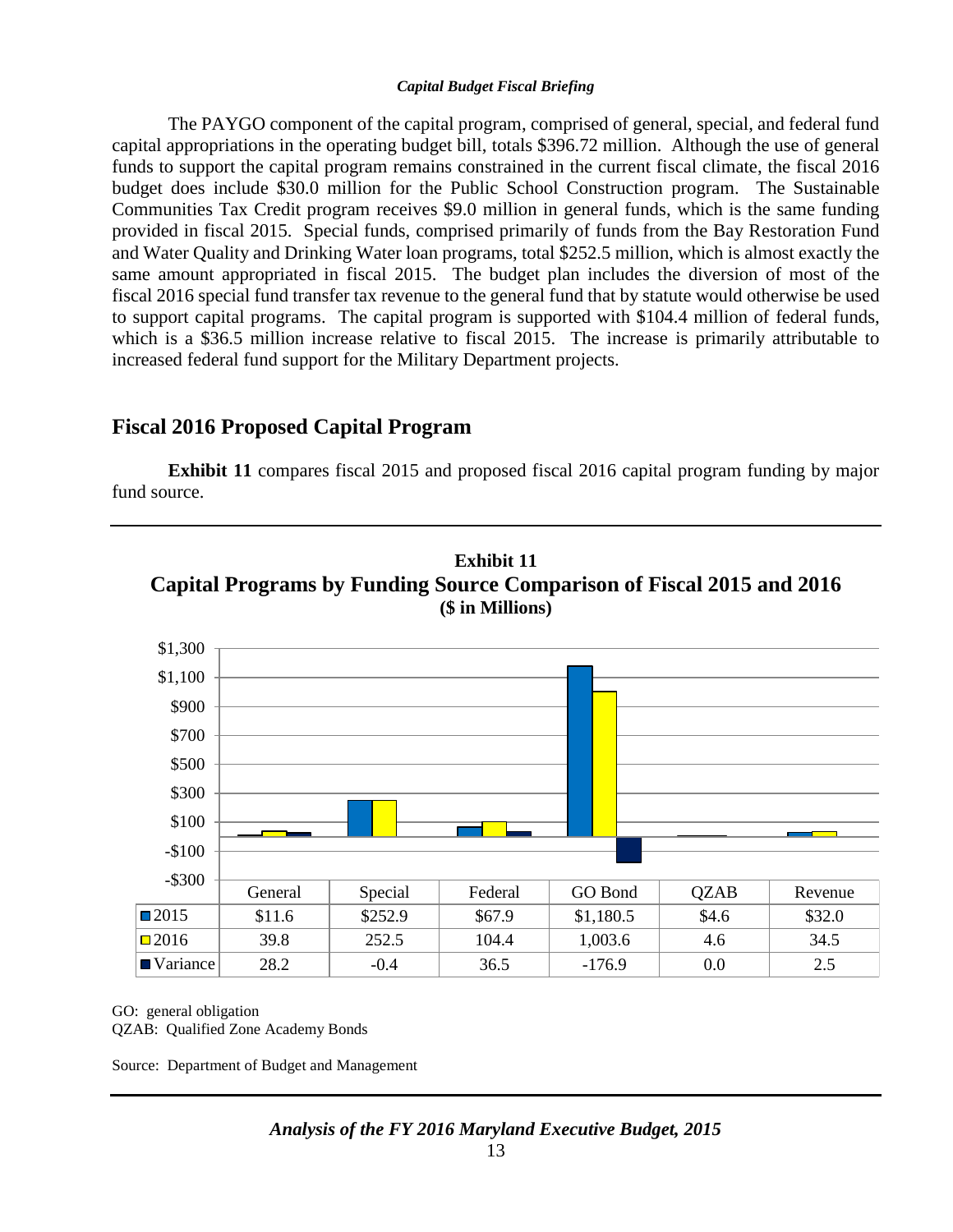The PAYGO component of the capital program, comprised of general, special, and federal fund capital appropriations in the operating budget bill, totals $396.72 million. Although the use of general funds to support the capital program remains constrained in the current fiscal climate, the fiscal 2016 budget does include $30.0 million for the Public School Construction program. The Sustainable Communities Tax Credit program receives $9.0 million in general funds, which is the same funding provided in fiscal 2015. Special funds, comprised primarily of funds from the Bay Restoration Fund and Water Quality and Drinking Water loan programs, total $252.5 million, which is almost exactly the same amount appropriated in fiscal 2015. The budget plan includes the diversion of most of the fiscal 2016 special fund transfer tax revenue to the general fund that by statute would otherwise be used to support capital programs. The capital program is supported with $104.4 million of federal funds, which is a $36.5 million increase relative to fiscal 2015. The increase is primarily attributable to increased federal fund support for the Military Department projects.

## Fiscal 2016 Proposed Capital Program

**Exhibit 11** compares fiscal 2015 and proposed fiscal 2016 capital program funding by major fund source.

**Exhibit 11**
**Capital Programs by Funding Source Comparison of Fiscal 2015 and 2016**
**($ in Millions)**

| | General | Special | Federal | GO Bond | QZAB | Revenue |
|---|---|---|---|---|---|---|
| 2015 | $11.6 | $252.9 | $67.9 | $1,180.5 | $4.6 | $32.0 |
| 2016 | 39.8 | 252.5 | 104.4 | 1,003.6 | 4.6 | 34.5 |
| Variance | 28.2 | -0.4 | 36.5 | -176.9 | 0.0 | 2.5 |

GO: general obligation
QZAB: Qualified Zone Academy Bonds

Source: Department of Budget and Management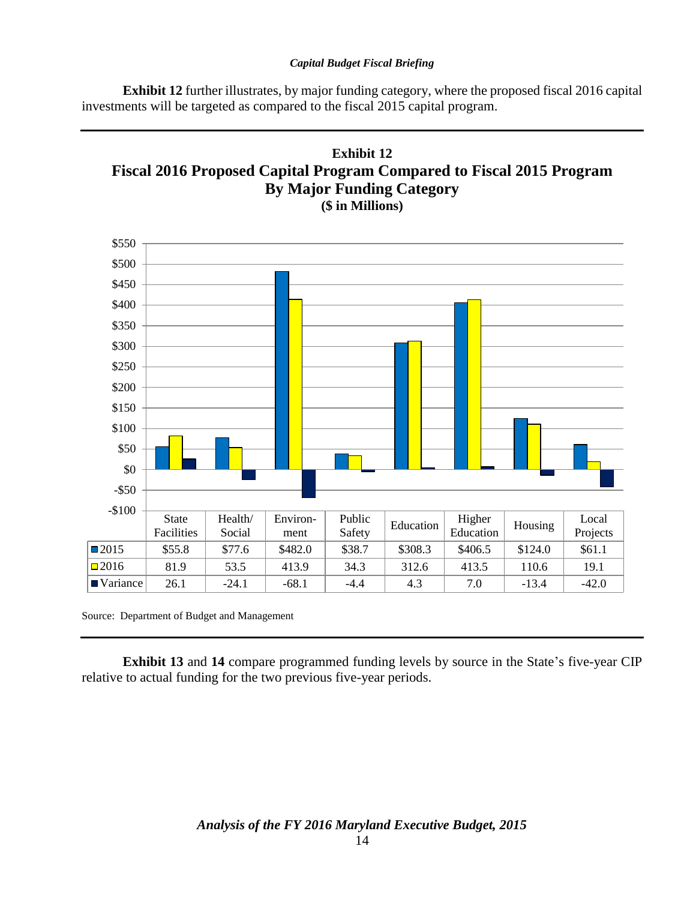**Exhibit 12** further illustrates, by major funding category, where the proposed fiscal 2016 capital investments will be targeted as compared to the fiscal 2015 capital program.

**Exhibit 12**
**Fiscal 2016 Proposed Capital Program Compared to Fiscal 2015 Program By Major Funding Category**
**($ in Millions)**

| | State Facilities | Health/ Social | Environ- ment | Public Safety | Education | Higher Education | Housing | Local Projects |
|---|---|---|---|---|---|---|---|---|
| 2015 | $55.8 | $77.6 | $482.0 | $38.7 | $308.3 | $406.5 | $124.0 | $61.1 |
| 2016 | 81.9 | 53.5 | 413.9 | 34.3 | 312.6 | 413.5 | 110.6 | 19.1 |
| Variance | 26.1 | -24.1 | -68.1 | -4.4 | 4.3 | 7.0 | -13.4 | -42.0 |

Source: Department of Budget and Management

**Exhibit 13** and **14** compare programmed funding levels by source in the State's five-year CIP relative to actual funding for the two previous five-year periods.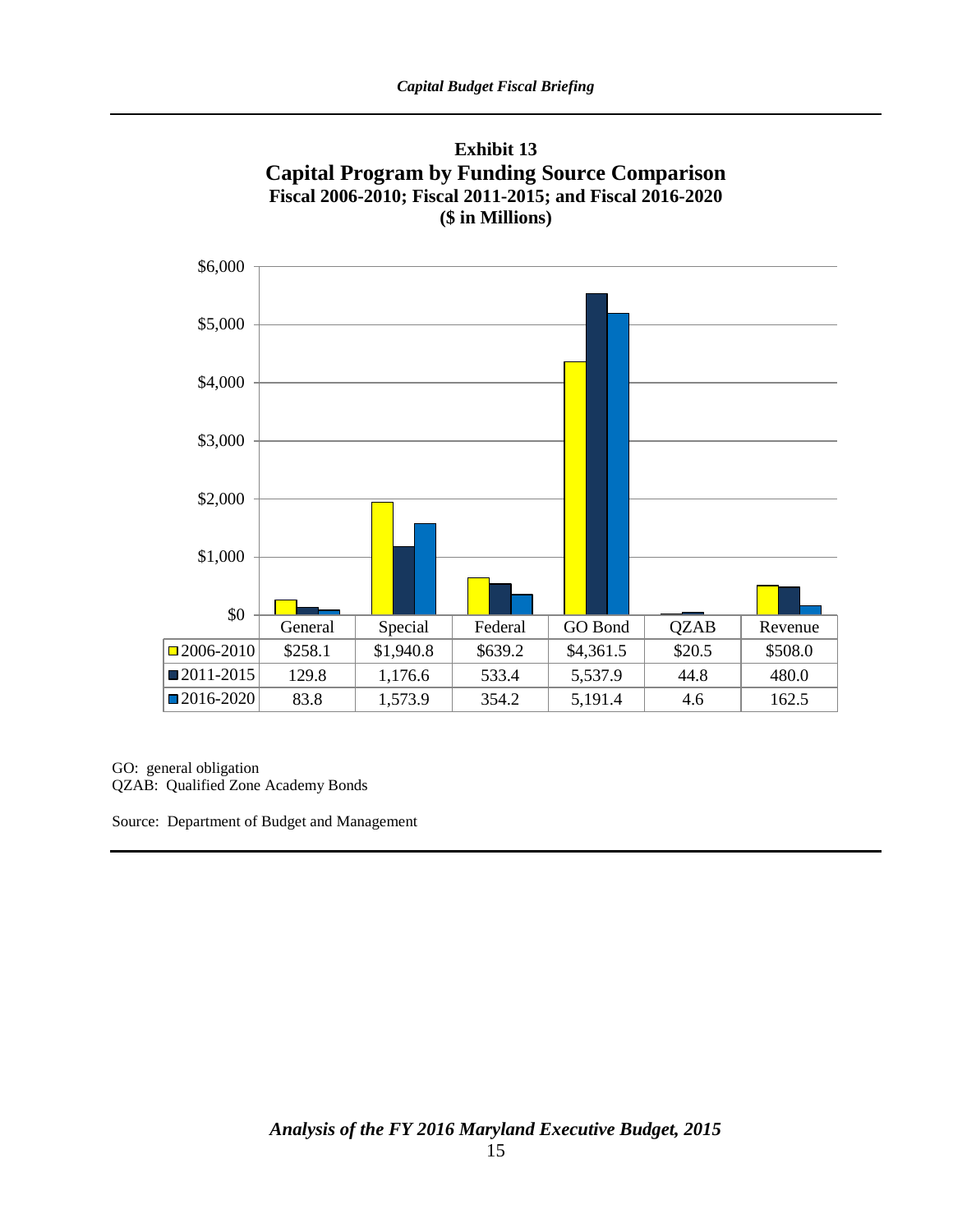**Exhibit 13**
**Capital Program by Funding Source Comparison**
**Fiscal 2006-2010; Fiscal 2011-2015; and Fiscal 2016-2020**
**($ in Millions)**

| | General | Special | Federal | GO Bond | QZAB | Revenue |
|---|---|---|---|---|---|---|
| 2006-2010 | $258.1 | $1,940.8 | $639.2 | $4,361.5 | $20.5 | $508.0 |
| 2011-2015 | 129.8 | 1,176.6 | 533.4 | 5,537.9 | 44.8 | 480.0 |
| 2016-2020 | 83.8 | 1,573.9 | 354.2 | 5,191.4 | 4.6 | 162.5 |

GO: general obligation
QZAB: Qualified Zone Academy Bonds

Source: Department of Budget and Management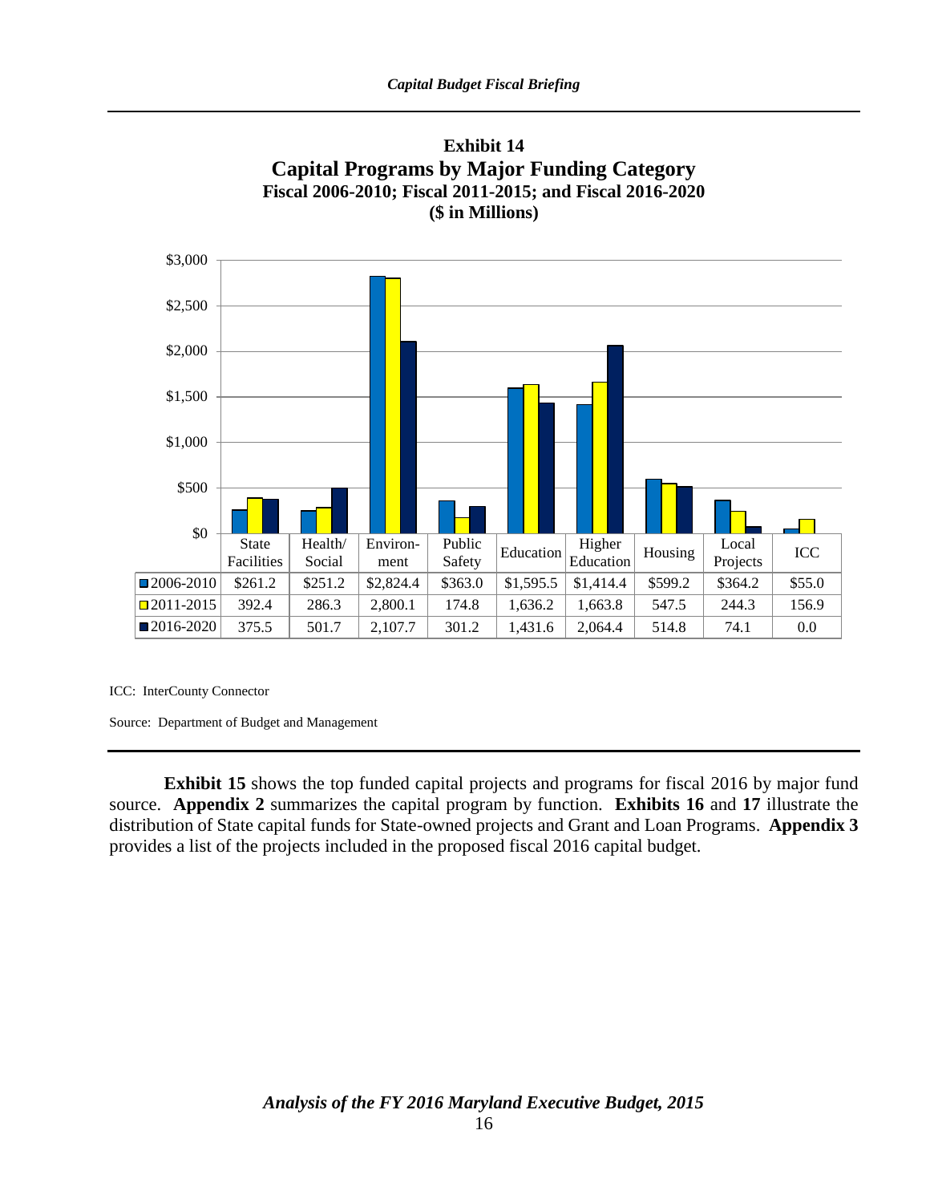**Exhibit 14**
**Capital Programs by Major Funding Category**
**Fiscal 2006-2010; Fiscal 2011-2015; and Fiscal 2016-2020**
**($ in Millions)**

| | State Facilities | Health/ Social | Environ-ment | Public Safety | Education | Higher Education | Housing | Local Projects | ICC |
|---|---|---|---|---|---|---|---|---|---|
| 2006-2010 | $261.2 | $251.2 | $2,824.4 | $363.0 | $1,595.5 | $1,414.4 | $599.2 | $364.2 | $55.0 |
| 2011-2015 | 392.4 | 286.3 | 2,800.1 | 174.8 | 1,636.2 | 1,663.8 | 547.5 | 244.3 | 156.9 |
| 2016-2020 | 375.5 | 501.7 | 2,107.7 | 301.2 | 1,431.6 | 2,064.4 | 514.8 | 74.1 | 0.0 |

ICC: InterCounty Connector

Source: Department of Budget and Management

**Exhibit 15** shows the top funded capital projects and programs for fiscal 2016 by major fund source. **Appendix 2** summarizes the capital program by function. **Exhibits 16** and **17** illustrate the distribution of State capital funds for State-owned projects and Grant and Loan Programs. **Appendix 3** provides a list of the projects included in the proposed fiscal 2016 capital budget.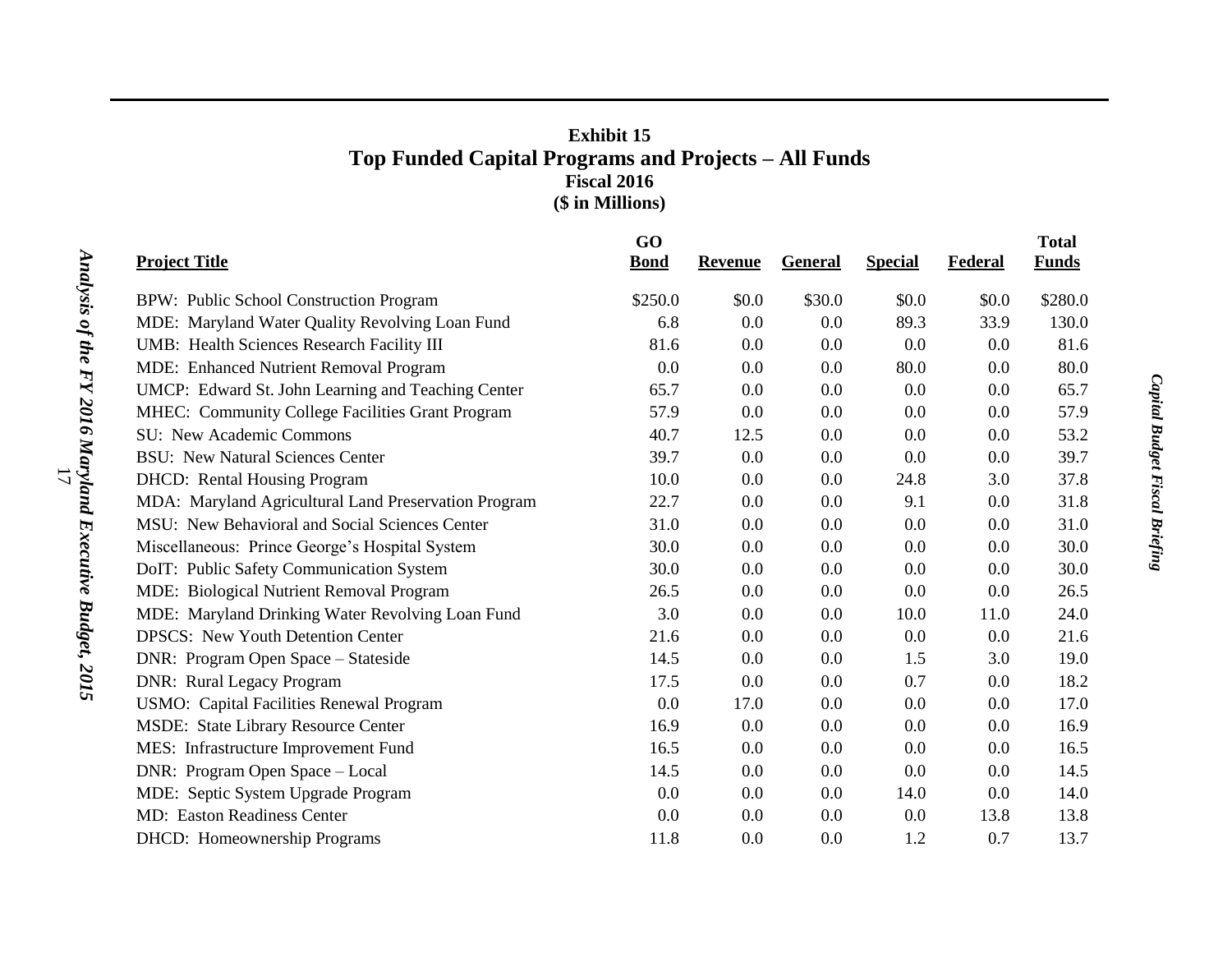**Exhibit 15**
**Top Funded Capital Programs and Projects – All Funds**
**Fiscal 2016**
**($ in Millions)**

| Project Title | GO Bond | Revenue | General | Special | Federal | Total Funds |
|---|---|---|---|---|---|---|
| BPW: Public School Construction Program | $250.0 | $0.0 | $30.0 | $0.0 | $0.0 | $280.0 |
| MDE: Maryland Water Quality Revolving Loan Fund | 6.8 | 0.0 | 0.0 | 89.3 | 33.9 | 130.0 |
| UMB: Health Sciences Research Facility III | 81.6 | 0.0 | 0.0 | 0.0 | 0.0 | 81.6 |
| MDE: Enhanced Nutrient Removal Program | 0.0 | 0.0 | 0.0 | 80.0 | 0.0 | 80.0 |
| UMCP: Edward St. John Learning and Teaching Center | 65.7 | 0.0 | 0.0 | 0.0 | 0.0 | 65.7 |
| MHEC: Community College Facilities Grant Program | 57.9 | 0.0 | 0.0 | 0.0 | 0.0 | 57.9 |
| SU: New Academic Commons | 40.7 | 12.5 | 0.0 | 0.0 | 0.0 | 53.2 |
| BSU: New Natural Sciences Center | 39.7 | 0.0 | 0.0 | 0.0 | 0.0 | 39.7 |
| DHCD: Rental Housing Program | 10.0 | 0.0 | 0.0 | 24.8 | 3.0 | 37.8 |
| MDA: Maryland Agricultural Land Preservation Program | 22.7 | 0.0 | 0.0 | 9.1 | 0.0 | 31.8 |
| MSU: New Behavioral and Social Sciences Center | 31.0 | 0.0 | 0.0 | 0.0 | 0.0 | 31.0 |
| Miscellaneous: Prince George's Hospital System | 30.0 | 0.0 | 0.0 | 0.0 | 0.0 | 30.0 |
| DoIT: Public Safety Communication System | 30.0 | 0.0 | 0.0 | 0.0 | 0.0 | 30.0 |
| MDE: Biological Nutrient Removal Program | 26.5 | 0.0 | 0.0 | 0.0 | 0.0 | 26.5 |
| MDE: Maryland Drinking Water Revolving Loan Fund | 3.0 | 0.0 | 0.0 | 10.0 | 11.0 | 24.0 |
| DPSCS: New Youth Detention Center | 21.6 | 0.0 | 0.0 | 0.0 | 0.0 | 21.6 |
| DNR: Program Open Space – Stateside | 14.5 | 0.0 | 0.0 | 1.5 | 3.0 | 19.0 |
| DNR: Rural Legacy Program | 17.5 | 0.0 | 0.0 | 0.7 | 0.0 | 18.2 |
| USMO: Capital Facilities Renewal Program | 0.0 | 17.0 | 0.0 | 0.0 | 0.0 | 17.0 |
| MSDE: State Library Resource Center | 16.9 | 0.0 | 0.0 | 0.0 | 0.0 | 16.9 |
| MES: Infrastructure Improvement Fund | 16.5 | 0.0 | 0.0 | 0.0 | 0.0 | 16.5 |
| DNR: Program Open Space – Local | 14.5 | 0.0 | 0.0 | 0.0 | 0.0 | 14.5 |
| MDE: Septic System Upgrade Program | 0.0 | 0.0 | 0.0 | 14.0 | 0.0 | 14.0 |
| MD: Easton Readiness Center | 0.0 | 0.0 | 0.0 | 0.0 | 13.8 | 13.8 |
| DHCD: Homeownership Programs | 11.8 | 0.0 | 0.0 | 1.2 | 0.7 | 13.7 |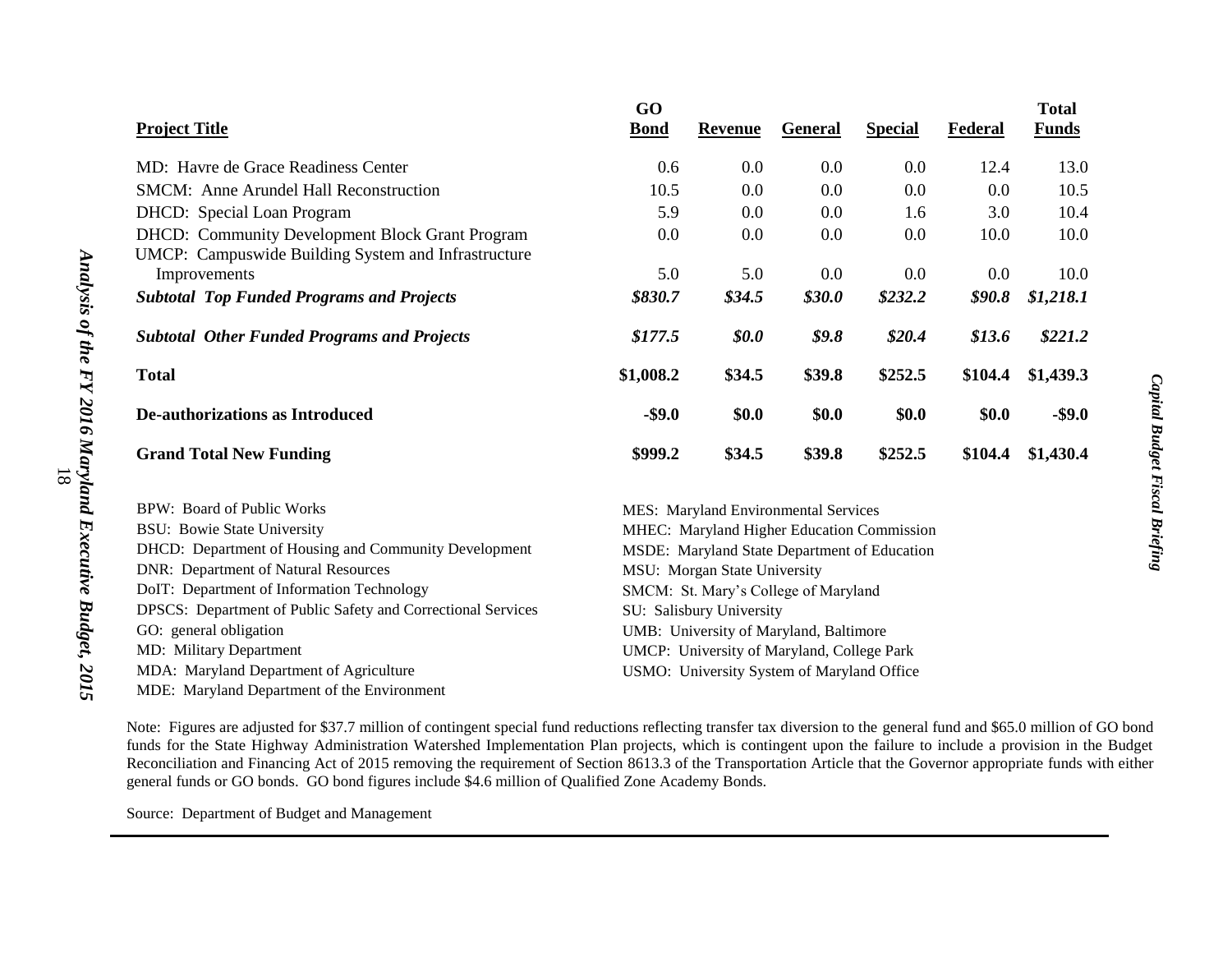| **Project Title** | **GO Bond** | **Revenue** | **General** | **Special** | **Federal** | **Total Funds** |
|---|---|---|---|---|---|---|
| MD: Havre de Grace Readiness Center | 0.6 | 0.0 | 0.0 | 0.0 | 12.4 | 13.0 |
| SMCM: Anne Arundel Hall Reconstruction | 10.5 | 0.0 | 0.0 | 0.0 | 0.0 | 10.5 |
| DHCD: Special Loan Program | 5.9 | 0.0 | 0.0 | 1.6 | 3.0 | 10.4 |
| DHCD: Community Development Block Grant Program | 0.0 | 0.0 | 0.0 | 0.0 | 10.0 | 10.0 |
| UMCP: Campuswide Building System and Infrastructure Improvements | 5.0 | 5.0 | 0.0 | 0.0 | 0.0 | 10.0 |
| ***Subtotal Top Funded Programs and Projects*** | ***$830.7*** | ***$34.5*** | ***$30.0*** | ***$232.2*** | ***$90.8*** | ***$1,218.1*** |
| ***Subtotal Other Funded Programs and Projects*** | ***$177.5*** | ***$0.0*** | ***$9.8*** | ***$20.4*** | ***$13.6*** | ***$221.2*** |
| **Total** | **$1,008.2** | **$34.5** | **$39.8** | **$252.5** | **$104.4** | **$1,439.3** |
| **De-authorizations as Introduced** | **-$9.0** | **$0.0** | **$0.0** | **$0.0** | **$0.0** | **-$9.0** |
| **Grand Total New Funding** | **$999.2** | **$34.5** | **$39.8** | **$252.5** | **$104.4** | **$1,430.4** |

BPW: Board of Public Works
BSU: Bowie State University
DHCD: Department of Housing and Community Development
DNR: Department of Natural Resources
DoIT: Department of Information Technology
DPSCS: Department of Public Safety and Correctional Services
GO: general obligation
MD: Military Department
MDA: Maryland Department of Agriculture
MDE: Maryland Department of the Environment
MES: Maryland Environmental Services
MHEC: Maryland Higher Education Commission
MSDE: Maryland State Department of Education
MSU: Morgan State University
SMCM: St. Mary's College of Maryland
SU: Salisbury University
UMB: University of Maryland, Baltimore
UMCP: University of Maryland, College Park
USMO: University System of Maryland Office

Note: Figures are adjusted for $37.7 million of contingent special fund reductions reflecting transfer tax diversion to the general fund and $65.0 million of GO bond funds for the State Highway Administration Watershed Implementation Plan projects, which is contingent upon the failure to include a provision in the Budget Reconciliation and Financing Act of 2015 removing the requirement of Section 8613.3 of the Transportation Article that the Governor appropriate funds with either general funds or GO bonds. GO bond figures include $4.6 million of Qualified Zone Academy Bonds.

Source: Department of Budget and Management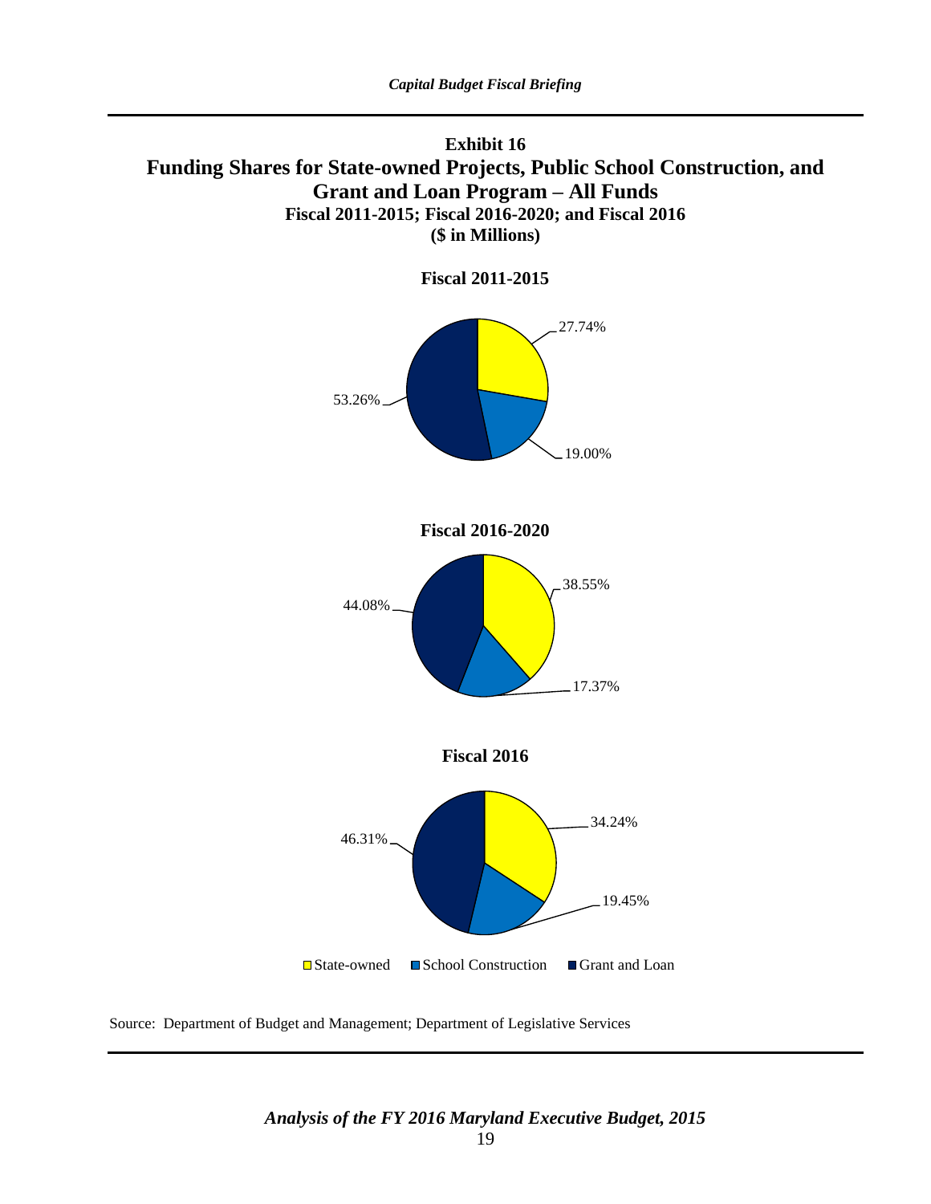### Exhibit 16
### Funding Shares for State-owned Projects, Public School Construction, and Grant and Loan Program – All Funds
#### Fiscal 2011-2015; Fiscal 2016-2020; and Fiscal 2016
#### ($ in Millions)

**Fiscal 2011-2015**

| Category | Share |
|---|---|
| State-owned | 27.74% |
| School Construction | 19.00% |
| Grant and Loan | 53.26% |

**Fiscal 2016-2020**

| Category | Share |
|---|---|
| State-owned | 38.55% |
| School Construction | 17.37% |
| Grant and Loan | 44.08% |

**Fiscal 2016**

| Category | Share |
|---|---|
| State-owned | 34.24% |
| School Construction | 19.45% |
| Grant and Loan | 46.31% |

Source: Department of Budget and Management; Department of Legislative Services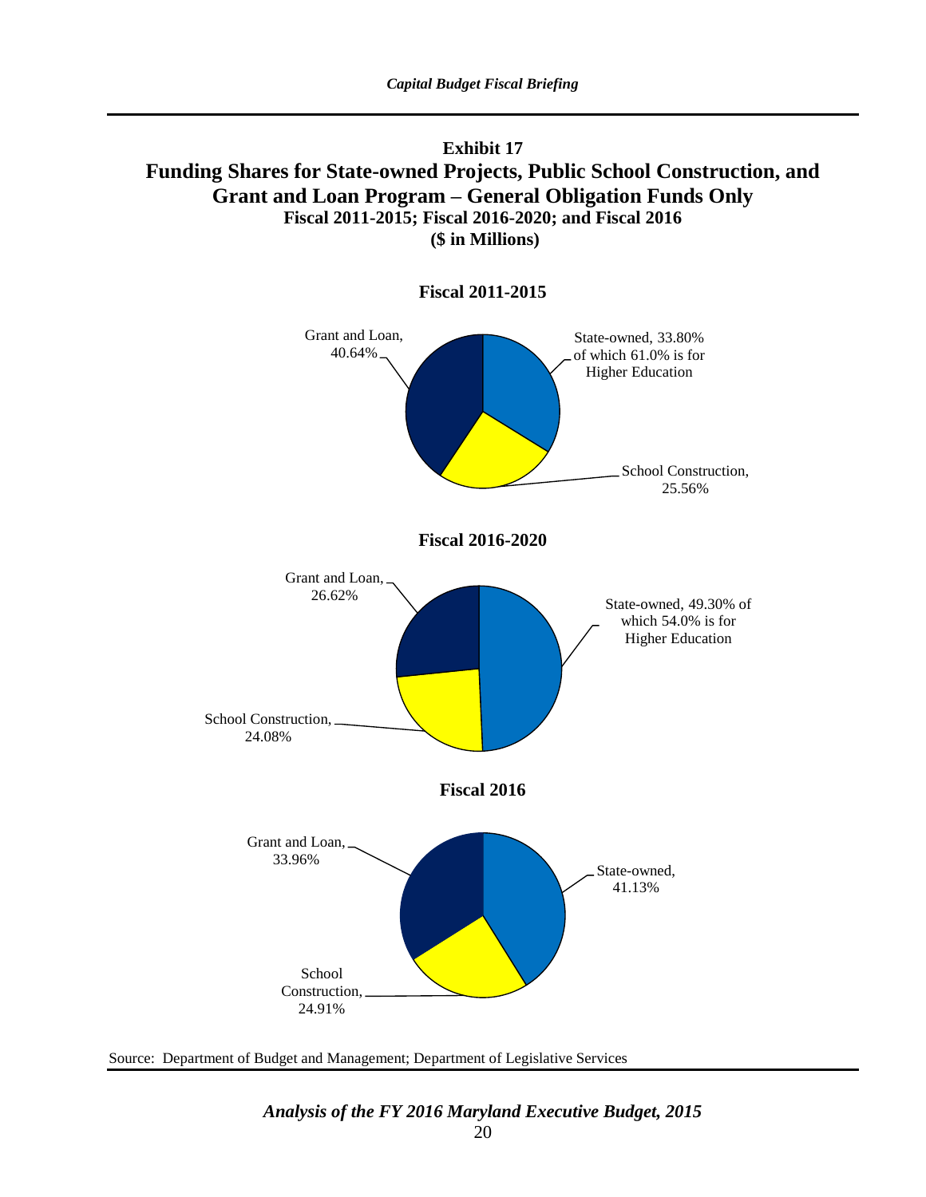**Exhibit 17**

**Funding Shares for State-owned Projects, Public School Construction, and Grant and Loan Program – General Obligation Funds Only**

**Fiscal 2011-2015; Fiscal 2016-2020; and Fiscal 2016**

**($ in Millions)**

**Fiscal 2011-2015**

Grant and Loan, 40.64%

State-owned, 33.80% of which 61.0% is for Higher Education

School Construction, 25.56%

**Fiscal 2016-2020**

Grant and Loan, 26.62%

State-owned, 49.30% of which 54.0% is for Higher Education

School Construction, 24.08%

**Fiscal 2016**

Grant and Loan, 33.96%

State-owned, 41.13%

School Construction, 24.91%

Source: Department of Budget and Management; Department of Legislative Services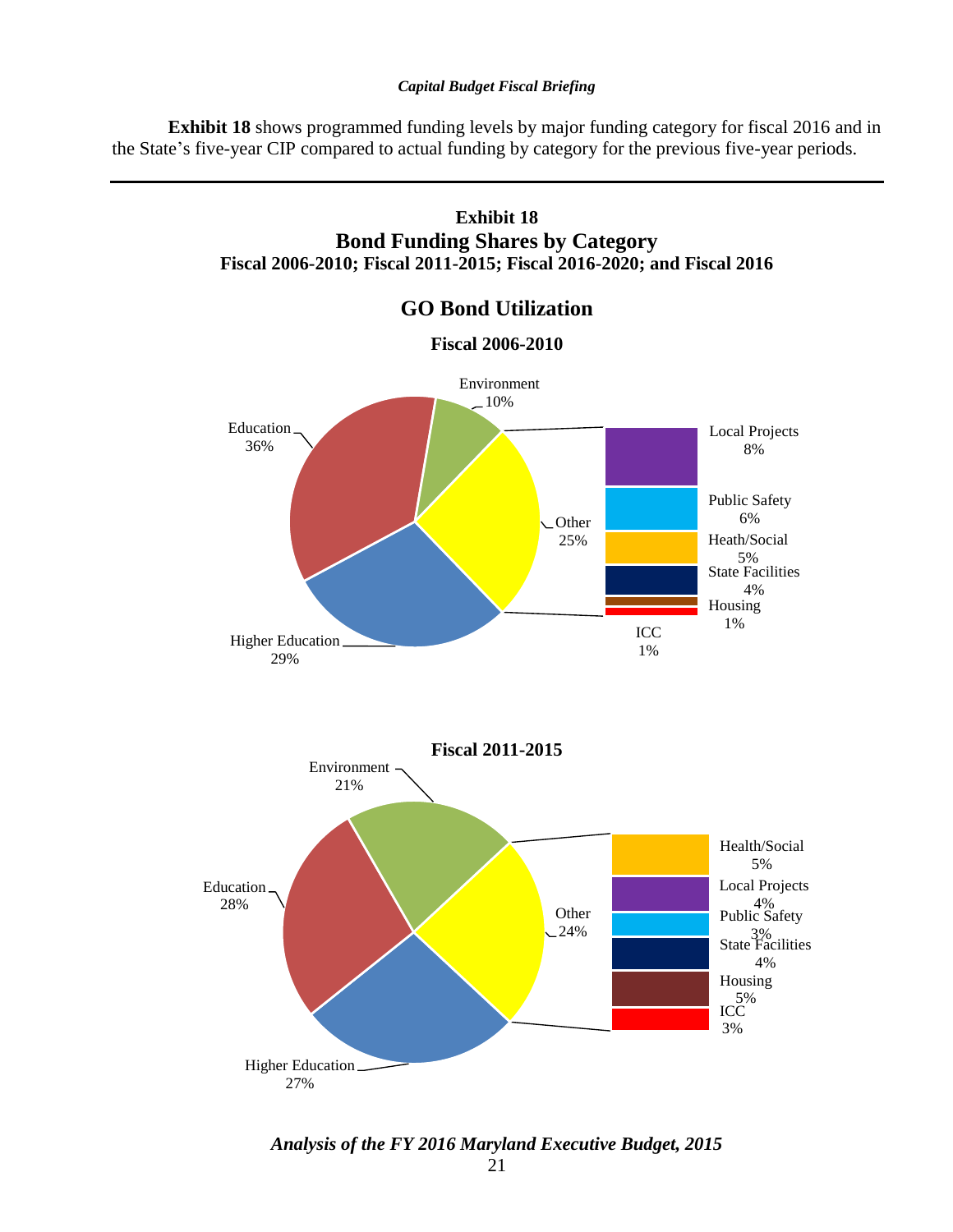**Exhibit 18** shows programmed funding levels by major funding category for fiscal 2016 and in the State's five-year CIP compared to actual funding by category for the previous five-year periods.

---

**Exhibit 18**
**Bond Funding Shares by Category**
**Fiscal 2006-2010; Fiscal 2011-2015; Fiscal 2016-2020; and Fiscal 2016**

## GO Bond Utilization

**Fiscal 2006-2010**

| Category | Share |
|---|---|
| Education | 36% |
| Higher Education | 29% |
| Environment | 10% |
| Other | 25% |
| Local Projects | 8% |
| Public Safety | 6% |
| Heath/Social | 5% |
| State Facilities | 4% |
| Housing | 1% |
| ICC | 1% |

**Fiscal 2011-2015**

| Category | Share |
|---|---|
| Education | 28% |
| Higher Education | 27% |
| Environment | 21% |
| Other | 24% |
| Health/Social | 5% |
| Local Projects | 4% |
| Public Safety | 3% |
| State Facilities | 4% |
| Housing | 5% |
| ICC | 3% |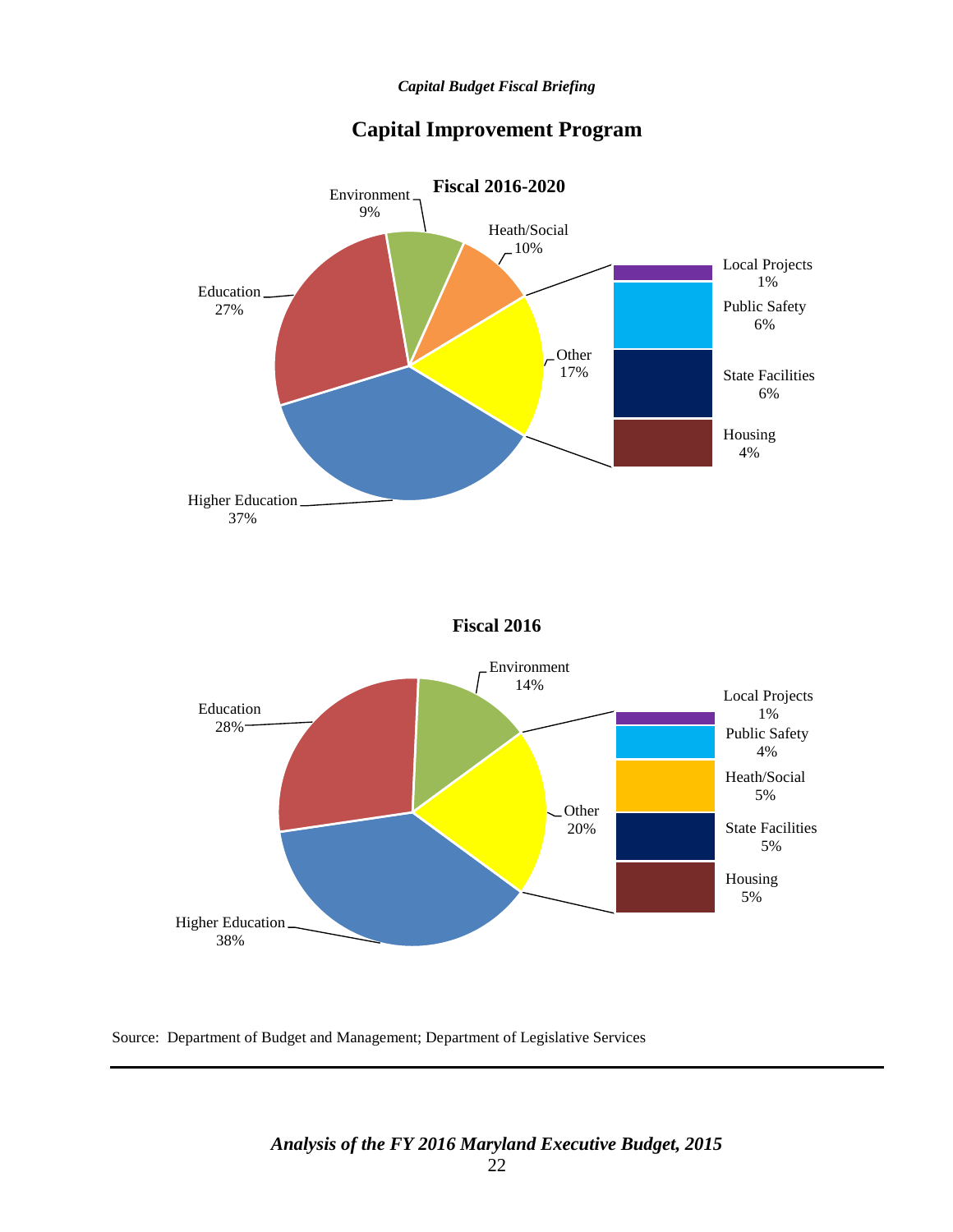## Capital Improvement Program

**Fiscal 2016-2020**

Environment 9%

Heath/Social 10%

Education 27%

Other 17%

Higher Education 37%

Local Projects 1%

Public Safety 6%

State Facilities 6%

Housing 4%

**Fiscal 2016**

Environment 14%

Education 28%

Other 20%

Higher Education 38%

Local Projects 1%

Public Safety 4%

Heath/Social 5%

State Facilities 5%

Housing 5%

Source: Department of Budget and Management; Department of Legislative Services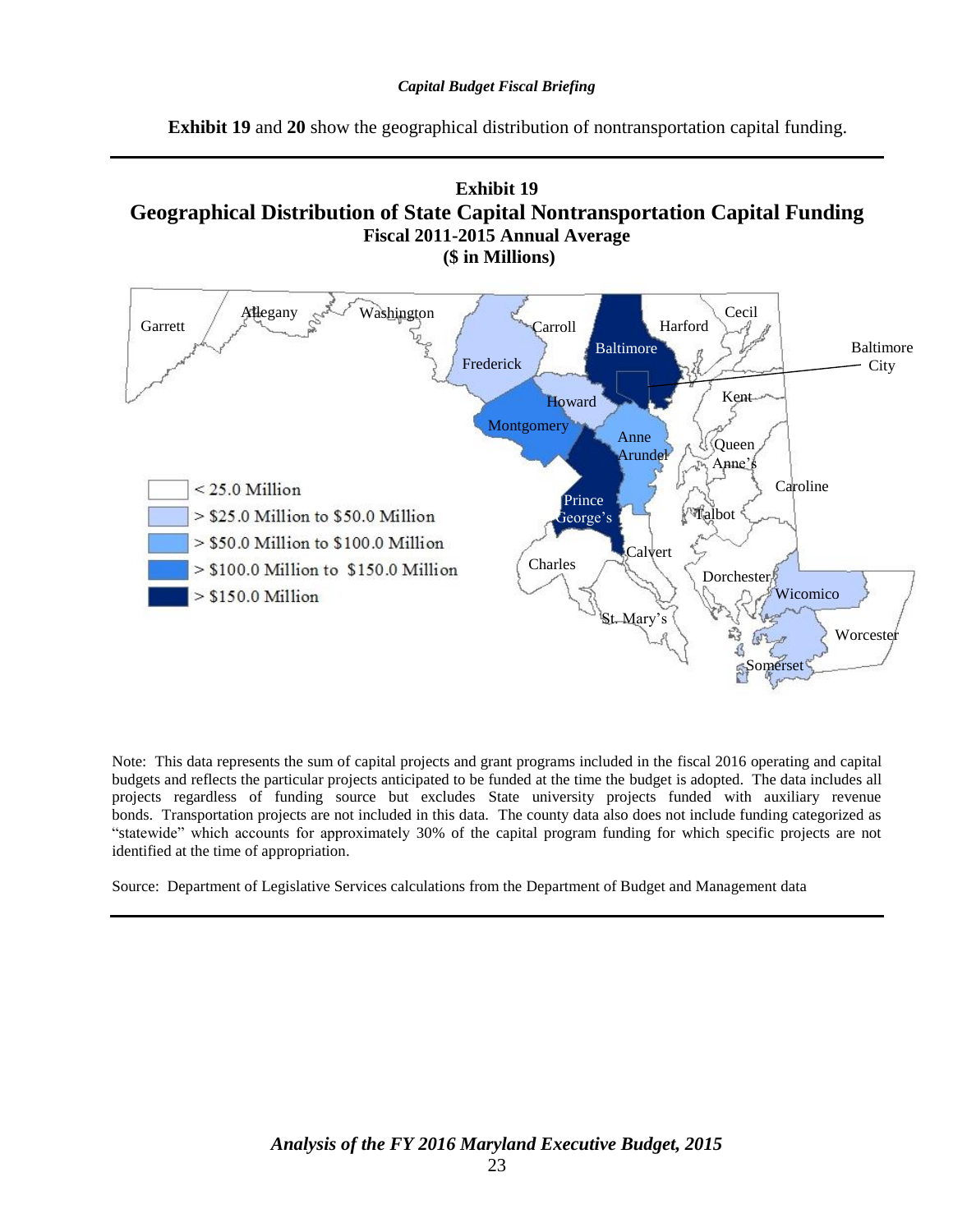**Exhibit 19** and **20** show the geographical distribution of nontransportation capital funding.

## Exhibit 19
## Geographical Distribution of State Capital Nontransportation Capital Funding
### Fiscal 2011-2015 Annual Average
### ($ in Millions)

Note: This data represents the sum of capital projects and grant programs included in the fiscal 2016 operating and capital budgets and reflects the particular projects anticipated to be funded at the time the budget is adopted. The data includes all projects regardless of funding source but excludes State university projects funded with auxiliary revenue bonds. Transportation projects are not included in this data. The county data also does not include funding categorized as "statewide" which accounts for approximately 30% of the capital program funding for which specific projects are not identified at the time of appropriation.

Source: Department of Legislative Services calculations from the Department of Budget and Management data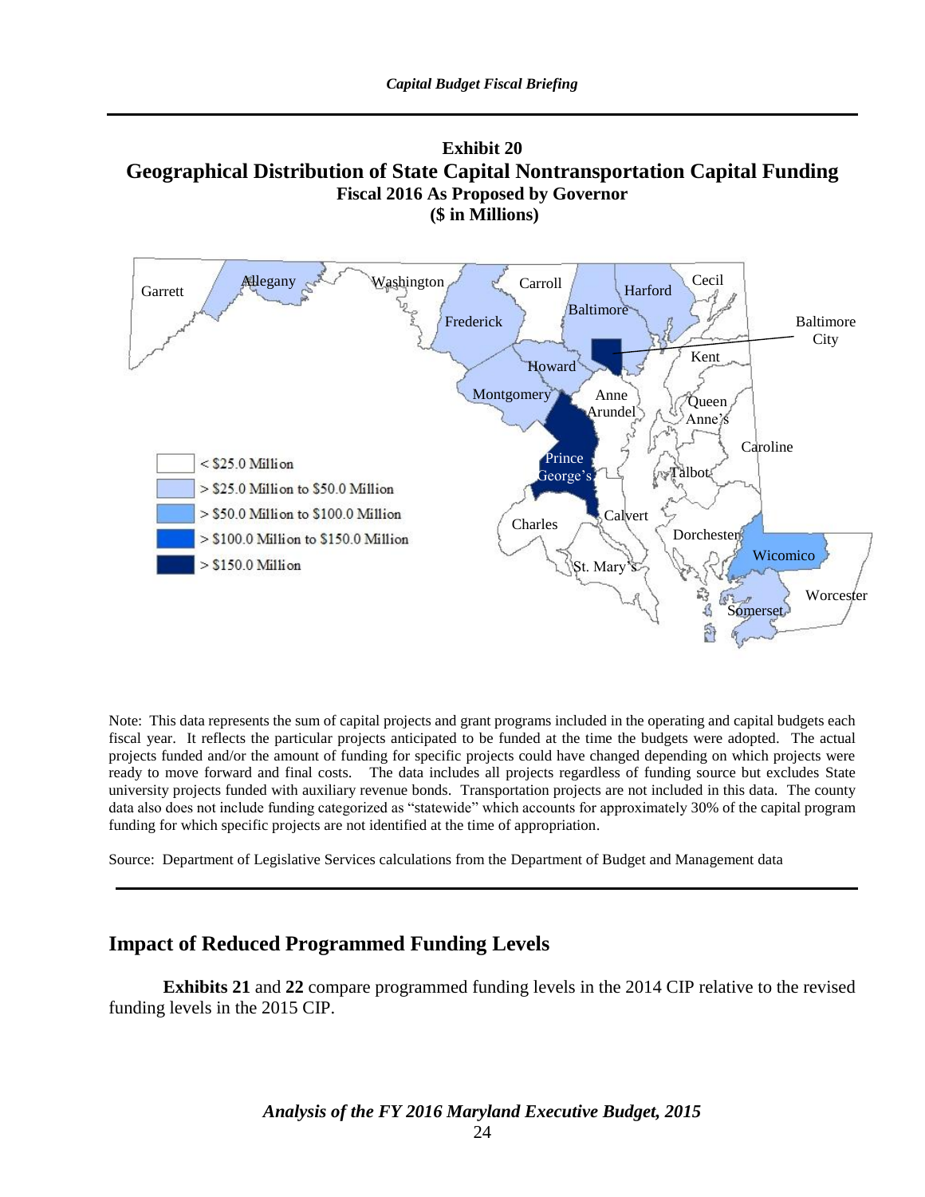**Exhibit 20**
**Geographical Distribution of State Capital Nontransportation Capital Funding**
**Fiscal 2016 As Proposed by Governor**
**($ in Millions)**

Note: This data represents the sum of capital projects and grant programs included in the operating and capital budgets each fiscal year. It reflects the particular projects anticipated to be funded at the time the budgets were adopted. The actual projects funded and/or the amount of funding for specific projects could have changed depending on which projects were ready to move forward and final costs. The data includes all projects regardless of funding source but excludes State university projects funded with auxiliary revenue bonds. Transportation projects are not included in this data. The county data also does not include funding categorized as "statewide" which accounts for approximately 30% of the capital program funding for which specific projects are not identified at the time of appropriation.

Source: Department of Legislative Services calculations from the Department of Budget and Management data

## Impact of Reduced Programmed Funding Levels

**Exhibits 21** and **22** compare programmed funding levels in the 2014 CIP relative to the revised funding levels in the 2015 CIP.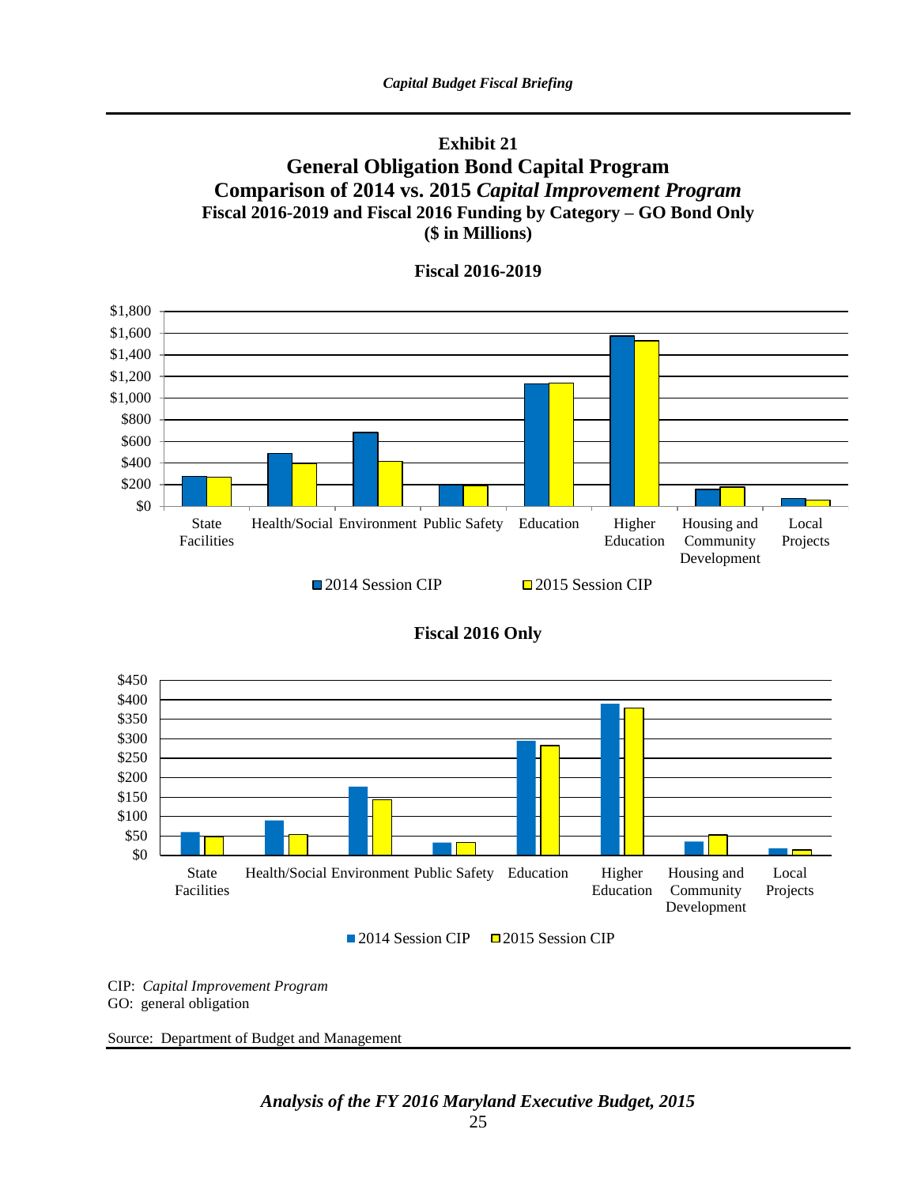## Exhibit 21
## General Obligation Bond Capital Program
## Comparison of 2014 vs. 2015 *Capital Improvement Program*
### Fiscal 2016-2019 and Fiscal 2016 Funding by Category – GO Bond Only
### ($ in Millions)

**Fiscal 2016-2019**

$1,800
$1,600
$1,400
$1,200
$1,000
$800
$600
$400
$200
$0

State Facilities | Health/Social | Environment | Public Safety | Education | Higher Education | Housing and Community Development | Local Projects

2014 Session CIP   2015 Session CIP

**Fiscal 2016 Only**

$450
$400
$350
$300
$250
$200
$150
$100
$50
$0

State Facilities | Health/Social | Environment | Public Safety | Education | Higher Education | Housing and Community Development | Local Projects

2014 Session CIP   2015 Session CIP

CIP: *Capital Improvement Program*
GO: general obligation

Source: Department of Budget and Management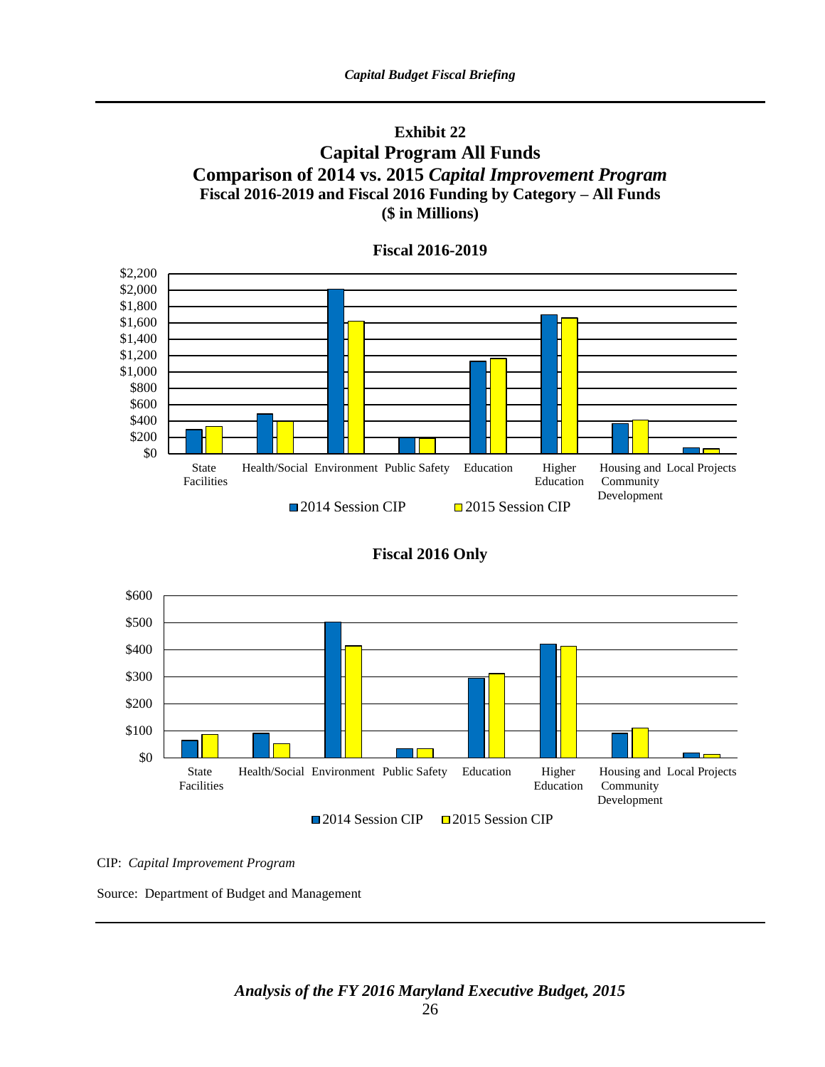### Exhibit 22
## Capital Program All Funds
## Comparison of 2014 vs. 2015 *Capital Improvement Program*
### Fiscal 2016-2019 and Fiscal 2016 Funding by Category – All Funds
### ($ in Millions)

**Fiscal 2016-2019**

**Fiscal 2016 Only**

CIP: *Capital Improvement Program*

Source: Department of Budget and Management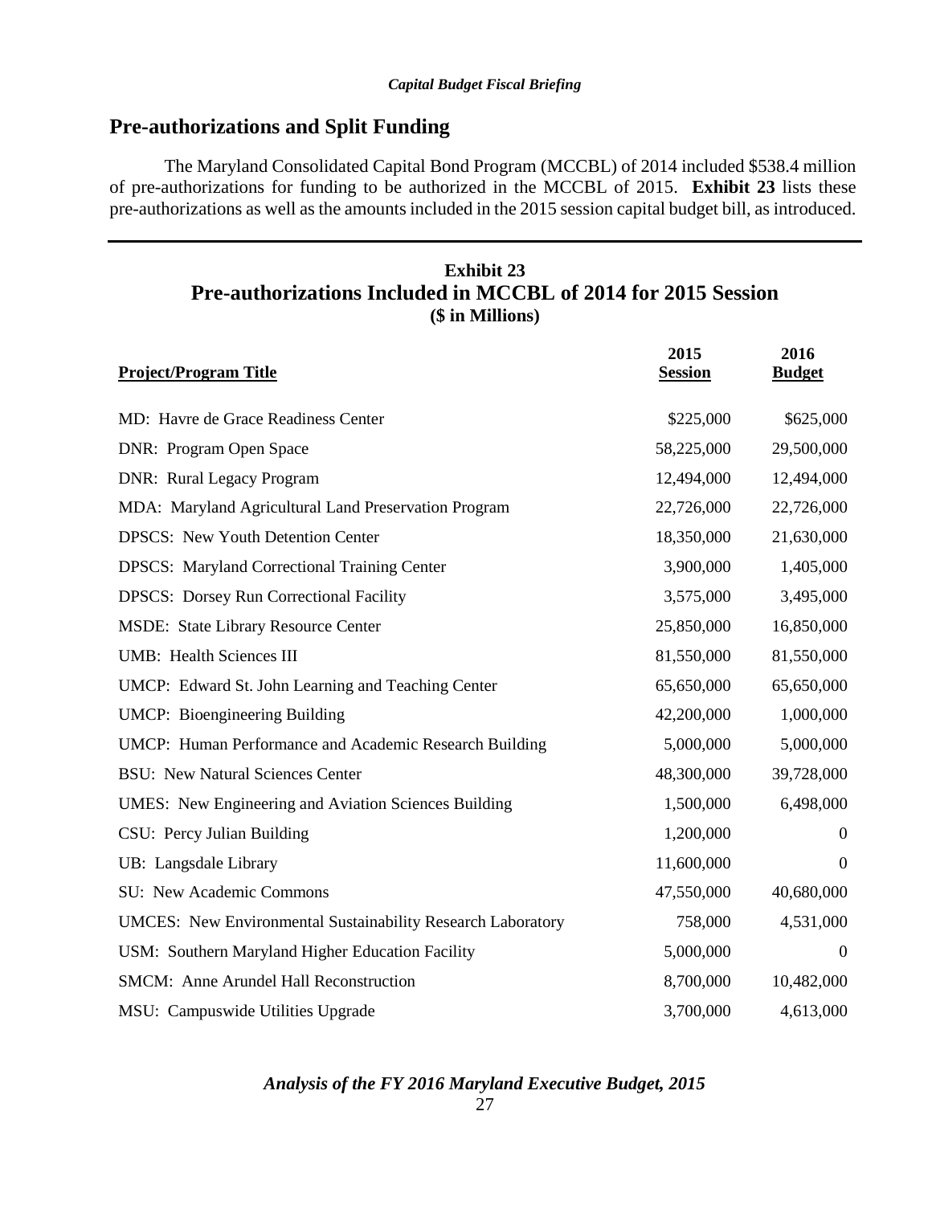## Pre-authorizations and Split Funding

The Maryland Consolidated Capital Bond Program (MCCBL) of 2014 included $538.4 million of pre-authorizations for funding to be authorized in the MCCBL of 2015. **Exhibit 23** lists these pre-authorizations as well as the amounts included in the 2015 session capital budget bill, as introduced.

### Exhibit 23
### Pre-authorizations Included in MCCBL of 2014 for 2015 Session
**($ in Millions)**

| Project/Program Title | 2015 Session | 2016 Budget |
|---|---|---|
| MD: Havre de Grace Readiness Center | $225,000 | $625,000 |
| DNR: Program Open Space | 58,225,000 | 29,500,000 |
| DNR: Rural Legacy Program | 12,494,000 | 12,494,000 |
| MDA: Maryland Agricultural Land Preservation Program | 22,726,000 | 22,726,000 |
| DPSCS: New Youth Detention Center | 18,350,000 | 21,630,000 |
| DPSCS: Maryland Correctional Training Center | 3,900,000 | 1,405,000 |
| DPSCS: Dorsey Run Correctional Facility | 3,575,000 | 3,495,000 |
| MSDE: State Library Resource Center | 25,850,000 | 16,850,000 |
| UMB: Health Sciences III | 81,550,000 | 81,550,000 |
| UMCP: Edward St. John Learning and Teaching Center | 65,650,000 | 65,650,000 |
| UMCP: Bioengineering Building | 42,200,000 | 1,000,000 |
| UMCP: Human Performance and Academic Research Building | 5,000,000 | 5,000,000 |
| BSU: New Natural Sciences Center | 48,300,000 | 39,728,000 |
| UMES: New Engineering and Aviation Sciences Building | 1,500,000 | 6,498,000 |
| CSU: Percy Julian Building | 1,200,000 | 0 |
| UB: Langsdale Library | 11,600,000 | 0 |
| SU: New Academic Commons | 47,550,000 | 40,680,000 |
| UMCES: New Environmental Sustainability Research Laboratory | 758,000 | 4,531,000 |
| USM: Southern Maryland Higher Education Facility | 5,000,000 | 0 |
| SMCM: Anne Arundel Hall Reconstruction | 8,700,000 | 10,482,000 |
| MSU: Campuswide Utilities Upgrade | 3,700,000 | 4,613,000 |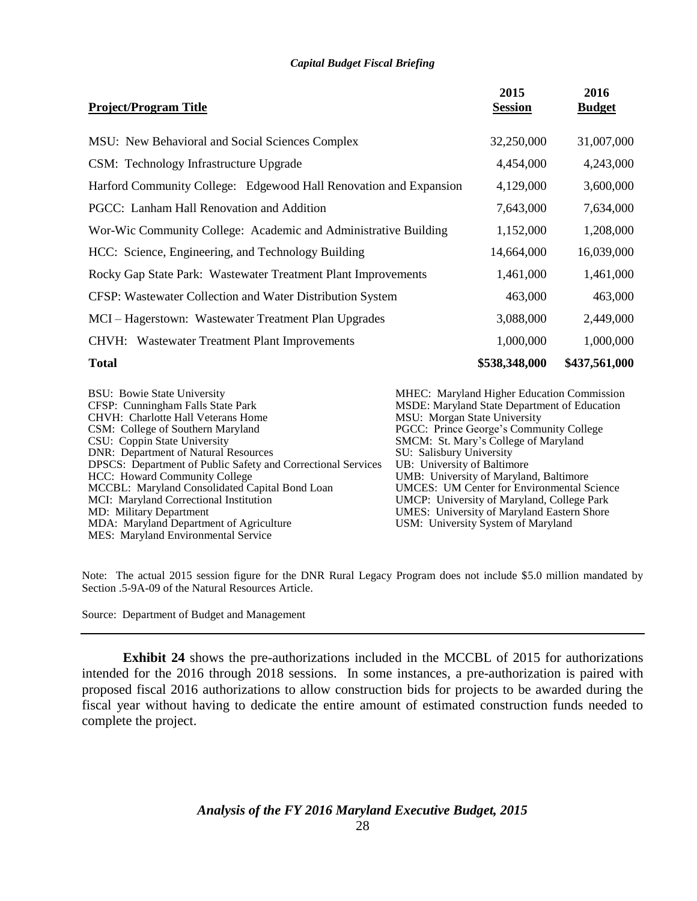| Project/Program Title | 2015 Session | 2016 Budget |
|---|---|---|
| MSU: New Behavioral and Social Sciences Complex | 32,250,000 | 31,007,000 |
| CSM: Technology Infrastructure Upgrade | 4,454,000 | 4,243,000 |
| Harford Community College: Edgewood Hall Renovation and Expansion | 4,129,000 | 3,600,000 |
| PGCC: Lanham Hall Renovation and Addition | 7,643,000 | 7,634,000 |
| Wor-Wic Community College: Academic and Administrative Building | 1,152,000 | 1,208,000 |
| HCC: Science, Engineering, and Technology Building | 14,664,000 | 16,039,000 |
| Rocky Gap State Park: Wastewater Treatment Plant Improvements | 1,461,000 | 1,461,000 |
| CFSP: Wastewater Collection and Water Distribution System | 463,000 | 463,000 |
| MCI – Hagerstown: Wastewater Treatment Plan Upgrades | 3,088,000 | 2,449,000 |
| CHVH: Wastewater Treatment Plant Improvements | 1,000,000 | 1,000,000 |
| **Total** | **$538,348,000** | **$437,561,000** |

BSU: Bowie State University
CFSP: Cunningham Falls State Park
CHVH: Charlotte Hall Veterans Home
CSM: College of Southern Maryland
CSU: Coppin State University
DNR: Department of Natural Resources
DPSCS: Department of Public Safety and Correctional Services
HCC: Howard Community College
MCCBL: Maryland Consolidated Capital Bond Loan
MCI: Maryland Correctional Institution
MD: Military Department
MDA: Maryland Department of Agriculture
MES: Maryland Environmental Service
MHEC: Maryland Higher Education Commission
MSDE: Maryland State Department of Education
MSU: Morgan State University
PGCC: Prince George's Community College
SMCM: St. Mary's College of Maryland
SU: Salisbury University
UB: University of Baltimore
UMB: University of Maryland, Baltimore
UMCES: UM Center for Environmental Science
UMCP: University of Maryland, College Park
UMES: University of Maryland Eastern Shore
USM: University System of Maryland

Note: The actual 2015 session figure for the DNR Rural Legacy Program does not include $5.0 million mandated by Section .5-9A-09 of the Natural Resources Article.

Source: Department of Budget and Management

**Exhibit 24** shows the pre-authorizations included in the MCCBL of 2015 for authorizations intended for the 2016 through 2018 sessions. In some instances, a pre-authorization is paired with proposed fiscal 2016 authorizations to allow construction bids for projects to be awarded during the fiscal year without having to dedicate the entire amount of estimated construction funds needed to complete the project.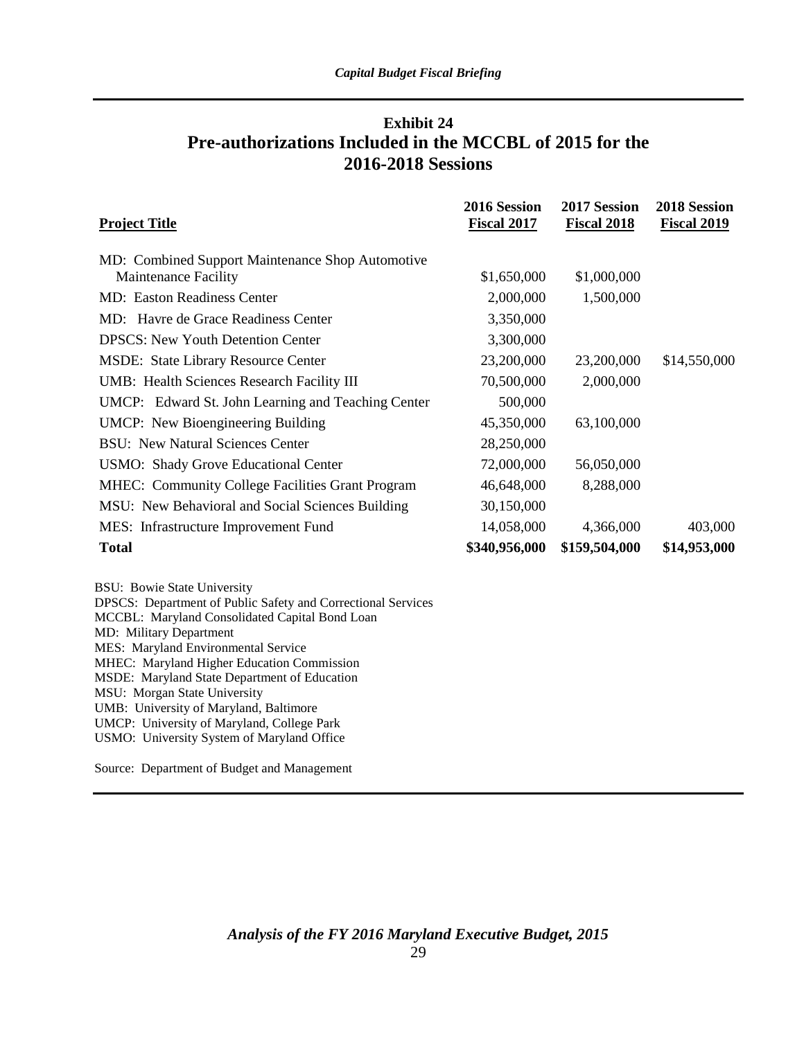## Exhibit 24
## Pre-authorizations Included in the MCCBL of 2015 for the 2016-2018 Sessions

| Project Title | 2016 Session Fiscal 2017 | 2017 Session Fiscal 2018 | 2018 Session Fiscal 2019 |
|---|---|---|---|
| MD: Combined Support Maintenance Shop Automotive Maintenance Facility | $1,650,000 | $1,000,000 | |
| MD: Easton Readiness Center | 2,000,000 | 1,500,000 | |
| MD: Havre de Grace Readiness Center | 3,350,000 | | |
| DPSCS: New Youth Detention Center | 3,300,000 | | |
| MSDE: State Library Resource Center | 23,200,000 | 23,200,000 | $14,550,000 |
| UMB: Health Sciences Research Facility III | 70,500,000 | 2,000,000 | |
| UMCP: Edward St. John Learning and Teaching Center | 500,000 | | |
| UMCP: New Bioengineering Building | 45,350,000 | 63,100,000 | |
| BSU: New Natural Sciences Center | 28,250,000 | | |
| USMO: Shady Grove Educational Center | 72,000,000 | 56,050,000 | |
| MHEC: Community College Facilities Grant Program | 46,648,000 | 8,288,000 | |
| MSU: New Behavioral and Social Sciences Building | 30,150,000 | | |
| MES: Infrastructure Improvement Fund | 14,058,000 | 4,366,000 | 403,000 |
| **Total** | **$340,956,000** | **$159,504,000** | **$14,953,000** |

BSU: Bowie State University
DPSCS: Department of Public Safety and Correctional Services
MCCBL: Maryland Consolidated Capital Bond Loan
MD: Military Department
MES: Maryland Environmental Service
MHEC: Maryland Higher Education Commission
MSDE: Maryland State Department of Education
MSU: Morgan State University
UMB: University of Maryland, Baltimore
UMCP: University of Maryland, College Park
USMO: University System of Maryland Office

Source: Department of Budget and Management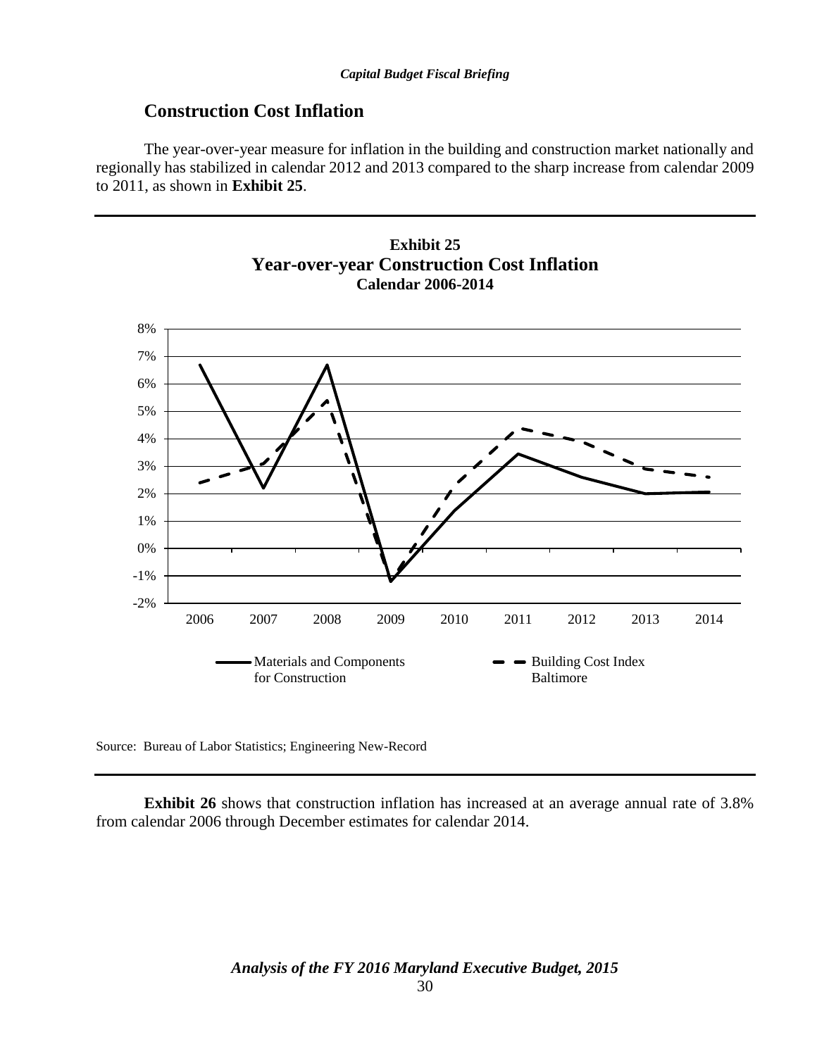## Construction Cost Inflation

The year-over-year measure for inflation in the building and construction market nationally and regionally has stabilized in calendar 2012 and 2013 compared to the sharp increase from calendar 2009 to 2011, as shown in **Exhibit 25**.

**Exhibit 25**
**Year-over-year Construction Cost Inflation**
**Calendar 2006-2014**

Source: Bureau of Labor Statistics; Engineering New-Record

**Exhibit 26** shows that construction inflation has increased at an average annual rate of 3.8% from calendar 2006 through December estimates for calendar 2014.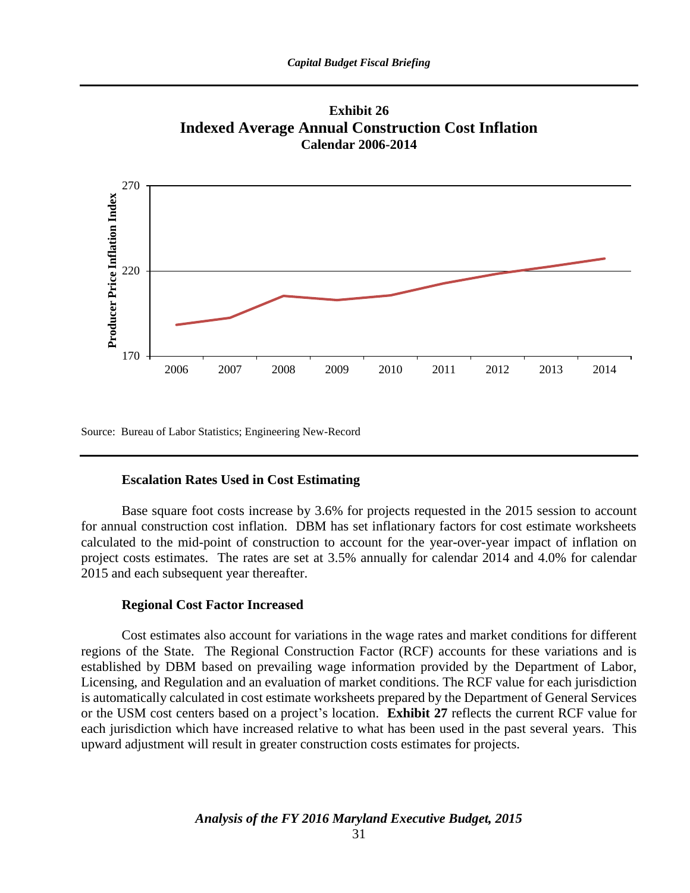**Exhibit 26**
**Indexed Average Annual Construction Cost Inflation**
**Calendar 2006-2014**

Source: Bureau of Labor Statistics; Engineering New-Record

**Escalation Rates Used in Cost Estimating**

Base square foot costs increase by 3.6% for projects requested in the 2015 session to account for annual construction cost inflation. DBM has set inflationary factors for cost estimate worksheets calculated to the mid-point of construction to account for the year-over-year impact of inflation on project costs estimates. The rates are set at 3.5% annually for calendar 2014 and 4.0% for calendar 2015 and each subsequent year thereafter.

**Regional Cost Factor Increased**

Cost estimates also account for variations in the wage rates and market conditions for different regions of the State. The Regional Construction Factor (RCF) accounts for these variations and is established by DBM based on prevailing wage information provided by the Department of Labor, Licensing, and Regulation and an evaluation of market conditions. The RCF value for each jurisdiction is automatically calculated in cost estimate worksheets prepared by the Department of General Services or the USM cost centers based on a project's location. **Exhibit 27** reflects the current RCF value for each jurisdiction which have increased relative to what has been used in the past several years. This upward adjustment will result in greater construction costs estimates for projects.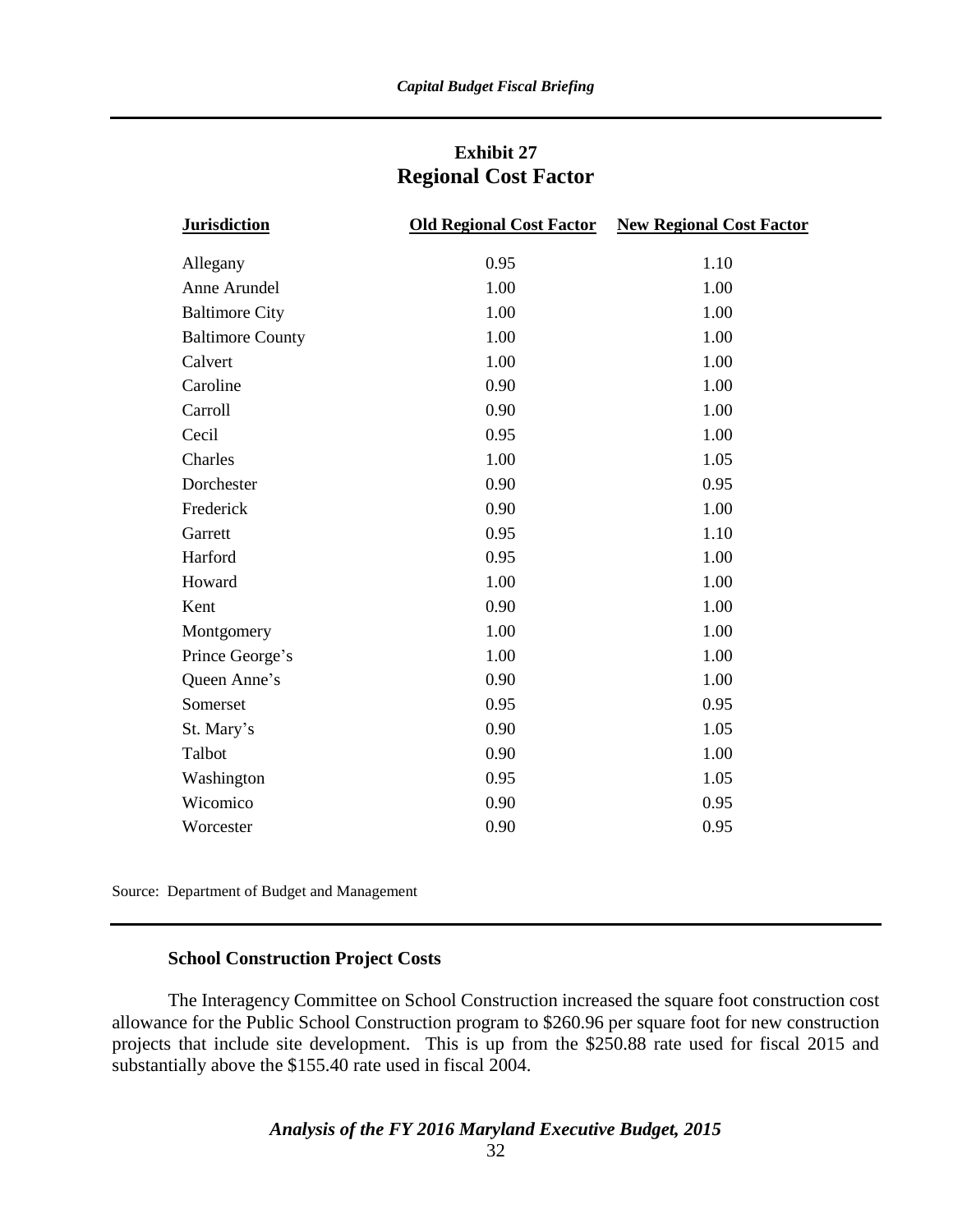### Exhibit 27
### Regional Cost Factor

| Jurisdiction | Old Regional Cost Factor | New Regional Cost Factor |
|---|---|---|
| Allegany | 0.95 | 1.10 |
| Anne Arundel | 1.00 | 1.00 |
| Baltimore City | 1.00 | 1.00 |
| Baltimore County | 1.00 | 1.00 |
| Calvert | 1.00 | 1.00 |
| Caroline | 0.90 | 1.00 |
| Carroll | 0.90 | 1.00 |
| Cecil | 0.95 | 1.00 |
| Charles | 1.00 | 1.05 |
| Dorchester | 0.90 | 0.95 |
| Frederick | 0.90 | 1.00 |
| Garrett | 0.95 | 1.10 |
| Harford | 0.95 | 1.00 |
| Howard | 1.00 | 1.00 |
| Kent | 0.90 | 1.00 |
| Montgomery | 1.00 | 1.00 |
| Prince George's | 1.00 | 1.00 |
| Queen Anne's | 0.90 | 1.00 |
| Somerset | 0.95 | 0.95 |
| St. Mary's | 0.90 | 1.05 |
| Talbot | 0.90 | 1.00 |
| Washington | 0.95 | 1.05 |
| Wicomico | 0.90 | 0.95 |
| Worcester | 0.90 | 0.95 |

Source: Department of Budget and Management

#### School Construction Project Costs

The Interagency Committee on School Construction increased the square foot construction cost allowance for the Public School Construction program to $260.96 per square foot for new construction projects that include site development. This is up from the $250.88 rate used for fiscal 2015 and substantially above the $155.40 rate used in fiscal 2004.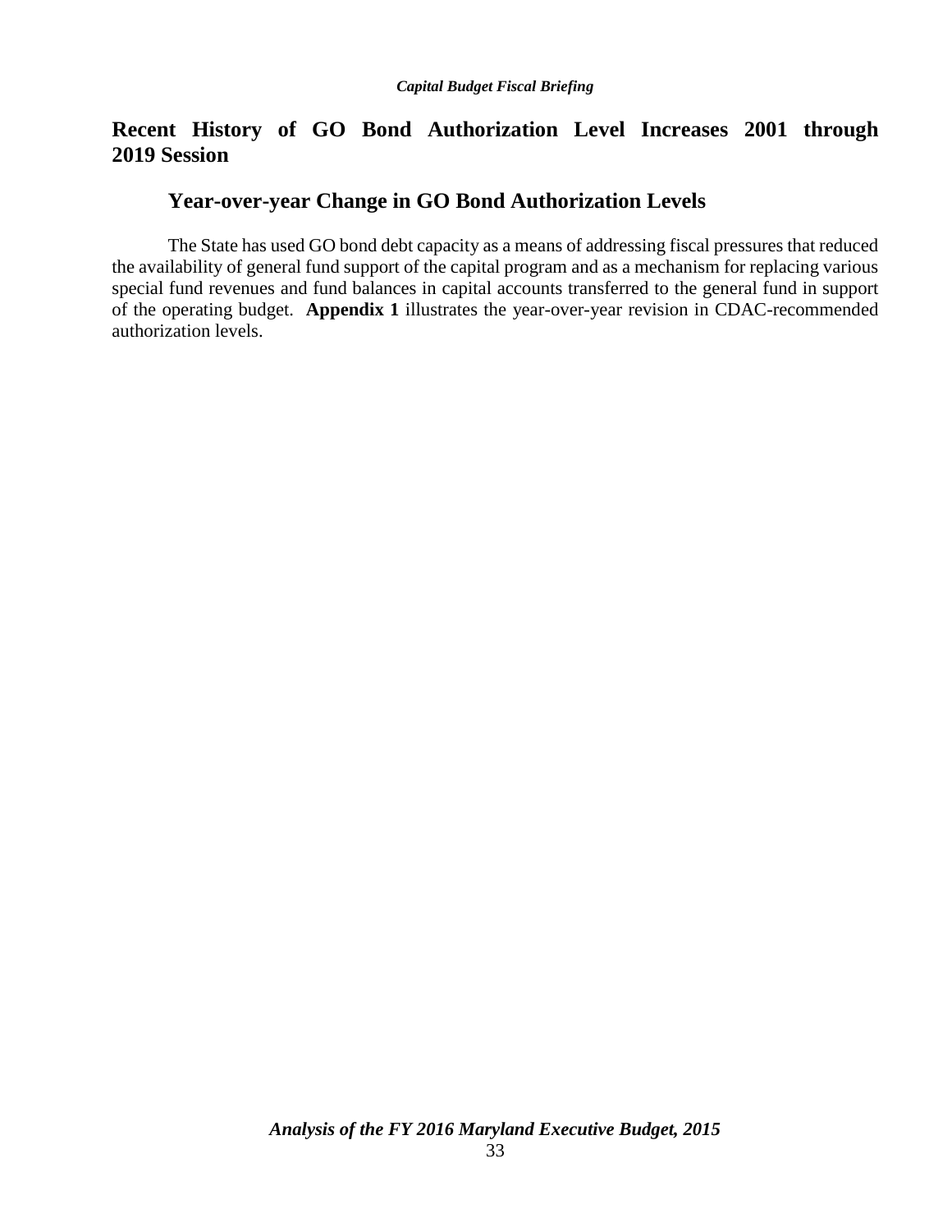## Recent History of GO Bond Authorization Level Increases 2001 through 2019 Session

### Year-over-year Change in GO Bond Authorization Levels

The State has used GO bond debt capacity as a means of addressing fiscal pressures that reduced the availability of general fund support of the capital program and as a mechanism for replacing various special fund revenues and fund balances in capital accounts transferred to the general fund in support of the operating budget. **Appendix 1** illustrates the year-over-year revision in CDAC-recommended authorization levels.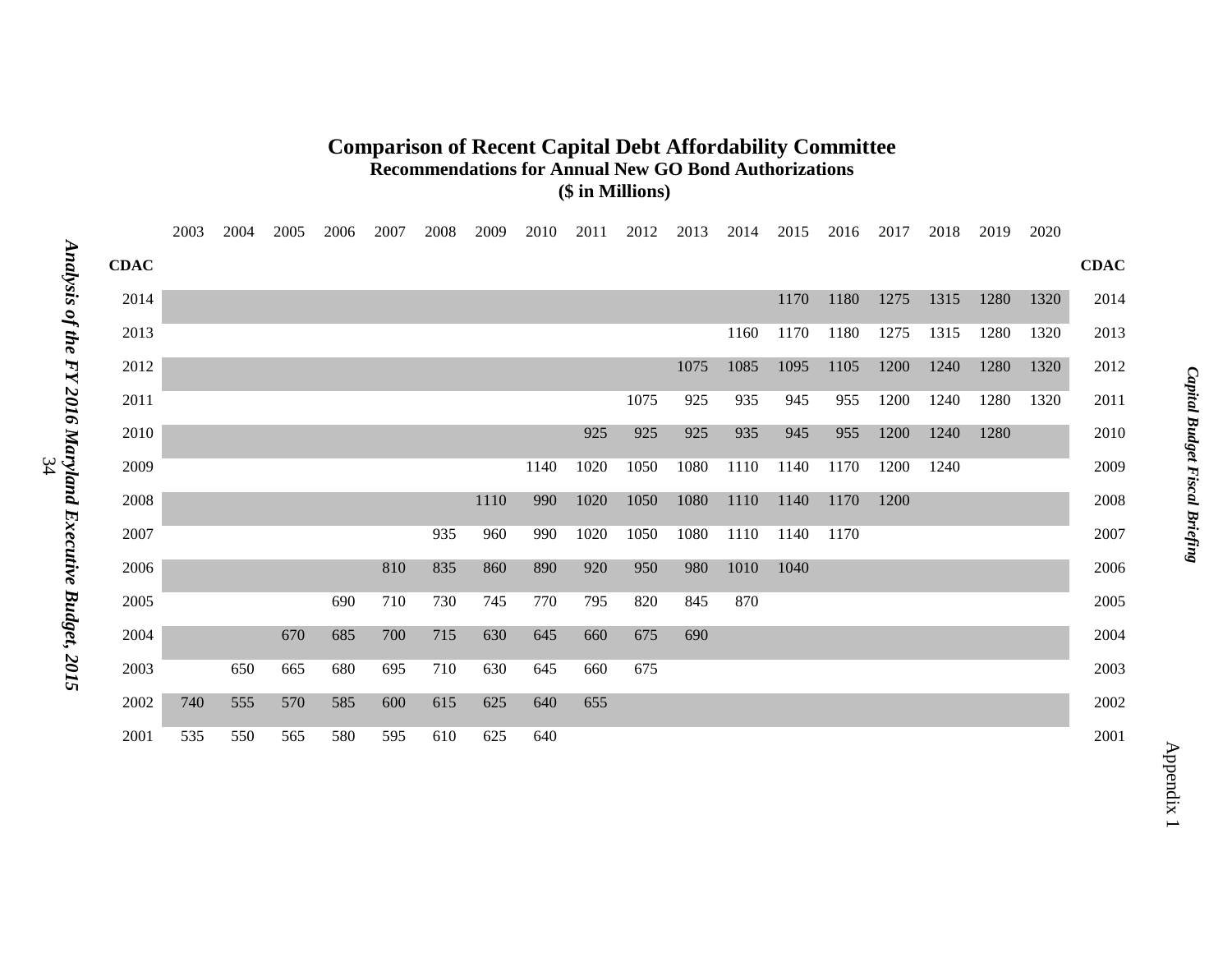# Comparison of Recent Capital Debt Affordability Committee

## Recommendations for Annual New GO Bond Authorizations

### ($ in Millions)

| CDAC | 2003 | 2004 | 2005 | 2006 | 2007 | 2008 | 2009 | 2010 | 2011 | 2012 | 2013 | 2014 | 2015 | 2016 | 2017 | 2018 | 2019 | 2020 | CDAC |
|---|---|---|---|---|---|---|---|---|---|---|---|---|---|---|---|---|---|---|---|
| 2014 | | | | | | | | | | | | | 1170 | 1180 | 1275 | 1315 | 1280 | 1320 | 2014 |
| 2013 | | | | | | | | | | | | 1160 | 1170 | 1180 | 1275 | 1315 | 1280 | 1320 | 2013 |
| 2012 | | | | | | | | | | | 1075 | 1085 | 1095 | 1105 | 1200 | 1240 | 1280 | 1320 | 2012 |
| 2011 | | | | | | | | | | 1075 | 925 | 935 | 945 | 955 | 1200 | 1240 | 1280 | 1320 | 2011 |
| 2010 | | | | | | | | | 925 | 925 | 925 | 935 | 945 | 955 | 1200 | 1240 | 1280 | | 2010 |
| 2009 | | | | | | | | 1140 | 1020 | 1050 | 1080 | 1110 | 1140 | 1170 | 1200 | 1240 | | | 2009 |
| 2008 | | | | | | | 1110 | 990 | 1020 | 1050 | 1080 | 1110 | 1140 | 1170 | 1200 | | | | 2008 |
| 2007 | | | | | | 935 | 960 | 990 | 1020 | 1050 | 1080 | 1110 | 1140 | 1170 | | | | | 2007 |
| 2006 | | | | | 810 | 835 | 860 | 890 | 920 | 950 | 980 | 1010 | 1040 | | | | | | 2006 |
| 2005 | | | | 690 | 710 | 730 | 745 | 770 | 795 | 820 | 845 | 870 | | | | | | | 2005 |
| 2004 | | | 670 | 685 | 700 | 715 | 630 | 645 | 660 | 675 | 690 | | | | | | | | 2004 |
| 2003 | | 650 | 665 | 680 | 695 | 710 | 630 | 645 | 660 | 675 | | | | | | | | | 2003 |
| 2002 | 740 | 555 | 570 | 585 | 600 | 615 | 625 | 640 | 655 | | | | | | | | | | 2002 |
| 2001 | 535 | 550 | 565 | 580 | 595 | 610 | 625 | 640 | | | | | | | | | | | 2001 |

Appendix 1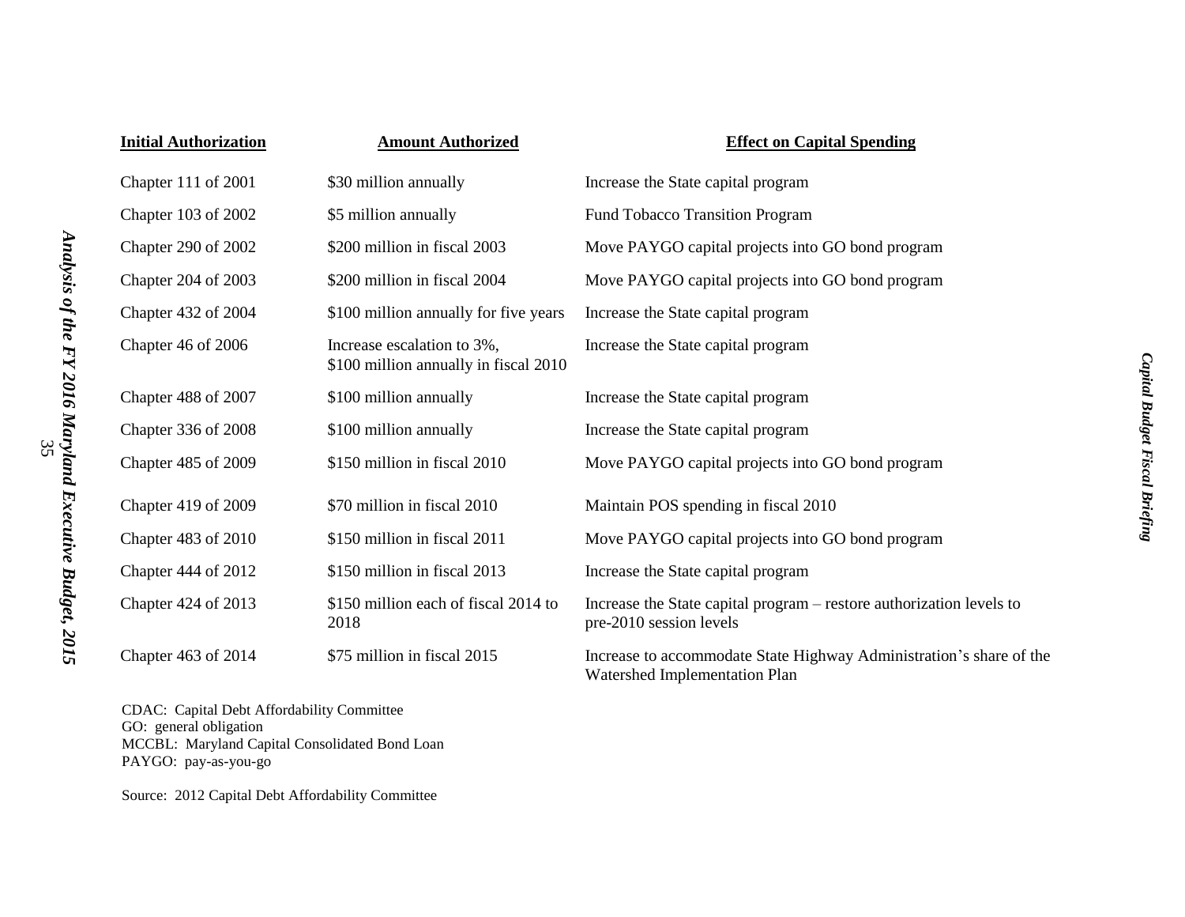| Initial Authorization | Amount Authorized | Effect on Capital Spending |
|---|---|---|
| Chapter 111 of 2001 | $30 million annually | Increase the State capital program |
| Chapter 103 of 2002 | $5 million annually | Fund Tobacco Transition Program |
| Chapter 290 of 2002 | $200 million in fiscal 2003 | Move PAYGO capital projects into GO bond program |
| Chapter 204 of 2003 | $200 million in fiscal 2004 | Move PAYGO capital projects into GO bond program |
| Chapter 432 of 2004 | $100 million annually for five years | Increase the State capital program |
| Chapter 46 of 2006 | Increase escalation to 3%, $100 million annually in fiscal 2010 | Increase the State capital program |
| Chapter 488 of 2007 | $100 million annually | Increase the State capital program |
| Chapter 336 of 2008 | $100 million annually | Increase the State capital program |
| Chapter 485 of 2009 | $150 million in fiscal 2010 | Move PAYGO capital projects into GO bond program |
| Chapter 419 of 2009 | $70 million in fiscal 2010 | Maintain POS spending in fiscal 2010 |
| Chapter 483 of 2010 | $150 million in fiscal 2011 | Move PAYGO capital projects into GO bond program |
| Chapter 444 of 2012 | $150 million in fiscal 2013 | Increase the State capital program |
| Chapter 424 of 2013 | $150 million each of fiscal 2014 to 2018 | Increase the State capital program – restore authorization levels to pre-2010 session levels |
| Chapter 463 of 2014 | $75 million in fiscal 2015 | Increase to accommodate State Highway Administration's share of the Watershed Implementation Plan |

CDAC: Capital Debt Affordability Committee
GO: general obligation
MCCBL: Maryland Capital Consolidated Bond Loan
PAYGO: pay-as-you-go

Source: 2012 Capital Debt Affordability Committee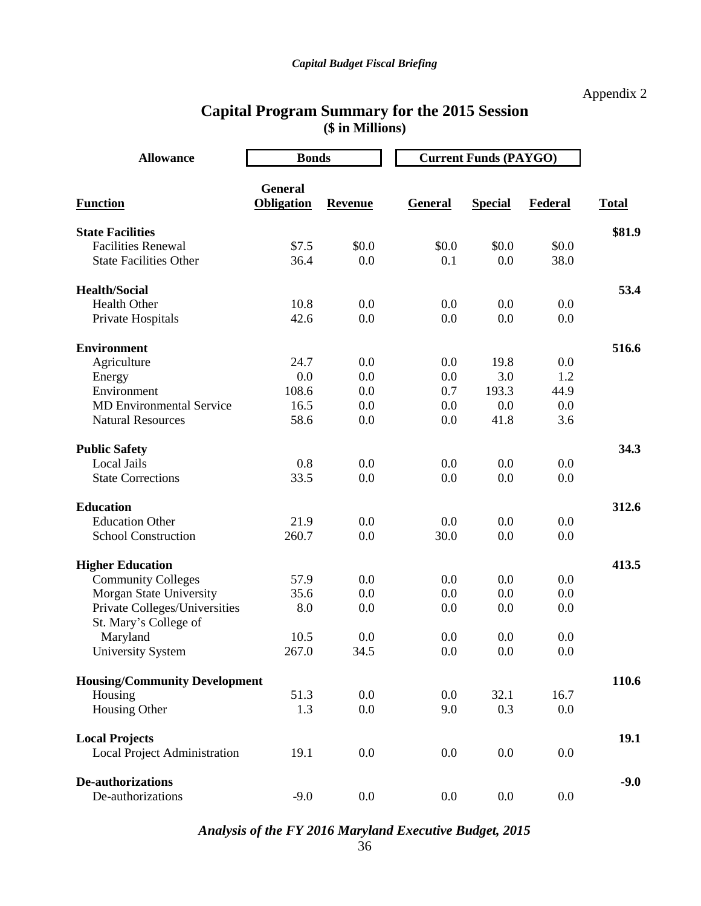Appendix 2

# Capital Program Summary for the 2015 Session

**($ in Millions)**

| Allowance | Bonds | | Current Funds (PAYGO) | | | |
|---|---|---|---|---|---|---|
| **Function** | **General Obligation** | **Revenue** | **General** | **Special** | **Federal** | **Total** |
| **State Facilities** | | | | | | **$81.9** |
| Facilities Renewal | $7.5 | $0.0 | $0.0 | $0.0 | $0.0 | |
| State Facilities Other | 36.4 | 0.0 | 0.1 | 0.0 | 38.0 | |
| **Health/Social** | | | | | | **53.4** |
| Health Other | 10.8 | 0.0 | 0.0 | 0.0 | 0.0 | |
| Private Hospitals | 42.6 | 0.0 | 0.0 | 0.0 | 0.0 | |
| **Environment** | | | | | | **516.6** |
| Agriculture | 24.7 | 0.0 | 0.0 | 19.8 | 0.0 | |
| Energy | 0.0 | 0.0 | 0.0 | 3.0 | 1.2 | |
| Environment | 108.6 | 0.0 | 0.7 | 193.3 | 44.9 | |
| MD Environmental Service | 16.5 | 0.0 | 0.0 | 0.0 | 0.0 | |
| Natural Resources | 58.6 | 0.0 | 0.0 | 41.8 | 3.6 | |
| **Public Safety** | | | | | | **34.3** |
| Local Jails | 0.8 | 0.0 | 0.0 | 0.0 | 0.0 | |
| State Corrections | 33.5 | 0.0 | 0.0 | 0.0 | 0.0 | |
| **Education** | | | | | | **312.6** |
| Education Other | 21.9 | 0.0 | 0.0 | 0.0 | 0.0 | |
| School Construction | 260.7 | 0.0 | 30.0 | 0.0 | 0.0 | |
| **Higher Education** | | | | | | **413.5** |
| Community Colleges | 57.9 | 0.0 | 0.0 | 0.0 | 0.0 | |
| Morgan State University | 35.6 | 0.0 | 0.0 | 0.0 | 0.0 | |
| Private Colleges/Universities | 8.0 | 0.0 | 0.0 | 0.0 | 0.0 | |
| St. Mary's College of Maryland | 10.5 | 0.0 | 0.0 | 0.0 | 0.0 | |
| University System | 267.0 | 34.5 | 0.0 | 0.0 | 0.0 | |
| **Housing/Community Development** | | | | | | **110.6** |
| Housing | 51.3 | 0.0 | 0.0 | 32.1 | 16.7 | |
| Housing Other | 1.3 | 0.0 | 9.0 | 0.3 | 0.0 | |
| **Local Projects** | | | | | | **19.1** |
| Local Project Administration | 19.1 | 0.0 | 0.0 | 0.0 | 0.0 | |
| **De-authorizations** | | | | | | **-9.0** |
| De-authorizations | -9.0 | 0.0 | 0.0 | 0.0 | 0.0 | |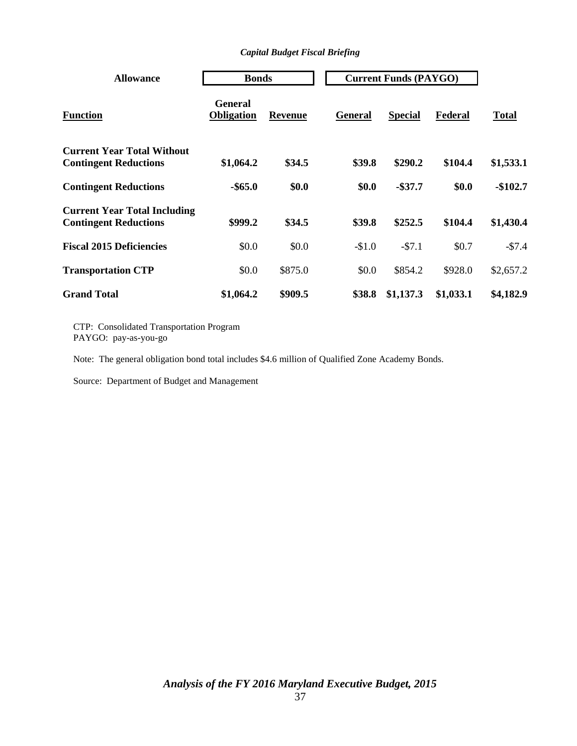| Allowance | Bonds | | Current Funds (PAYGO) | | | |
|---|---|---|---|---|---|---|
| **Function** | **General Obligation** | **Revenue** | **General** | **Special** | **Federal** | **Total** |
| **Current Year Total Without Contingent Reductions** | **$1,064.2** | **$34.5** | **$39.8** | **$290.2** | **$104.4** | **$1,533.1** |
| **Contingent Reductions** | **-$65.0** | **$0.0** | **$0.0** | **-$37.7** | **$0.0** | **-$102.7** |
| **Current Year Total Including Contingent Reductions** | **$999.2** | **$34.5** | **$39.8** | **$252.5** | **$104.4** | **$1,430.4** |
| **Fiscal 2015 Deficiencies** | $0.0 | $0.0 | -$1.0 | -$7.1 | $0.7 | -$7.4 |
| **Transportation CTP** | $0.0 | $875.0 | $0.0 | $854.2 | $928.0 | $2,657.2 |
| **Grand Total** | **$1,064.2** | **$909.5** | **$38.8** | **$1,137.3** | **$1,033.1** | **$4,182.9** |

CTP: Consolidated Transportation Program
PAYGO: pay-as-you-go

Note: The general obligation bond total includes $4.6 million of Qualified Zone Academy Bonds.

Source: Department of Budget and Management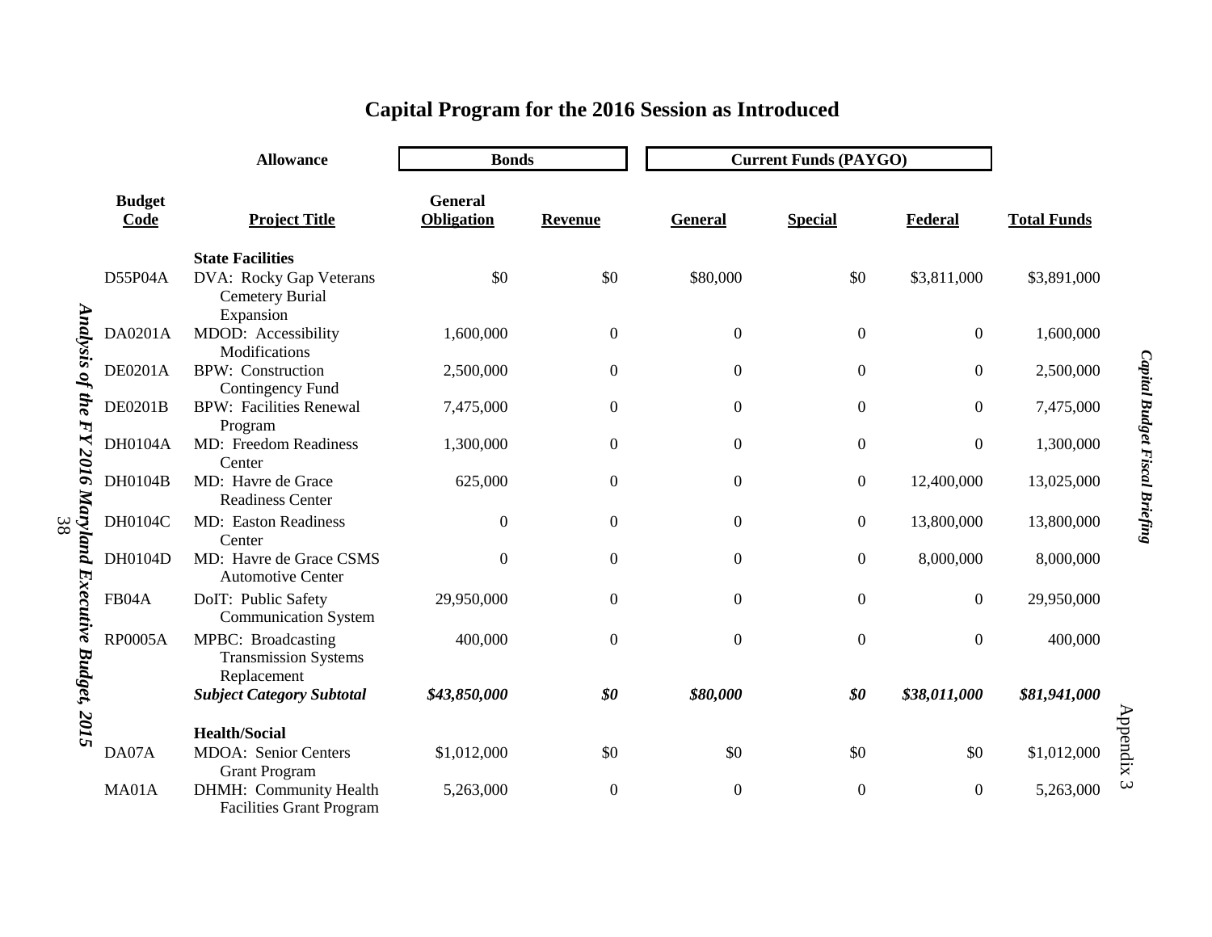# Capital Program for the 2016 Session as Introduced

| Allowance | | Bonds | | Current Funds (PAYGO) | | | |
|---|---|---|---|---|---|---|---|
| **Budget Code** | **Project Title** | **General Obligation** | **Revenue** | **General** | **Special** | **Federal** | **Total Funds** |
| | **State Facilities** | | | | | | |
| D55P04A | DVA: Rocky Gap Veterans Cemetery Burial Expansion | $0 | $0 | $80,000 | $0 | $3,811,000 | $3,891,000 |
| DA0201A | MDOD: Accessibility Modifications | 1,600,000 | 0 | 0 | 0 | 0 | 1,600,000 |
| DE0201A | BPW: Construction Contingency Fund | 2,500,000 | 0 | 0 | 0 | 0 | 2,500,000 |
| DE0201B | BPW: Facilities Renewal Program | 7,475,000 | 0 | 0 | 0 | 0 | 7,475,000 |
| DH0104A | MD: Freedom Readiness Center | 1,300,000 | 0 | 0 | 0 | 0 | 1,300,000 |
| DH0104B | MD: Havre de Grace Readiness Center | 625,000 | 0 | 0 | 0 | 12,400,000 | 13,025,000 |
| DH0104C | MD: Easton Readiness Center | 0 | 0 | 0 | 0 | 13,800,000 | 13,800,000 |
| DH0104D | MD: Havre de Grace CSMS Automotive Center | 0 | 0 | 0 | 0 | 8,000,000 | 8,000,000 |
| FB04A | DoIT: Public Safety Communication System | 29,950,000 | 0 | 0 | 0 | 0 | 29,950,000 |
| RP0005A | MPBC: Broadcasting Transmission Systems Replacement | 400,000 | 0 | 0 | 0 | 0 | 400,000 |
| | ***Subject Category Subtotal*** | ***$43,850,000*** | ***$0*** | ***$80,000*** | ***$0*** | ***$38,011,000*** | ***$81,941,000*** |
| | **Health/Social** | | | | | | |
| DA07A | MDOA: Senior Centers Grant Program | $1,012,000 | $0 | $0 | $0 | $0 | $1,012,000 |
| MA01A | DHMH: Community Health Facilities Grant Program | 5,263,000 | 0 | 0 | 0 | 0 | 5,263,000 |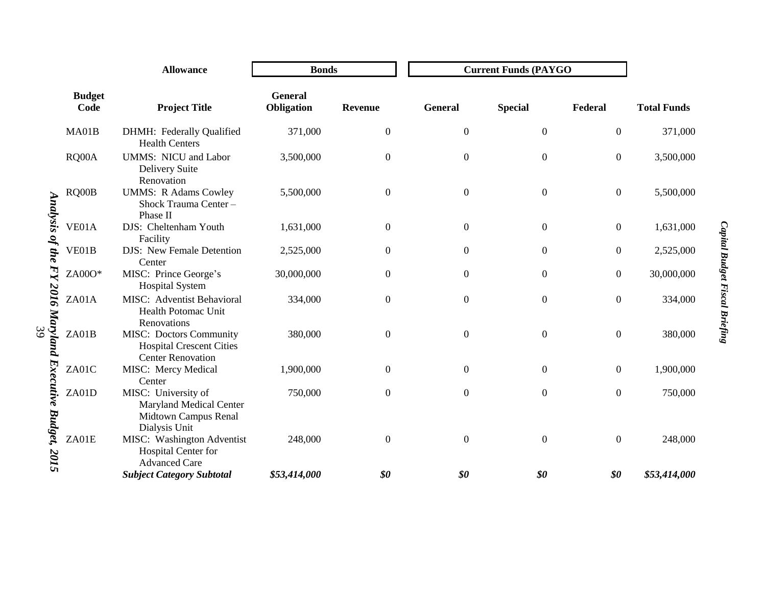| | Allowance | Bonds | | Current Funds (PAYGO | | | |
|---|---|---|---|---|---|---|---|
| Budget Code | Project Title | General Obligation | Revenue | General | Special | Federal | Total Funds |
| MA01B | DHMH: Federally Qualified Health Centers | 371,000 | 0 | 0 | 0 | 0 | 371,000 |
| RQ00A | UMMS: NICU and Labor Delivery Suite Renovation | 3,500,000 | 0 | 0 | 0 | 0 | 3,500,000 |
| RQ00B | UMMS: R Adams Cowley Shock Trauma Center – Phase II | 5,500,000 | 0 | 0 | 0 | 0 | 5,500,000 |
| VE01A | DJS: Cheltenham Youth Facility | 1,631,000 | 0 | 0 | 0 | 0 | 1,631,000 |
| VE01B | DJS: New Female Detention Center | 2,525,000 | 0 | 0 | 0 | 0 | 2,525,000 |
| ZA00O* | MISC: Prince George's Hospital System | 30,000,000 | 0 | 0 | 0 | 0 | 30,000,000 |
| ZA01A | MISC: Adventist Behavioral Health Potomac Unit Renovations | 334,000 | 0 | 0 | 0 | 0 | 334,000 |
| ZA01B | MISC: Doctors Community Hospital Crescent Cities Center Renovation | 380,000 | 0 | 0 | 0 | 0 | 380,000 |
| ZA01C | MISC: Mercy Medical Center | 1,900,000 | 0 | 0 | 0 | 0 | 1,900,000 |
| ZA01D | MISC: University of Maryland Medical Center Midtown Campus Renal Dialysis Unit | 750,000 | 0 | 0 | 0 | 0 | 750,000 |
| ZA01E | MISC: Washington Adventist Hospital Center for Advanced Care | 248,000 | 0 | 0 | 0 | 0 | 248,000 |
| | ***Subject Category Subtotal*** | ***$53,414,000*** | ***$0*** | ***$0*** | ***$0*** | ***$0*** | ***$53,414,000*** |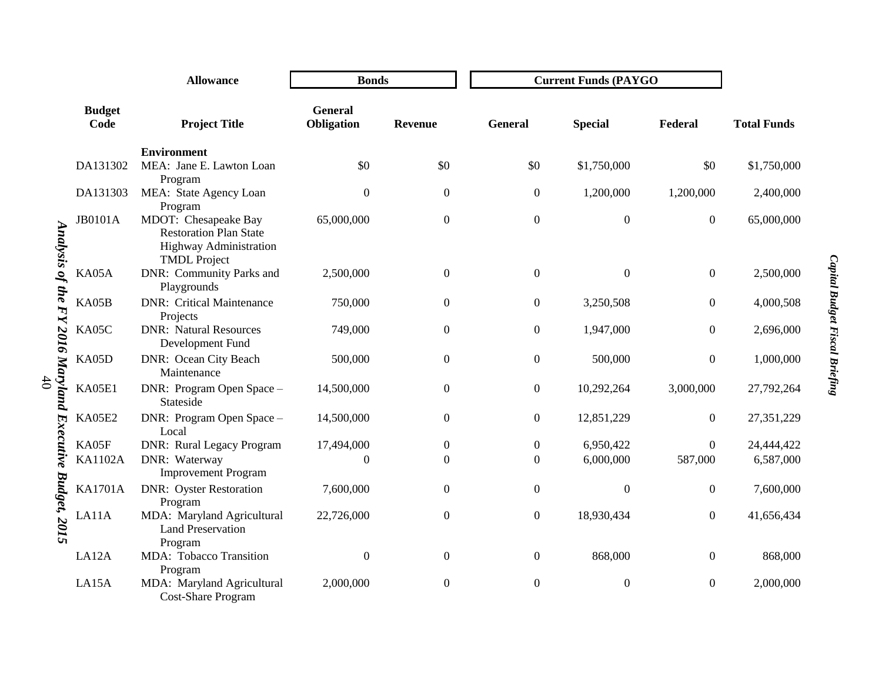| | Allowance | Bonds | | Current Funds (PAYGO | | | |
|---|---|---|---|---|---|---|---|
| Budget Code | Project Title | General Obligation | Revenue | General | Special | Federal | Total Funds |
| | **Environment** | | | | | | |
| DA131302 | MEA: Jane E. Lawton Loan Program | $0 | $0 | $0 | $1,750,000 | $0 | $1,750,000 |
| DA131303 | MEA: State Agency Loan Program | 0 | 0 | 0 | 1,200,000 | 1,200,000 | 2,400,000 |
| JB0101A | MDOT: Chesapeake Bay Restoration Plan State Highway Administration TMDL Project | 65,000,000 | 0 | 0 | 0 | 0 | 65,000,000 |
| KA05A | DNR: Community Parks and Playgrounds | 2,500,000 | 0 | 0 | 0 | 0 | 2,500,000 |
| KA05B | DNR: Critical Maintenance Projects | 750,000 | 0 | 0 | 3,250,508 | 0 | 4,000,508 |
| KA05C | DNR: Natural Resources Development Fund | 749,000 | 0 | 0 | 1,947,000 | 0 | 2,696,000 |
| KA05D | DNR: Ocean City Beach Maintenance | 500,000 | 0 | 0 | 500,000 | 0 | 1,000,000 |
| KA05E1 | DNR: Program Open Space – Stateside | 14,500,000 | 0 | 0 | 10,292,264 | 3,000,000 | 27,792,264 |
| KA05E2 | DNR: Program Open Space – Local | 14,500,000 | 0 | 0 | 12,851,229 | 0 | 27,351,229 |
| KA05F | DNR: Rural Legacy Program | 17,494,000 | 0 | 0 | 6,950,422 | 0 | 24,444,422 |
| KA1102A | DNR: Waterway Improvement Program | 0 | 0 | 0 | 6,000,000 | 587,000 | 6,587,000 |
| KA1701A | DNR: Oyster Restoration Program | 7,600,000 | 0 | 0 | 0 | 0 | 7,600,000 |
| LA11A | MDA: Maryland Agricultural Land Preservation Program | 22,726,000 | 0 | 0 | 18,930,434 | 0 | 41,656,434 |
| LA12A | MDA: Tobacco Transition Program | 0 | 0 | 0 | 868,000 | 0 | 868,000 |
| LA15A | MDA: Maryland Agricultural Cost-Share Program | 2,000,000 | 0 | 0 | 0 | 0 | 2,000,000 |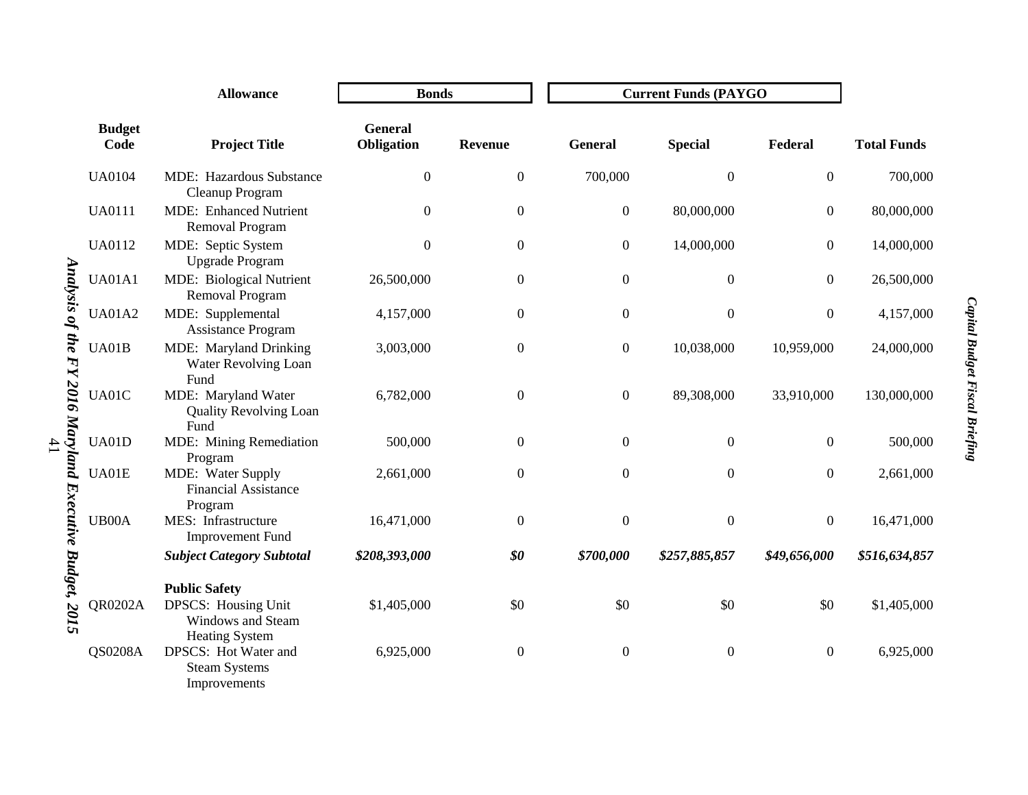| | Allowance | Bonds | | Current Funds (PAYGO | | | |
|---|---|---|---|---|---|---|---|
| Budget Code | Project Title | General Obligation | Revenue | General | Special | Federal | Total Funds |
| UA0104 | MDE: Hazardous Substance Cleanup Program | 0 | 0 | 700,000 | 0 | 0 | 700,000 |
| UA0111 | MDE: Enhanced Nutrient Removal Program | 0 | 0 | 0 | 80,000,000 | 0 | 80,000,000 |
| UA0112 | MDE: Septic System Upgrade Program | 0 | 0 | 0 | 14,000,000 | 0 | 14,000,000 |
| UA01A1 | MDE: Biological Nutrient Removal Program | 26,500,000 | 0 | 0 | 0 | 0 | 26,500,000 |
| UA01A2 | MDE: Supplemental Assistance Program | 4,157,000 | 0 | 0 | 0 | 0 | 4,157,000 |
| UA01B | MDE: Maryland Drinking Water Revolving Loan Fund | 3,003,000 | 0 | 0 | 10,038,000 | 10,959,000 | 24,000,000 |
| UA01C | MDE: Maryland Water Quality Revolving Loan Fund | 6,782,000 | 0 | 0 | 89,308,000 | 33,910,000 | 130,000,000 |
| UA01D | MDE: Mining Remediation Program | 500,000 | 0 | 0 | 0 | 0 | 500,000 |
| UA01E | MDE: Water Supply Financial Assistance Program | 2,661,000 | 0 | 0 | 0 | 0 | 2,661,000 |
| UB00A | MES: Infrastructure Improvement Fund | 16,471,000 | 0 | 0 | 0 | 0 | 16,471,000 |
| | ***Subject Category Subtotal*** | ***$208,393,000*** | ***$0*** | ***$700,000*** | ***$257,885,857*** | ***$49,656,000*** | ***$516,634,857*** |
| | **Public Safety** | | | | | | |
| QR0202A | DPSCS: Housing Unit Windows and Steam Heating System | $1,405,000 | $0 | $0 | $0 | $0 | $1,405,000 |
| QS0208A | DPSCS: Hot Water and Steam Systems Improvements | 6,925,000 | 0 | 0 | 0 | 0 | 6,925,000 |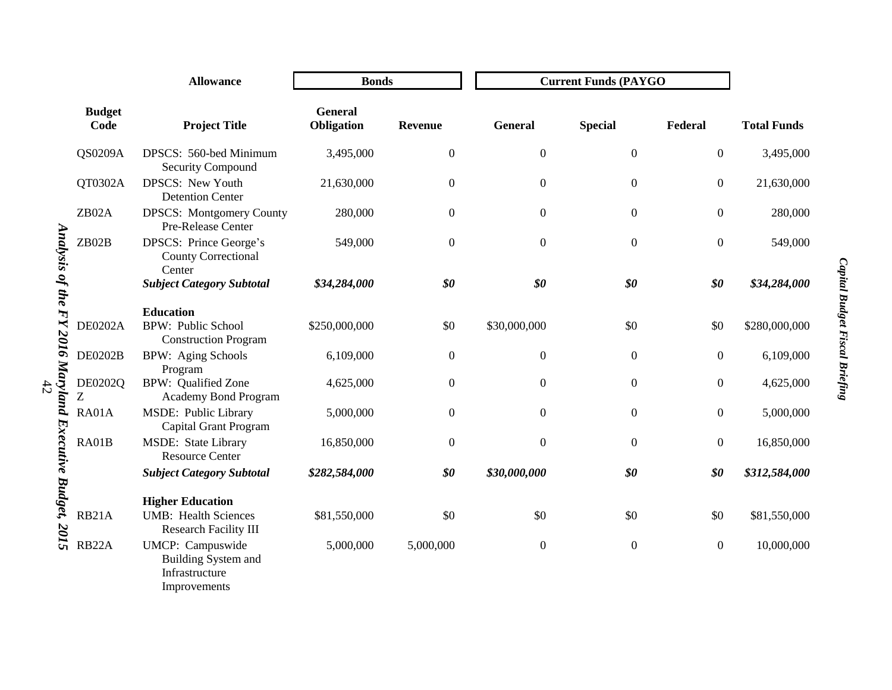| | Allowance | Bonds | | Current Funds (PAYGO | | | |
|---|---|---|---|---|---|---|---|
| Budget Code | Project Title | General Obligation | Revenue | General | Special | Federal | Total Funds |
| QS0209A | DPSCS: 560-bed Minimum Security Compound | 3,495,000 | 0 | 0 | 0 | 0 | 3,495,000 |
| QT0302A | DPSCS: New Youth Detention Center | 21,630,000 | 0 | 0 | 0 | 0 | 21,630,000 |
| ZB02A | DPSCS: Montgomery County Pre-Release Center | 280,000 | 0 | 0 | 0 | 0 | 280,000 |
| ZB02B | DPSCS: Prince George's County Correctional Center | 549,000 | 0 | 0 | 0 | 0 | 549,000 |
| | ***Subject Category Subtotal*** | ***$34,284,000*** | ***$0*** | ***$0*** | ***$0*** | ***$0*** | ***$34,284,000*** |
| | **Education** | | | | | | |
| DE0202A | BPW: Public School Construction Program | $250,000,000 | $0 | $30,000,000 | $0 | $0 | $280,000,000 |
| DE0202B | BPW: Aging Schools Program | 6,109,000 | 0 | 0 | 0 | 0 | 6,109,000 |
| DE0202QZ | BPW: Qualified Zone Academy Bond Program | 4,625,000 | 0 | 0 | 0 | 0 | 4,625,000 |
| RA01A | MSDE: Public Library Capital Grant Program | 5,000,000 | 0 | 0 | 0 | 0 | 5,000,000 |
| RA01B | MSDE: State Library Resource Center | 16,850,000 | 0 | 0 | 0 | 0 | 16,850,000 |
| | ***Subject Category Subtotal*** | ***$282,584,000*** | ***$0*** | ***$30,000,000*** | ***$0*** | ***$0*** | ***$312,584,000*** |
| | **Higher Education** | | | | | | |
| RB21A | UMB: Health Sciences Research Facility III | $81,550,000 | $0 | $0 | $0 | $0 | $81,550,000 |
| RB22A | UMCP: Campuswide Building System and Infrastructure Improvements | 5,000,000 | 5,000,000 | 0 | 0 | 0 | 10,000,000 |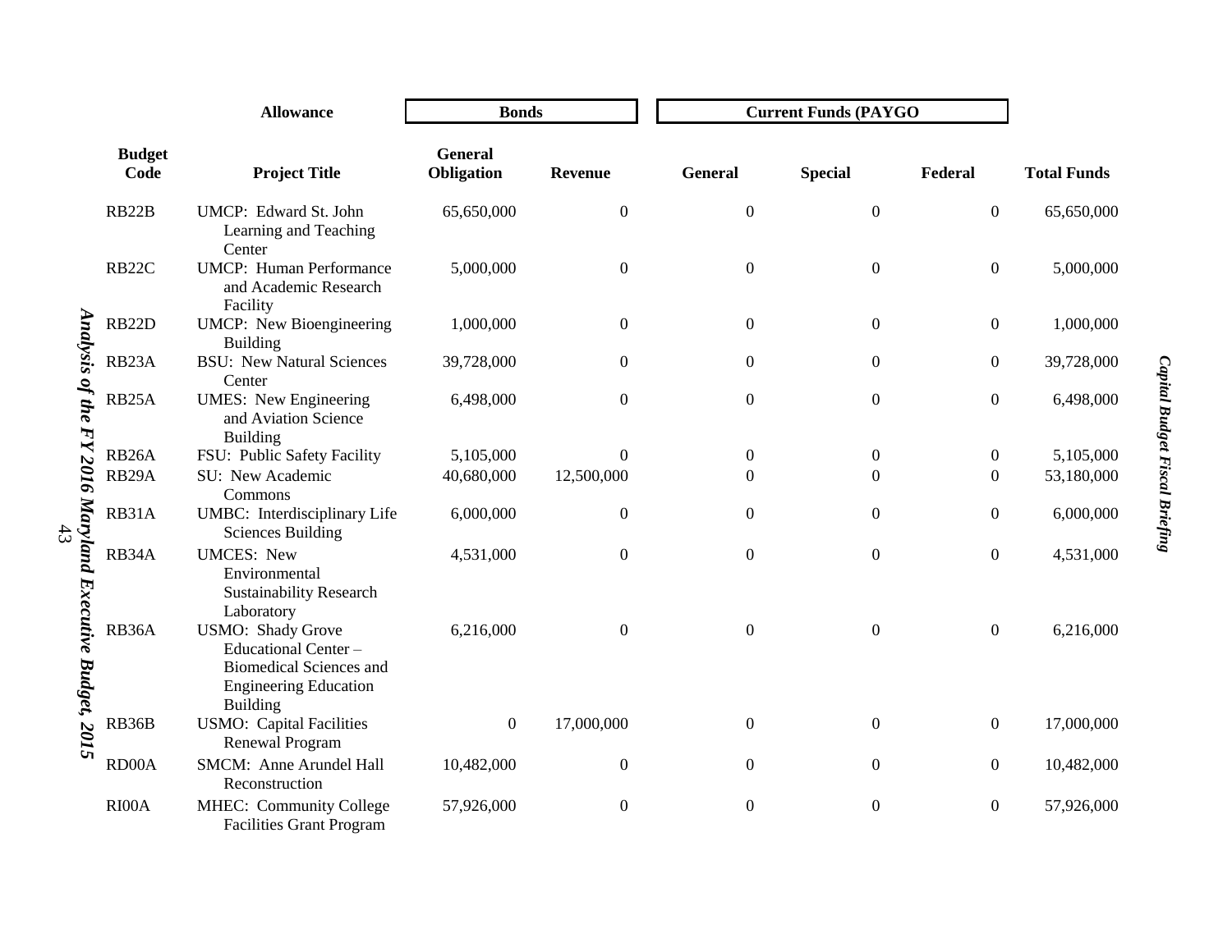| Allowance | | Bonds | | Current Funds (PAYGO | | | |
|---|---|---|---|---|---|---|---|
| Budget Code | Project Title | General Obligation | Revenue | General | Special | Federal | Total Funds |
| RB22B | UMCP: Edward St. John Learning and Teaching Center | 65,650,000 | 0 | 0 | 0 | 0 | 65,650,000 |
| RB22C | UMCP: Human Performance and Academic Research Facility | 5,000,000 | 0 | 0 | 0 | 0 | 5,000,000 |
| RB22D | UMCP: New Bioengineering Building | 1,000,000 | 0 | 0 | 0 | 0 | 1,000,000 |
| RB23A | BSU: New Natural Sciences Center | 39,728,000 | 0 | 0 | 0 | 0 | 39,728,000 |
| RB25A | UMES: New Engineering and Aviation Science Building | 6,498,000 | 0 | 0 | 0 | 0 | 6,498,000 |
| RB26A | FSU: Public Safety Facility | 5,105,000 | 0 | 0 | 0 | 0 | 5,105,000 |
| RB29A | SU: New Academic Commons | 40,680,000 | 12,500,000 | 0 | 0 | 0 | 53,180,000 |
| RB31A | UMBC: Interdisciplinary Life Sciences Building | 6,000,000 | 0 | 0 | 0 | 0 | 6,000,000 |
| RB34A | UMCES: New Environmental Sustainability Research Laboratory | 4,531,000 | 0 | 0 | 0 | 0 | 4,531,000 |
| RB36A | USMO: Shady Grove Educational Center – Biomedical Sciences and Engineering Education Building | 6,216,000 | 0 | 0 | 0 | 0 | 6,216,000 |
| RB36B | USMO: Capital Facilities Renewal Program | 0 | 17,000,000 | 0 | 0 | 0 | 17,000,000 |
| RD00A | SMCM: Anne Arundel Hall Reconstruction | 10,482,000 | 0 | 0 | 0 | 0 | 10,482,000 |
| RI00A | MHEC: Community College Facilities Grant Program | 57,926,000 | 0 | 0 | 0 | 0 | 57,926,000 |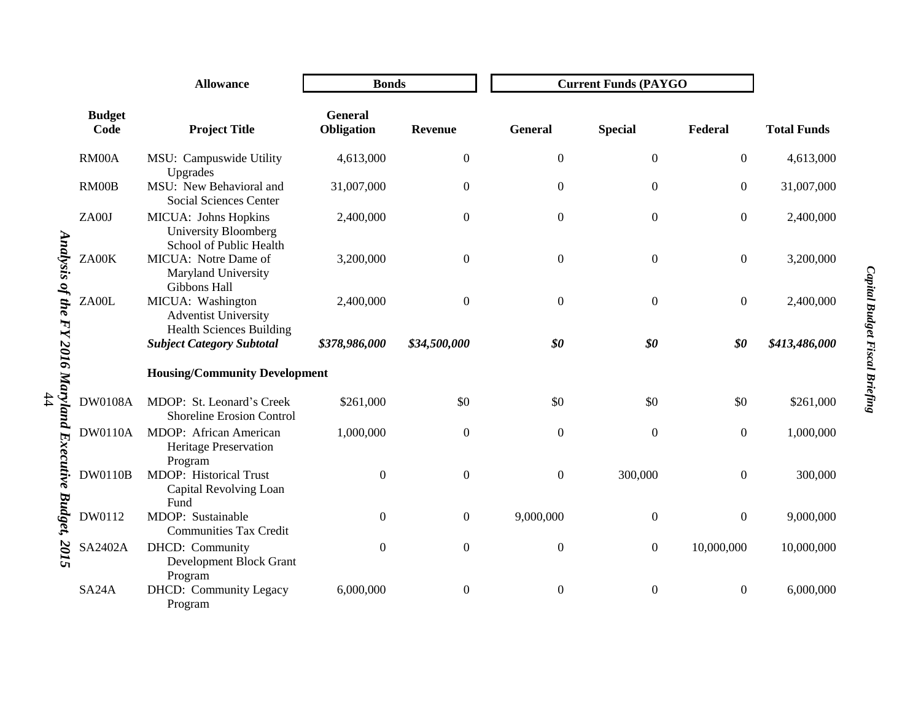| Allowance | | Bonds | | Current Funds (PAYGO | | | |
|---|---|---|---|---|---|---|---|
| Budget Code | Project Title | General Obligation | Revenue | General | Special | Federal | Total Funds |
| RM00A | MSU: Campuswide Utility Upgrades | 4,613,000 | 0 | 0 | 0 | 0 | 4,613,000 |
| RM00B | MSU: New Behavioral and Social Sciences Center | 31,007,000 | 0 | 0 | 0 | 0 | 31,007,000 |
| ZA00J | MICUA: Johns Hopkins University Bloomberg School of Public Health | 2,400,000 | 0 | 0 | 0 | 0 | 2,400,000 |
| ZA00K | MICUA: Notre Dame of Maryland University Gibbons Hall | 3,200,000 | 0 | 0 | 0 | 0 | 3,200,000 |
| ZA00L | MICUA: Washington Adventist University Health Sciences Building | 2,400,000 | 0 | 0 | 0 | 0 | 2,400,000 |
| | ***Subject Category Subtotal*** | ***$378,986,000*** | ***$34,500,000*** | ***$0*** | ***$0*** | ***$0*** | ***$413,486,000*** |
| | **Housing/Community Development** | | | | | | |
| DW0108A | MDOP: St. Leonard's Creek Shoreline Erosion Control | $261,000 | $0 | $0 | $0 | $0 | $261,000 |
| DW0110A | MDOP: African American Heritage Preservation Program | 1,000,000 | 0 | 0 | 0 | 0 | 1,000,000 |
| DW0110B | MDOP: Historical Trust Capital Revolving Loan Fund | 0 | 0 | 0 | 300,000 | 0 | 300,000 |
| DW0112 | MDOP: Sustainable Communities Tax Credit | 0 | 0 | 9,000,000 | 0 | 0 | 9,000,000 |
| SA2402A | DHCD: Community Development Block Grant Program | 0 | 0 | 0 | 0 | 10,000,000 | 10,000,000 |
| SA24A | DHCD: Community Legacy Program | 6,000,000 | 0 | 0 | 0 | 0 | 6,000,000 |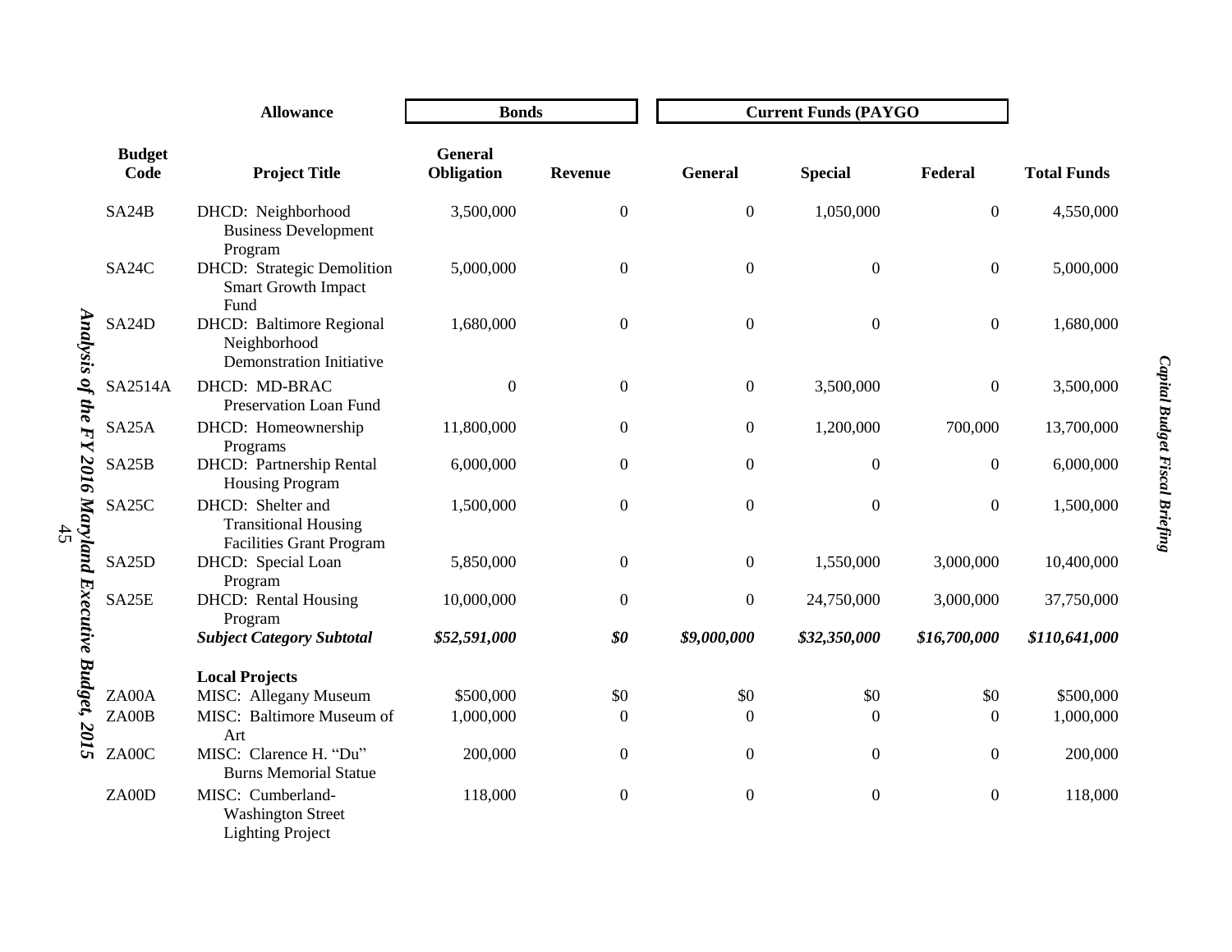| | Allowance | Bonds | | Current Funds (PAYGO | | | |
|---|---|---|---|---|---|---|---|
| Budget Code | Project Title | General Obligation | Revenue | General | Special | Federal | Total Funds |
| SA24B | DHCD: Neighborhood Business Development Program | 3,500,000 | 0 | 0 | 1,050,000 | 0 | 4,550,000 |
| SA24C | DHCD: Strategic Demolition Smart Growth Impact Fund | 5,000,000 | 0 | 0 | 0 | 0 | 5,000,000 |
| SA24D | DHCD: Baltimore Regional Neighborhood Demonstration Initiative | 1,680,000 | 0 | 0 | 0 | 0 | 1,680,000 |
| SA2514A | DHCD: MD-BRAC Preservation Loan Fund | 0 | 0 | 0 | 3,500,000 | 0 | 3,500,000 |
| SA25A | DHCD: Homeownership Programs | 11,800,000 | 0 | 0 | 1,200,000 | 700,000 | 13,700,000 |
| SA25B | DHCD: Partnership Rental Housing Program | 6,000,000 | 0 | 0 | 0 | 0 | 6,000,000 |
| SA25C | DHCD: Shelter and Transitional Housing Facilities Grant Program | 1,500,000 | 0 | 0 | 0 | 0 | 1,500,000 |
| SA25D | DHCD: Special Loan Program | 5,850,000 | 0 | 0 | 1,550,000 | 3,000,000 | 10,400,000 |
| SA25E | DHCD: Rental Housing Program | 10,000,000 | 0 | 0 | 24,750,000 | 3,000,000 | 37,750,000 |
| | ***Subject Category Subtotal*** | ***$52,591,000*** | ***$0*** | ***$9,000,000*** | ***$32,350,000*** | ***$16,700,000*** | ***$110,641,000*** |
| | **Local Projects** | | | | | | |
| ZA00A | MISC: Allegany Museum | $500,000 | $0 | $0 | $0 | $0 | $500,000 |
| ZA00B | MISC: Baltimore Museum of Art | 1,000,000 | 0 | 0 | 0 | 0 | 1,000,000 |
| ZA00C | MISC: Clarence H. "Du" Burns Memorial Statue | 200,000 | 0 | 0 | 0 | 0 | 200,000 |
| ZA00D | MISC: Cumberland-Washington Street Lighting Project | 118,000 | 0 | 0 | 0 | 0 | 118,000 |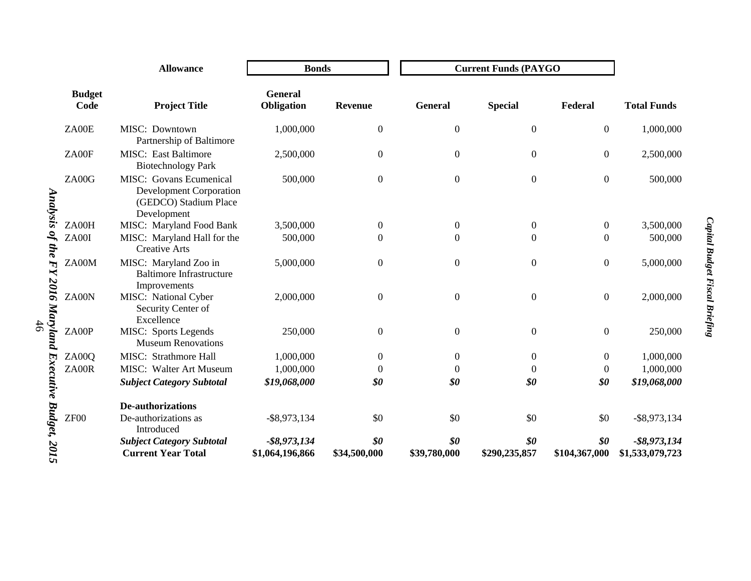| Allowance | | Bonds | | Current Funds (PAYGO | | | |
|---|---|---|---|---|---|---|---|
| Budget Code | Project Title | General Obligation | Revenue | General | Special | Federal | Total Funds |
| ZA00E | MISC: Downtown Partnership of Baltimore | 1,000,000 | 0 | 0 | 0 | 0 | 1,000,000 |
| ZA00F | MISC: East Baltimore Biotechnology Park | 2,500,000 | 0 | 0 | 0 | 0 | 2,500,000 |
| ZA00G | MISC: Govans Ecumenical Development Corporation (GEDCO) Stadium Place Development | 500,000 | 0 | 0 | 0 | 0 | 500,000 |
| ZA00H | MISC: Maryland Food Bank | 3,500,000 | 0 | 0 | 0 | 0 | 3,500,000 |
| ZA00I | MISC: Maryland Hall for the Creative Arts | 500,000 | 0 | 0 | 0 | 0 | 500,000 |
| ZA00M | MISC: Maryland Zoo in Baltimore Infrastructure Improvements | 5,000,000 | 0 | 0 | 0 | 0 | 5,000,000 |
| ZA00N | MISC: National Cyber Security Center of Excellence | 2,000,000 | 0 | 0 | 0 | 0 | 2,000,000 |
| ZA00P | MISC: Sports Legends Museum Renovations | 250,000 | 0 | 0 | 0 | 0 | 250,000 |
| ZA00Q | MISC: Strathmore Hall | 1,000,000 | 0 | 0 | 0 | 0 | 1,000,000 |
| ZA00R | MISC: Walter Art Museum | 1,000,000 | 0 | 0 | 0 | 0 | 1,000,000 |
| | ***Subject Category Subtotal*** | ***$19,068,000*** | ***$0*** | ***$0*** | ***$0*** | ***$0*** | ***$19,068,000*** |
| | **De-authorizations** | | | | | | |
| ZF00 | De-authorizations as Introduced | -$8,973,134 | $0 | $0 | $0 | $0 | -$8,973,134 |
| | ***Subject Category Subtotal*** | ***-$8,973,134*** | ***$0*** | ***$0*** | ***$0*** | ***$0*** | ***-$8,973,134*** |
| | **Current Year Total** | **$1,064,196,866** | **$34,500,000** | **$39,780,000** | **$290,235,857** | **$104,367,000** | **$1,533,079,723** |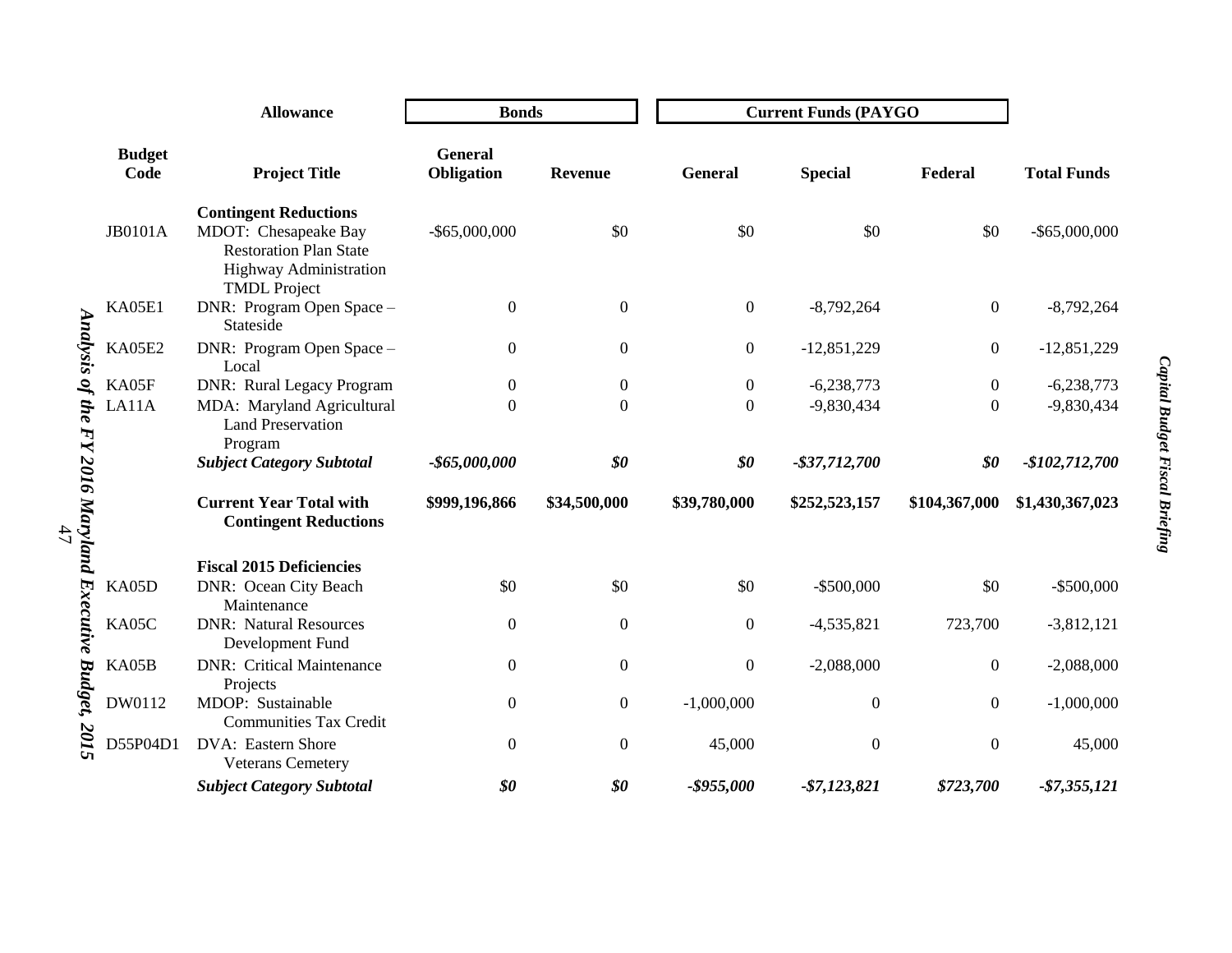| | Allowance | Bonds | | Current Funds (PAYGO | | | |
|---|---|---|---|---|---|---|---|
| Budget Code | Project Title | General Obligation | Revenue | General | Special | Federal | Total Funds |
| | **Contingent Reductions** | | | | | | |
| JB0101A | MDOT: Chesapeake Bay Restoration Plan State Highway Administration TMDL Project | -$65,000,000 | $0 | $0 | $0 | $0 | -$65,000,000 |
| KA05E1 | DNR: Program Open Space – Stateside | 0 | 0 | 0 | -8,792,264 | 0 | -8,792,264 |
| KA05E2 | DNR: Program Open Space – Local | 0 | 0 | 0 | -12,851,229 | 0 | -12,851,229 |
| KA05F | DNR: Rural Legacy Program | 0 | 0 | 0 | -6,238,773 | 0 | -6,238,773 |
| LA11A | MDA: Maryland Agricultural Land Preservation Program | 0 | 0 | 0 | -9,830,434 | 0 | -9,830,434 |
| | ***Subject Category Subtotal*** | ***-$65,000,000*** | ***$0*** | ***$0*** | ***-$37,712,700*** | ***$0*** | ***-$102,712,700*** |
| | **Current Year Total with Contingent Reductions** | **$999,196,866** | **$34,500,000** | **$39,780,000** | **$252,523,157** | **$104,367,000** | **$1,430,367,023** |
| | **Fiscal 2015 Deficiencies** | | | | | | |
| KA05D | DNR: Ocean City Beach Maintenance | $0 | $0 | $0 | -$500,000 | $0 | -$500,000 |
| KA05C | DNR: Natural Resources Development Fund | 0 | 0 | 0 | -4,535,821 | 723,700 | -3,812,121 |
| KA05B | DNR: Critical Maintenance Projects | 0 | 0 | 0 | -2,088,000 | 0 | -2,088,000 |
| DW0112 | MDOP: Sustainable Communities Tax Credit | 0 | 0 | -1,000,000 | 0 | 0 | -1,000,000 |
| D55P04D1 | DVA: Eastern Shore Veterans Cemetery | 0 | 0 | 45,000 | 0 | 0 | 45,000 |
| | ***Subject Category Subtotal*** | ***$0*** | ***$0*** | ***-$955,000*** | ***-$7,123,821*** | ***$723,700*** | ***-$7,355,121*** |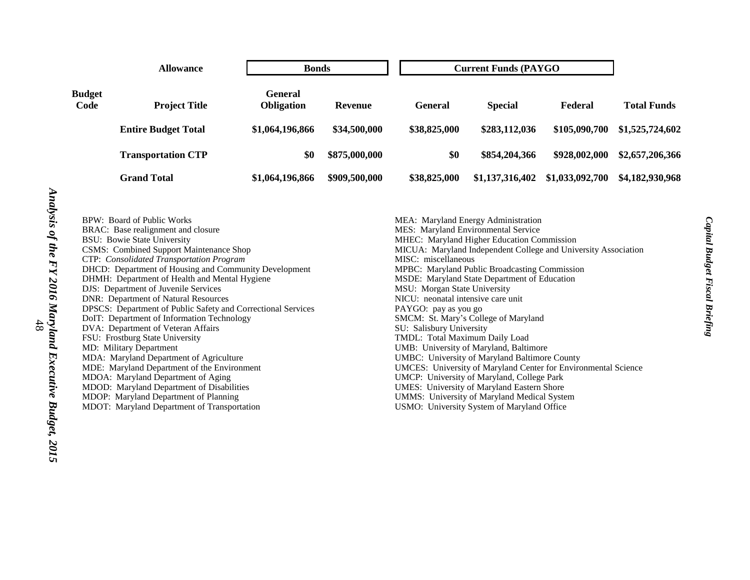| | Allowance | Bonds | | Current Funds (PAYGO | | | |
|---|---|---|---|---|---|---|---|
| **Budget Code** | **Project Title** | **General Obligation** | **Revenue** | **General** | **Special** | **Federal** | **Total Funds** |
| | **Entire Budget Total** | **$1,064,196,866** | **$34,500,000** | **$38,825,000** | **$283,112,036** | **$105,090,700** | **$1,525,724,602** |
| | **Transportation CTP** | **$0** | **$875,000,000** | **$0** | **$854,204,366** | **$928,002,000** | **$2,657,206,366** |
| | **Grand Total** | **$1,064,196,866** | **$909,500,000** | **$38,825,000** | **$1,137,316,402** | **$1,033,092,700** | **$4,182,930,968** |

BPW: Board of Public Works
BRAC: Base realignment and closure
BSU: Bowie State University
CSMS: Combined Support Maintenance Shop
CTP: *Consolidated Transportation Program*
DHCD: Department of Housing and Community Development
DHMH: Department of Health and Mental Hygiene
DJS: Department of Juvenile Services
DNR: Department of Natural Resources
DPSCS: Department of Public Safety and Correctional Services
DoIT: Department of Information Technology
DVA: Department of Veteran Affairs
FSU: Frostburg State University
MD: Military Department
MDA: Maryland Department of Agriculture
MDE: Maryland Department of the Environment
MDOA: Maryland Department of Aging
MDOD: Maryland Department of Disabilities
MDOP: Maryland Department of Planning
MDOT: Maryland Department of Transportation
MEA: Maryland Energy Administration
MES: Maryland Environmental Service
MHEC: Maryland Higher Education Commission
MICUA: Maryland Independent College and University Association
MISC: miscellaneous
MPBC: Maryland Public Broadcasting Commission
MSDE: Maryland State Department of Education
MSU: Morgan State University
NICU: neonatal intensive care unit
PAYGO: pay as you go
SMCM: St. Mary's College of Maryland
SU: Salisbury University
TMDL: Total Maximum Daily Load
UMB: University of Maryland, Baltimore
UMBC: University of Maryland Baltimore County
UMCES: University of Maryland Center for Environmental Science
UMCP: University of Maryland, College Park
UMES: University of Maryland Eastern Shore
UMMS: University of Maryland Medical System
USMO: University System of Maryland Office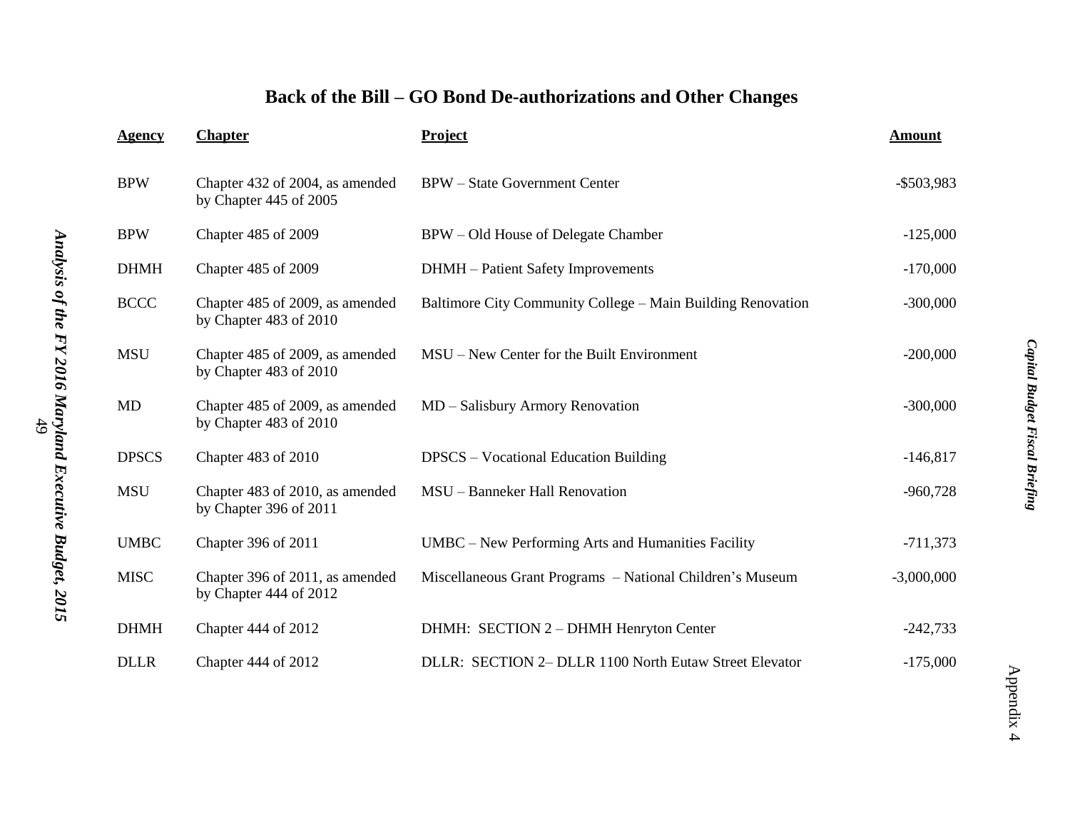# Back of the Bill – GO Bond De-authorizations and Other Changes

| Agency | Chapter | Project | Amount |
| --- | --- | --- | --- |
| BPW | Chapter 432 of 2004, as amended by Chapter 445 of 2005 | BPW – State Government Center | -$503,983 |
| BPW | Chapter 485 of 2009 | BPW – Old House of Delegate Chamber | -125,000 |
| DHMH | Chapter 485 of 2009 | DHMH – Patient Safety Improvements | -170,000 |
| BCCC | Chapter 485 of 2009, as amended by Chapter 483 of 2010 | Baltimore City Community College – Main Building Renovation | -300,000 |
| MSU | Chapter 485 of 2009, as amended by Chapter 483 of 2010 | MSU – New Center for the Built Environment | -200,000 |
| MD | Chapter 485 of 2009, as amended by Chapter 483 of 2010 | MD – Salisbury Armory Renovation | -300,000 |
| DPSCS | Chapter 483 of 2010 | DPSCS – Vocational Education Building | -146,817 |
| MSU | Chapter 483 of 2010, as amended by Chapter 396 of 2011 | MSU – Banneker Hall Renovation | -960,728 |
| UMBC | Chapter 396 of 2011 | UMBC – New Performing Arts and Humanities Facility | -711,373 |
| MISC | Chapter 396 of 2011, as amended by Chapter 444 of 2012 | Miscellaneous Grant Programs – National Children's Museum | -3,000,000 |
| DHMH | Chapter 444 of 2012 | DHMH: SECTION 2 – DHMH Henryton Center | -242,733 |
| DLLR | Chapter 444 of 2012 | DLLR: SECTION 2– DLLR 1100 North Eutaw Street Elevator | -175,000 |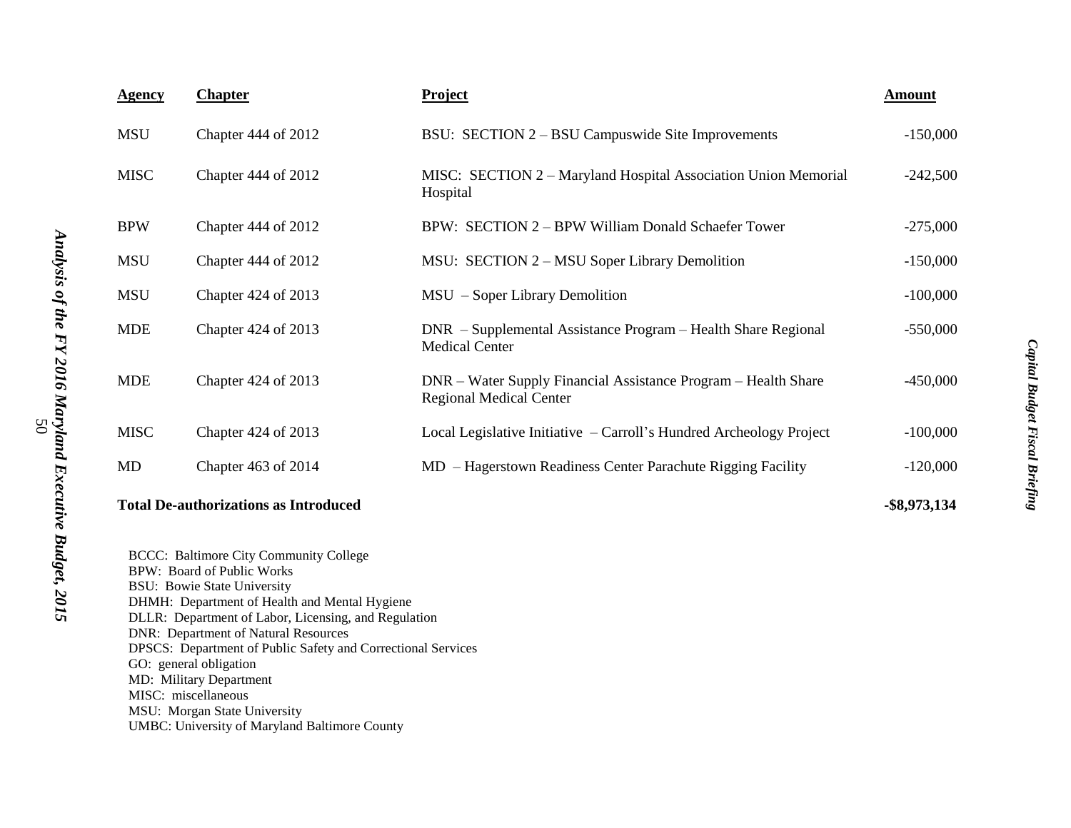| Agency | Chapter | Project | Amount |
| --- | --- | --- | --- |
| MSU | Chapter 444 of 2012 | BSU: SECTION 2 – BSU Campuswide Site Improvements | -150,000 |
| MISC | Chapter 444 of 2012 | MISC: SECTION 2 – Maryland Hospital Association Union Memorial Hospital | -242,500 |
| BPW | Chapter 444 of 2012 | BPW: SECTION 2 – BPW William Donald Schaefer Tower | -275,000 |
| MSU | Chapter 444 of 2012 | MSU: SECTION 2 – MSU Soper Library Demolition | -150,000 |
| MSU | Chapter 424 of 2013 | MSU – Soper Library Demolition | -100,000 |
| MDE | Chapter 424 of 2013 | DNR – Supplemental Assistance Program – Health Share Regional Medical Center | -550,000 |
| MDE | Chapter 424 of 2013 | DNR – Water Supply Financial Assistance Program – Health Share Regional Medical Center | -450,000 |
| MISC | Chapter 424 of 2013 | Local Legislative Initiative – Carroll's Hundred Archeology Project | -100,000 |
| MD | Chapter 463 of 2014 | MD – Hagerstown Readiness Center Parachute Rigging Facility | -120,000 |
| **Total De-authorizations as Introduced** | | | **-$8,973,134** |

BCCC: Baltimore City Community College
BPW: Board of Public Works
BSU: Bowie State University
DHMH: Department of Health and Mental Hygiene
DLLR: Department of Labor, Licensing, and Regulation
DNR: Department of Natural Resources
DPSCS: Department of Public Safety and Correctional Services
GO: general obligation
MD: Military Department
MISC: miscellaneous
MSU: Morgan State University
UMBC: University of Maryland Baltimore County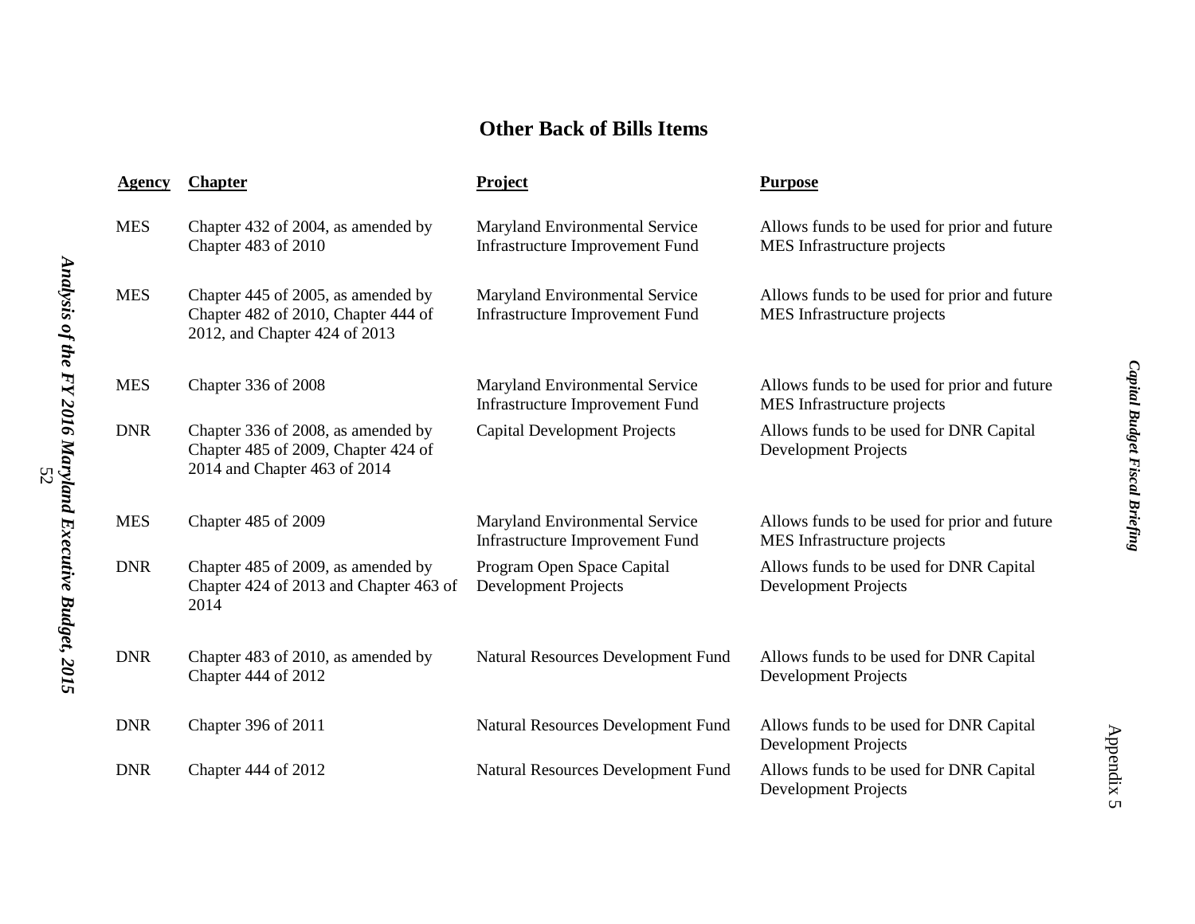## Other Back of Bills Items

| Agency | Chapter | Project | Purpose |
|---|---|---|---|
| MES | Chapter 432 of 2004, as amended by Chapter 483 of 2010 | Maryland Environmental Service Infrastructure Improvement Fund | Allows funds to be used for prior and future MES Infrastructure projects |
| MES | Chapter 445 of 2005, as amended by Chapter 482 of 2010, Chapter 444 of 2012, and Chapter 424 of 2013 | Maryland Environmental Service Infrastructure Improvement Fund | Allows funds to be used for prior and future MES Infrastructure projects |
| MES | Chapter 336 of 2008 | Maryland Environmental Service Infrastructure Improvement Fund | Allows funds to be used for prior and future MES Infrastructure projects |
| DNR | Chapter 336 of 2008, as amended by Chapter 485 of 2009, Chapter 424 of 2014 and Chapter 463 of 2014 | Capital Development Projects | Allows funds to be used for DNR Capital Development Projects |
| MES | Chapter 485 of 2009 | Maryland Environmental Service Infrastructure Improvement Fund | Allows funds to be used for prior and future MES Infrastructure projects |
| DNR | Chapter 485 of 2009, as amended by Chapter 424 of 2013 and Chapter 463 of 2014 | Program Open Space Capital Development Projects | Allows funds to be used for DNR Capital Development Projects |
| DNR | Chapter 483 of 2010, as amended by Chapter 444 of 2012 | Natural Resources Development Fund | Allows funds to be used for DNR Capital Development Projects |
| DNR | Chapter 396 of 2011 | Natural Resources Development Fund | Allows funds to be used for DNR Capital Development Projects |
| DNR | Chapter 444 of 2012 | Natural Resources Development Fund | Allows funds to be used for DNR Capital Development Projects |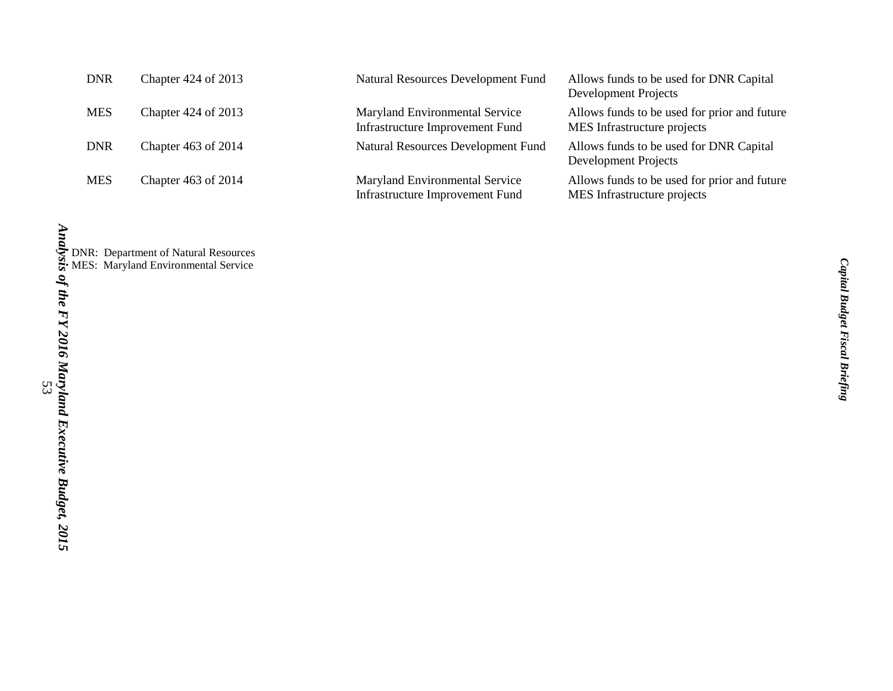| | | | |
|---|---|---|---|
| DNR | Chapter 424 of 2013 | Natural Resources Development Fund | Allows funds to be used for DNR Capital Development Projects |
| MES | Chapter 424 of 2013 | Maryland Environmental Service Infrastructure Improvement Fund | Allows funds to be used for prior and future MES Infrastructure projects |
| DNR | Chapter 463 of 2014 | Natural Resources Development Fund | Allows funds to be used for DNR Capital Development Projects |
| MES | Chapter 463 of 2014 | Maryland Environmental Service Infrastructure Improvement Fund | Allows funds to be used for prior and future MES Infrastructure projects |

DNR: Department of Natural Resources
MES: Maryland Environmental Service